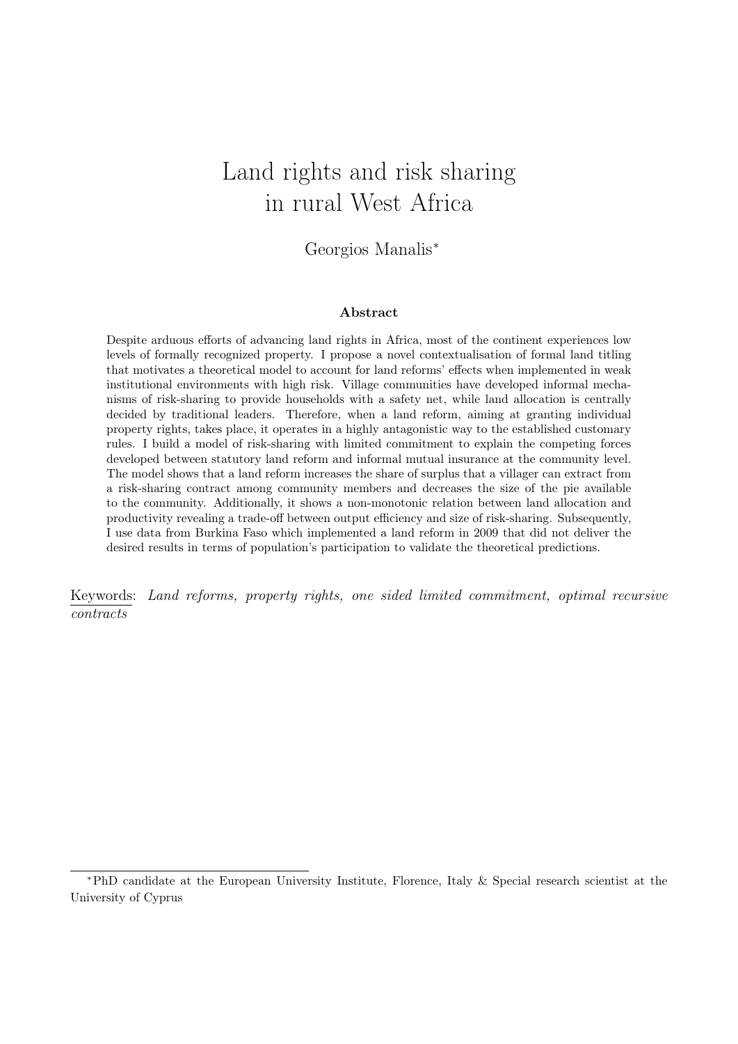# Land rights and risk sharing in rural West Africa

Georgios Manalis*

### Abstract

Despite arduous efforts of advancing land rights in Africa, most of the continent experiences low levels of formally recognized property. I propose a novel contextualisation of formal land titling that motivates a theoretical model to account for land reforms' effects when implemented in weak institutional environments with high risk. Village communities have developed informal mechanisms of risk-sharing to provide households with a safety net, while land allocation is centrally decided by traditional leaders. Therefore, when a land reform, aiming at granting individual property rights, takes place, it operates in a highly antagonistic way to the established customary rules. I build a model of risk-sharing with limited commitment to explain the competing forces developed between statutory land reform and informal mutual insurance at the community level. The model shows that a land reform increases the share of surplus that a villager can extract from a risk-sharing contract among community members and decreases the size of the pie available to the community. Additionally, it shows a non-monotonic relation between land allocation and productivity revealing a trade-off between output efficiency and size of risk-sharing. Subsequently, I use data from Burkina Faso which implemented a land reform in 2009 that did not deliver the desired results in terms of population's participation to validate the theoretical predictions.

Keywords: *Land reforms, property rights, one sided limited commitment, optimal recursive contracts*

---

*PhD candidate at the European University Institute, Florence, Italy & Special research scientist at the University of Cyprus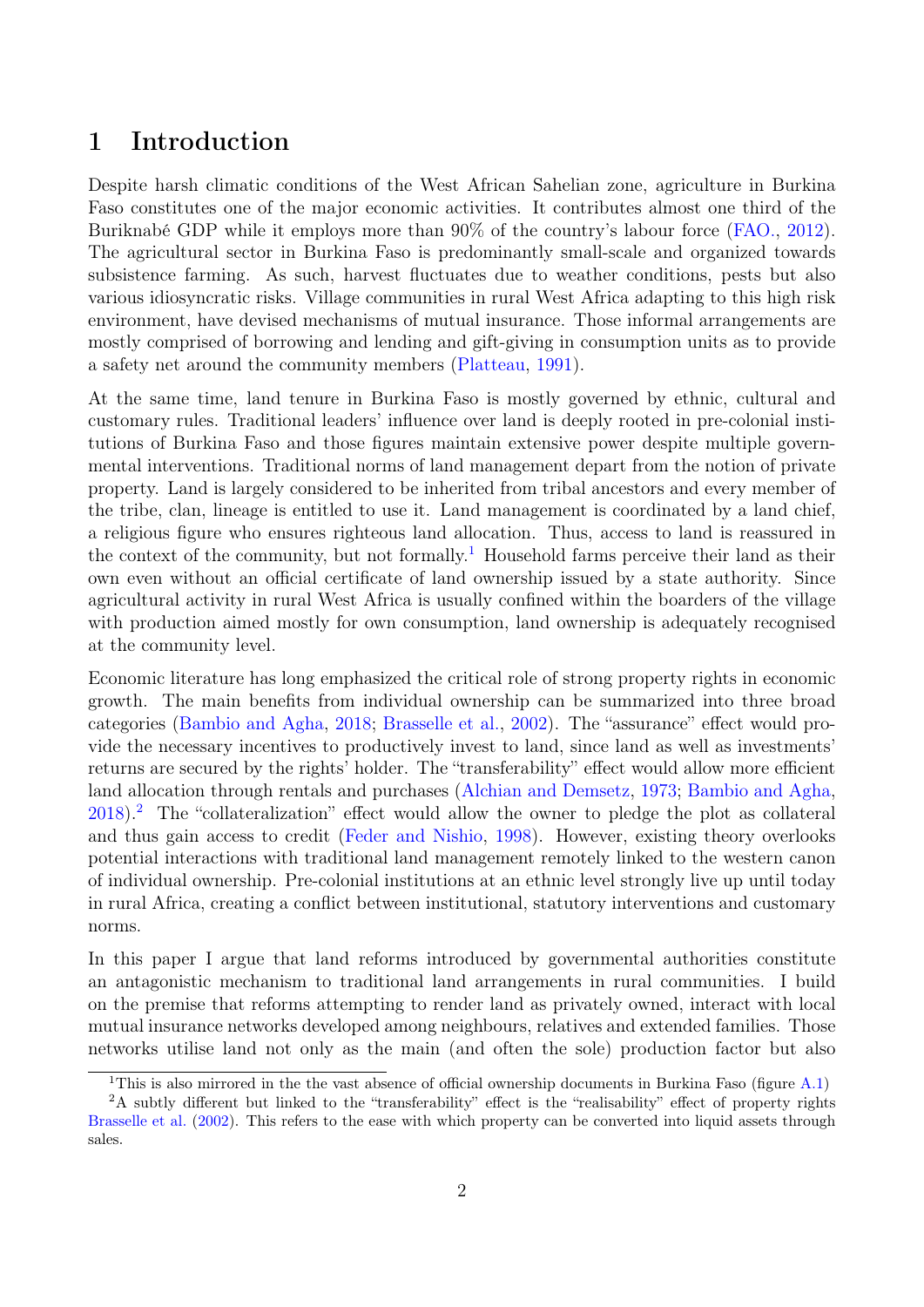# 1 Introduction

Despite harsh climatic conditions of the West African Sahelian zone, agriculture in Burkina Faso constitutes one of the major economic activities. It contributes almost one third of the Buriknabé GDP while it employs more than 90% of the country's labour force (FAO., 2012). The agricultural sector in Burkina Faso is predominantly small-scale and organized towards subsistence farming. As such, harvest fluctuates due to weather conditions, pests but also various idiosyncratic risks. Village communities in rural West Africa adapting to this high risk environment, have devised mechanisms of mutual insurance. Those informal arrangements are mostly comprised of borrowing and lending and gift-giving in consumption units as to provide a safety net around the community members (Platteau, 1991).

At the same time, land tenure in Burkina Faso is mostly governed by ethnic, cultural and customary rules. Traditional leaders' influence over land is deeply rooted in pre-colonial institutions of Burkina Faso and those figures maintain extensive power despite multiple governmental interventions. Traditional norms of land management depart from the notion of private property. Land is largely considered to be inherited from tribal ancestors and every member of the tribe, clan, lineage is entitled to use it. Land management is coordinated by a land chief, a religious figure who ensures righteous land allocation. Thus, access to land is reassured in the context of the community, but not formally.[1] Household farms perceive their land as their own even without an official certificate of land ownership issued by a state authority. Since agricultural activity in rural West Africa is usually confined within the boarders of the village with production aimed mostly for own consumption, land ownership is adequately recognised at the community level.

Economic literature has long emphasized the critical role of strong property rights in economic growth. The main benefits from individual ownership can be summarized into three broad categories (Bambio and Agha, 2018; Brasselle et al., 2002). The "assurance" effect would provide the necessary incentives to productively invest to land, since land as well as investments' returns are secured by the rights' holder. The "transferability" effect would allow more efficient land allocation through rentals and purchases (Alchian and Demsetz, 1973; Bambio and Agha, 2018).[2] The "collateralization" effect would allow the owner to pledge the plot as collateral and thus gain access to credit (Feder and Nishio, 1998). However, existing theory overlooks potential interactions with traditional land management remotely linked to the western canon of individual ownership. Pre-colonial institutions at an ethnic level strongly live up until today in rural Africa, creating a conflict between institutional, statutory interventions and customary norms.

In this paper I argue that land reforms introduced by governmental authorities constitute an antagonistic mechanism to traditional land arrangements in rural communities. I build on the premise that reforms attempting to render land as privately owned, interact with local mutual insurance networks developed among neighbours, relatives and extended families. Those networks utilise land not only as the main (and often the sole) production factor but also

[1] This is also mirrored in the the vast absence of official ownership documents in Burkina Faso (figure A.1)

[2] A subtly different but linked to the "transferability" effect is the "realisability" effect of property rights Brasselle et al. (2002). This refers to the ease with which property can be converted into liquid assets through sales.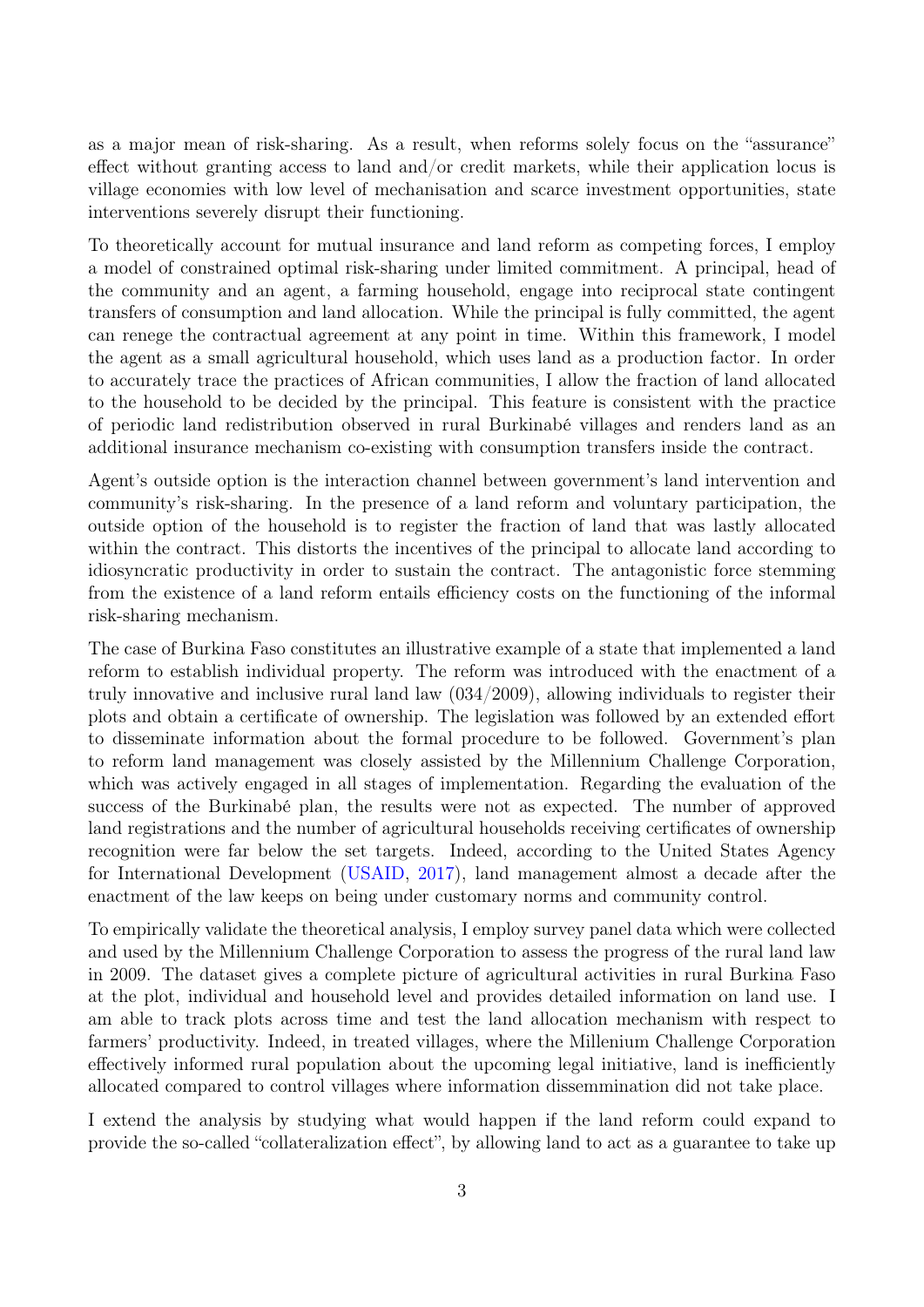as a major mean of risk-sharing. As a result, when reforms solely focus on the "assurance" effect without granting access to land and/or credit markets, while their application locus is village economies with low level of mechanisation and scarce investment opportunities, state interventions severely disrupt their functioning.

To theoretically account for mutual insurance and land reform as competing forces, I employ a model of constrained optimal risk-sharing under limited commitment. A principal, head of the community and an agent, a farming household, engage into reciprocal state contingent transfers of consumption and land allocation. While the principal is fully committed, the agent can renege the contractual agreement at any point in time. Within this framework, I model the agent as a small agricultural household, which uses land as a production factor. In order to accurately trace the practices of African communities, I allow the fraction of land allocated to the household to be decided by the principal. This feature is consistent with the practice of periodic land redistribution observed in rural Burkinabé villages and renders land as an additional insurance mechanism co-existing with consumption transfers inside the contract.

Agent's outside option is the interaction channel between government's land intervention and community's risk-sharing. In the presence of a land reform and voluntary participation, the outside option of the household is to register the fraction of land that was lastly allocated within the contract. This distorts the incentives of the principal to allocate land according to idiosyncratic productivity in order to sustain the contract. The antagonistic force stemming from the existence of a land reform entails efficiency costs on the functioning of the informal risk-sharing mechanism.

The case of Burkina Faso constitutes an illustrative example of a state that implemented a land reform to establish individual property. The reform was introduced with the enactment of a truly innovative and inclusive rural land law (034/2009), allowing individuals to register their plots and obtain a certificate of ownership. The legislation was followed by an extended effort to disseminate information about the formal procedure to be followed. Government's plan to reform land management was closely assisted by the Millennium Challenge Corporation, which was actively engaged in all stages of implementation. Regarding the evaluation of the success of the Burkinabé plan, the results were not as expected. The number of approved land registrations and the number of agricultural households receiving certificates of ownership recognition were far below the set targets. Indeed, according to the United States Agency for International Development (USAID, 2017), land management almost a decade after the enactment of the law keeps on being under customary norms and community control.

To empirically validate the theoretical analysis, I employ survey panel data which were collected and used by the Millennium Challenge Corporation to assess the progress of the rural land law in 2009. The dataset gives a complete picture of agricultural activities in rural Burkina Faso at the plot, individual and household level and provides detailed information on land use. I am able to track plots across time and test the land allocation mechanism with respect to farmers' productivity. Indeed, in treated villages, where the Millenium Challenge Corporation effectively informed rural population about the upcoming legal initiative, land is inefficiently allocated compared to control villages where information dissemmination did not take place.

I extend the analysis by studying what would happen if the land reform could expand to provide the so-called "collateralization effect", by allowing land to act as a guarantee to take up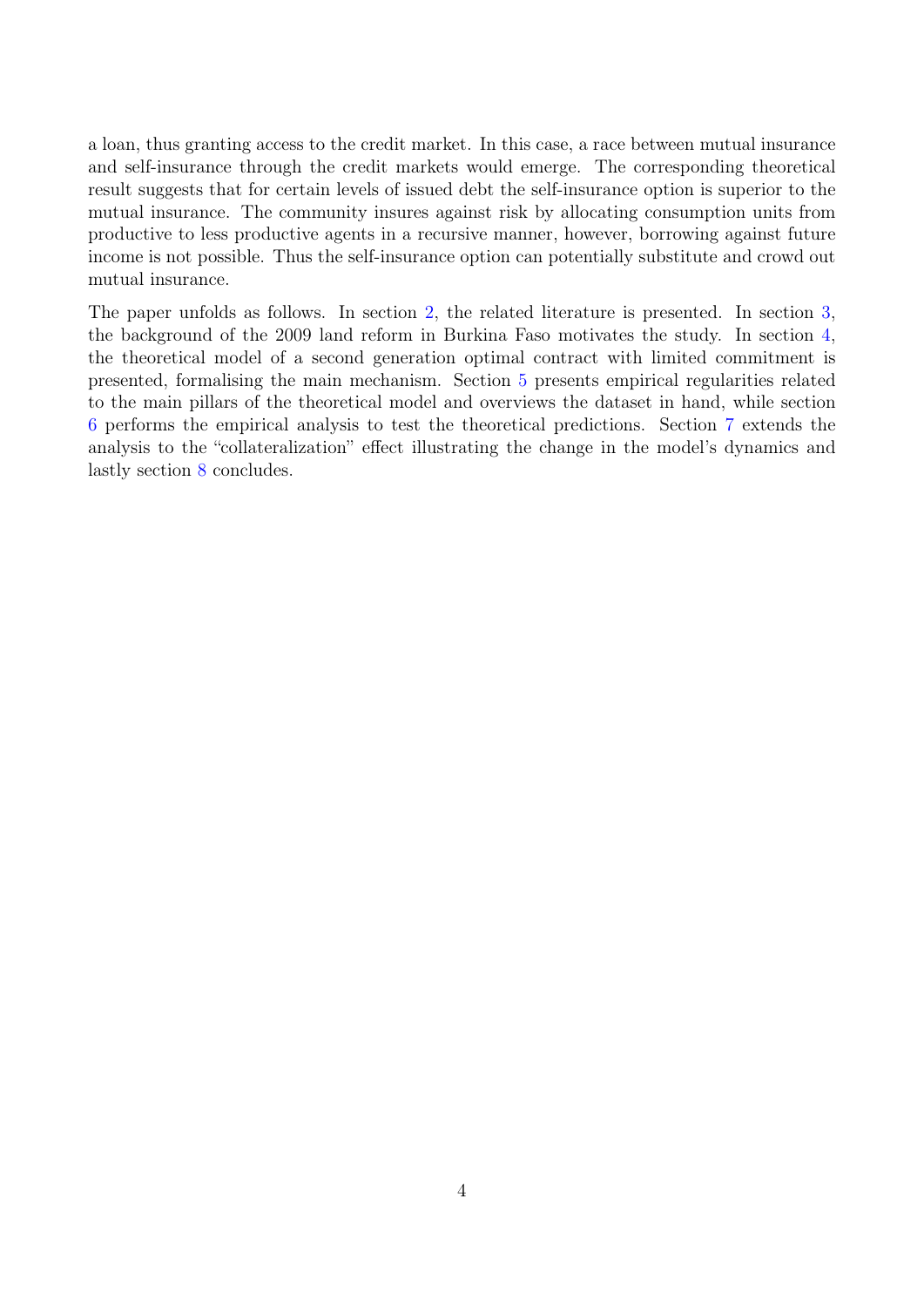a loan, thus granting access to the credit market. In this case, a race between mutual insurance and self-insurance through the credit markets would emerge. The corresponding theoretical result suggests that for certain levels of issued debt the self-insurance option is superior to the mutual insurance. The community insures against risk by allocating consumption units from productive to less productive agents in a recursive manner, however, borrowing against future income is not possible. Thus the self-insurance option can potentially substitute and crowd out mutual insurance.

The paper unfolds as follows. In section 2, the related literature is presented. In section 3, the background of the 2009 land reform in Burkina Faso motivates the study. In section 4, the theoretical model of a second generation optimal contract with limited commitment is presented, formalising the main mechanism. Section 5 presents empirical regularities related to the main pillars of the theoretical model and overviews the dataset in hand, while section 6 performs the empirical analysis to test the theoretical predictions. Section 7 extends the analysis to the "collateralization" effect illustrating the change in the model's dynamics and lastly section 8 concludes.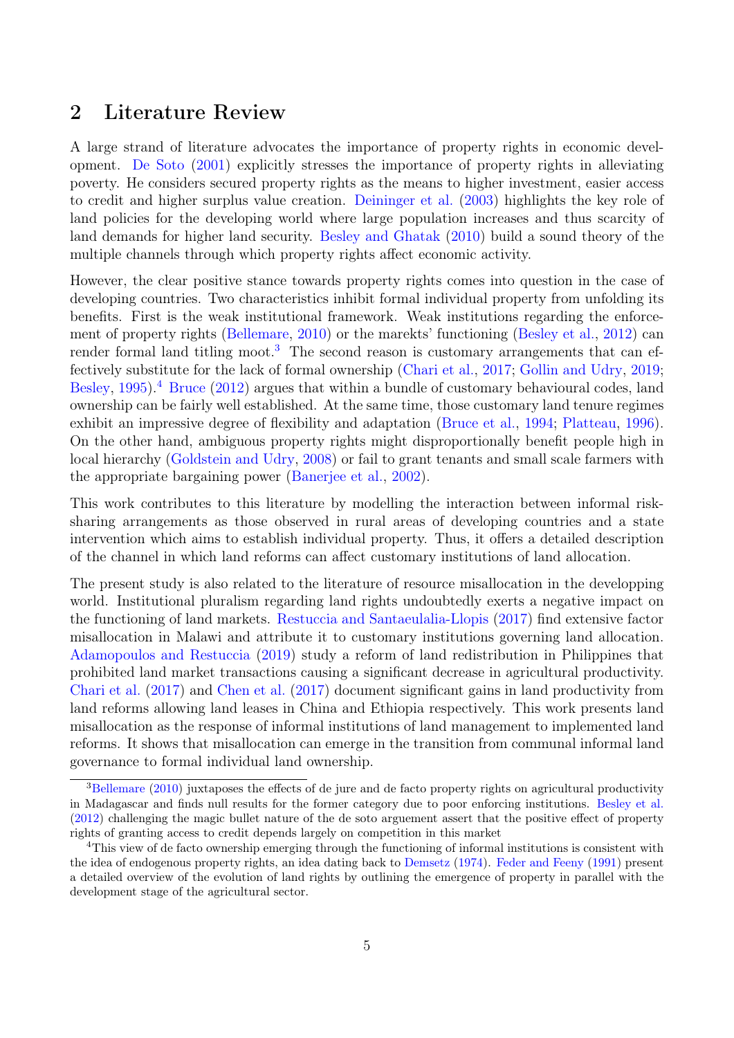## 2 Literature Review

A large strand of literature advocates the importance of property rights in economic development. De Soto (2001) explicitly stresses the importance of property rights in alleviating poverty. He considers secured property rights as the means to higher investment, easier access to credit and higher surplus value creation. Deininger et al. (2003) highlights the key role of land policies for the developing world where large population increases and thus scarcity of land demands for higher land security. Besley and Ghatak (2010) build a sound theory of the multiple channels through which property rights affect economic activity.

However, the clear positive stance towards property rights comes into question in the case of developing countries. Two characteristics inhibit formal individual property from unfolding its benefits. First is the weak institutional framework. Weak institutions regarding the enforcement of property rights (Bellemare, 2010) or the marekts' functioning (Besley et al., 2012) can render formal land titling moot.[3] The second reason is customary arrangements that can effectively substitute for the lack of formal ownership (Chari et al., 2017; Gollin and Udry, 2019; Besley, 1995).[4] Bruce (2012) argues that within a bundle of customary behavioural codes, land ownership can be fairly well established. At the same time, those customary land tenure regimes exhibit an impressive degree of flexibility and adaptation (Bruce et al., 1994; Platteau, 1996). On the other hand, ambiguous property rights might disproportionally benefit people high in local hierarchy (Goldstein and Udry, 2008) or fail to grant tenants and small scale farmers with the appropriate bargaining power (Banerjee et al., 2002).

This work contributes to this literature by modelling the interaction between informal risk-sharing arrangements as those observed in rural areas of developing countries and a state intervention which aims to establish individual property. Thus, it offers a detailed description of the channel in which land reforms can affect customary institutions of land allocation.

The present study is also related to the literature of resource misallocation in the developping world. Institutional pluralism regarding land rights undoubtedly exerts a negative impact on the functioning of land markets. Restuccia and Santaeulalia-Llopis (2017) find extensive factor misallocation in Malawi and attribute it to customary institutions governing land allocation. Adamopoulos and Restuccia (2019) study a reform of land redistribution in Philippines that prohibited land market transactions causing a significant decrease in agricultural productivity. Chari et al. (2017) and Chen et al. (2017) document significant gains in land productivity from land reforms allowing land leases in China and Ethiopia respectively. This work presents land misallocation as the response of informal institutions of land management to implemented land reforms. It shows that misallocation can emerge in the transition from communal informal land governance to formal individual land ownership.

[3] Bellemare (2010) juxtaposes the effects of de jure and de facto property rights on agricultural productivity in Madagascar and finds null results for the former category due to poor enforcing institutions. Besley et al. (2012) challenging the magic bullet nature of the de soto arguement assert that the positive effect of property rights of granting access to credit depends largely on competition in this market

[4] This view of de facto ownership emerging through the functioning of informal institutions is consistent with the idea of endogenous property rights, an idea dating back to Demsetz (1974). Feder and Feeny (1991) present a detailed overview of the evolution of land rights by outlining the emergence of property in parallel with the development stage of the agricultural sector.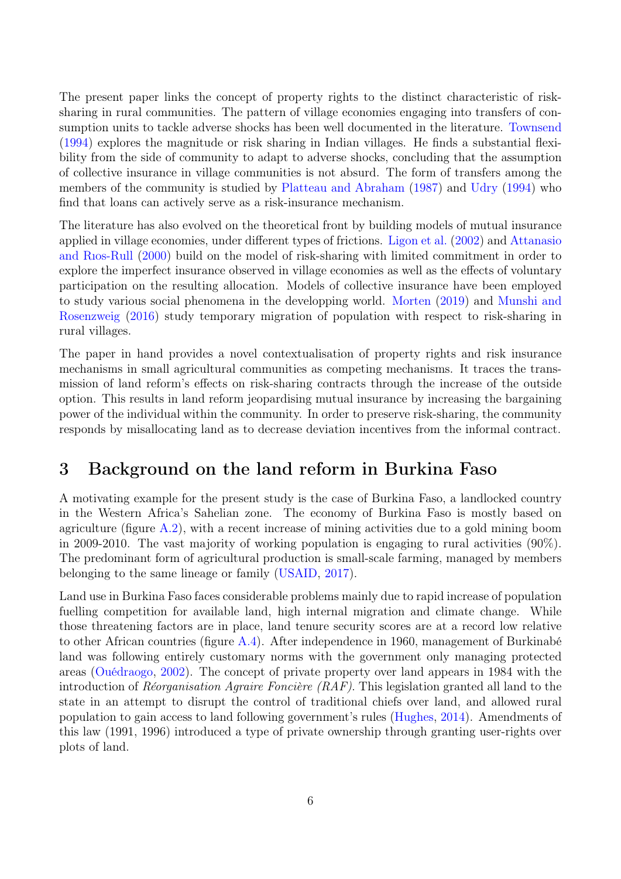The present paper links the concept of property rights to the distinct characteristic of risk-sharing in rural communities. The pattern of village economies engaging into transfers of consumption units to tackle adverse shocks has been well documented in the literature. Townsend (1994) explores the magnitude or risk sharing in Indian villages. He finds a substantial flexibility from the side of community to adapt to adverse shocks, concluding that the assumption of collective insurance in village communities is not absurd. The form of transfers among the members of the community is studied by Platteau and Abraham (1987) and Udry (1994) who find that loans can actively serve as a risk-insurance mechanism.

The literature has also evolved on the theoretical front by building models of mutual insurance applied in village economies, under different types of frictions. Ligon et al. (2002) and Attanasio and Rıos-Rull (2000) build on the model of risk-sharing with limited commitment in order to explore the imperfect insurance observed in village economies as well as the effects of voluntary participation on the resulting allocation. Models of collective insurance have been employed to study various social phenomena in the developping world. Morten (2019) and Munshi and Rosenzweig (2016) study temporary migration of population with respect to risk-sharing in rural villages.

The paper in hand provides a novel contextualisation of property rights and risk insurance mechanisms in small agricultural communities as competing mechanisms. It traces the transmission of land reform's effects on risk-sharing contracts through the increase of the outside option. This results in land reform jeopardising mutual insurance by increasing the bargaining power of the individual within the community. In order to preserve risk-sharing, the community responds by misallocating land as to decrease deviation incentives from the informal contract.

## 3 Background on the land reform in Burkina Faso

A motivating example for the present study is the case of Burkina Faso, a landlocked country in the Western Africa's Sahelian zone. The economy of Burkina Faso is mostly based on agriculture (figure A.2), with a recent increase of mining activities due to a gold mining boom in 2009-2010. The vast majority of working population is engaging to rural activities (90%). The predominant form of agricultural production is small-scale farming, managed by members belonging to the same lineage or family (USAID, 2017).

Land use in Burkina Faso faces considerable problems mainly due to rapid increase of population fuelling competition for available land, high internal migration and climate change. While those threatening factors are in place, land tenure security scores are at a record low relative to other African countries (figure A.4). After independence in 1960, management of Burkinabé land was following entirely customary norms with the government only managing protected areas (Ouédraogo, 2002). The concept of private property over land appears in 1984 with the introduction of *Réorganisation Agraire Foncière (RAF)*. This legislation granted all land to the state in an attempt to disrupt the control of traditional chiefs over land, and allowed rural population to gain access to land following government's rules (Hughes, 2014). Amendments of this law (1991, 1996) introduced a type of private ownership through granting user-rights over plots of land.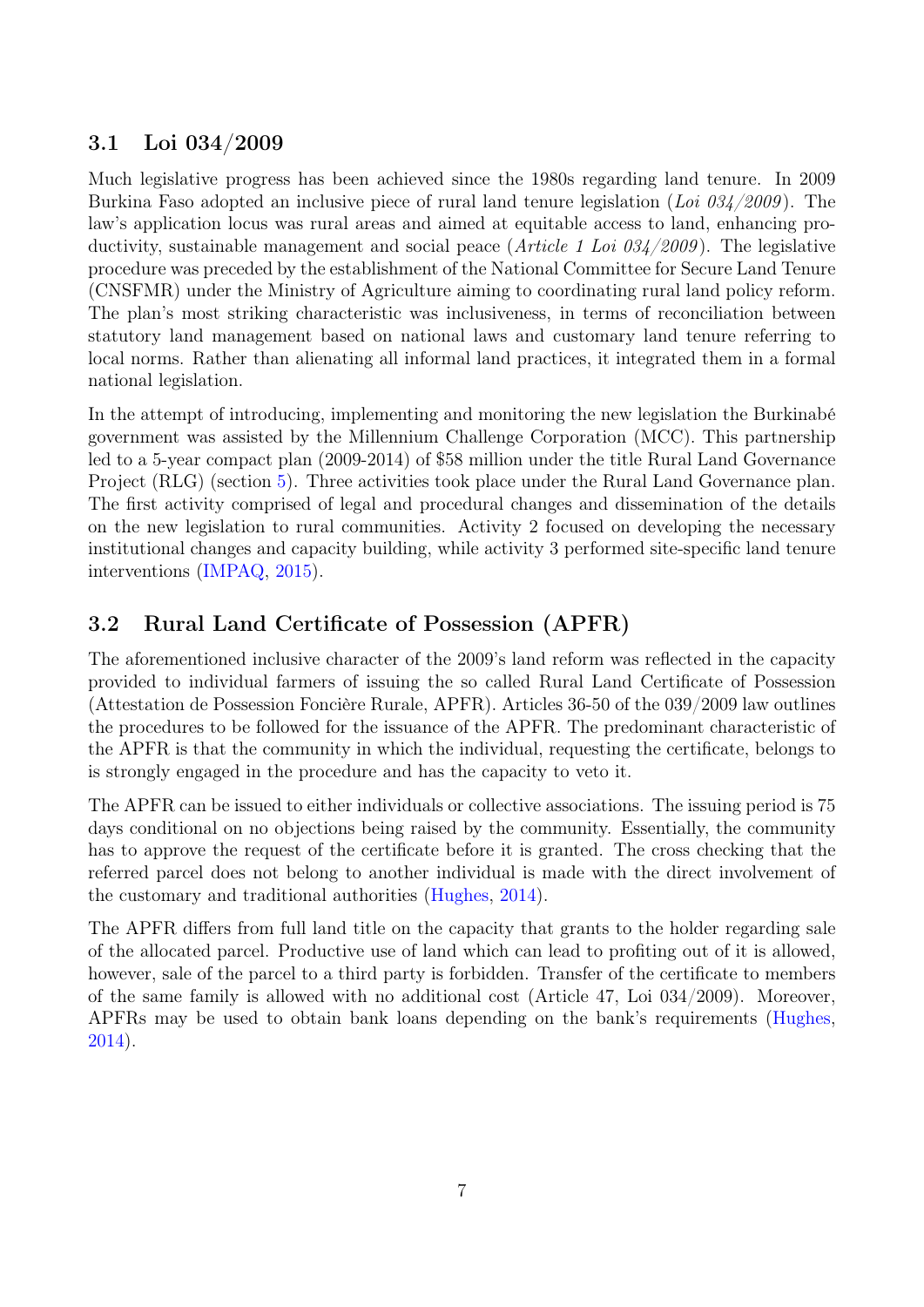## 3.1 Loi 034/2009

Much legislative progress has been achieved since the 1980s regarding land tenure. In 2009 Burkina Faso adopted an inclusive piece of rural land tenure legislation (*Loi 034/2009*). The law's application locus was rural areas and aimed at equitable access to land, enhancing productivity, sustainable management and social peace (*Article 1 Loi 034/2009*). The legislative procedure was preceded by the establishment of the National Committee for Secure Land Tenure (CNSFMR) under the Ministry of Agriculture aiming to coordinating rural land policy reform. The plan's most striking characteristic was inclusiveness, in terms of reconciliation between statutory land management based on national laws and customary land tenure referring to local norms. Rather than alienating all informal land practices, it integrated them in a formal national legislation.

In the attempt of introducing, implementing and monitoring the new legislation the Burkinabé government was assisted by the Millennium Challenge Corporation (MCC). This partnership led to a 5-year compact plan (2009-2014) of $58 million under the title Rural Land Governance Project (RLG) (section 5). Three activities took place under the Rural Land Governance plan. The first activity comprised of legal and procedural changes and dissemination of the details on the new legislation to rural communities. Activity 2 focused on developing the necessary institutional changes and capacity building, while activity 3 performed site-specific land tenure interventions (IMPAQ, 2015).

## 3.2 Rural Land Certificate of Possession (APFR)

The aforementioned inclusive character of the 2009's land reform was reflected in the capacity provided to individual farmers of issuing the so called Rural Land Certificate of Possession (Attestation de Possession Foncière Rurale, APFR). Articles 36-50 of the 039/2009 law outlines the procedures to be followed for the issuance of the APFR. The predominant characteristic of the APFR is that the community in which the individual, requesting the certificate, belongs to is strongly engaged in the procedure and has the capacity to veto it.

The APFR can be issued to either individuals or collective associations. The issuing period is 75 days conditional on no objections being raised by the community. Essentially, the community has to approve the request of the certificate before it is granted. The cross checking that the referred parcel does not belong to another individual is made with the direct involvement of the customary and traditional authorities (Hughes, 2014).

The APFR differs from full land title on the capacity that grants to the holder regarding sale of the allocated parcel. Productive use of land which can lead to profiting out of it is allowed, however, sale of the parcel to a third party is forbidden. Transfer of the certificate to members of the same family is allowed with no additional cost (Article 47, Loi 034/2009). Moreover, APFRs may be used to obtain bank loans depending on the bank's requirements (Hughes, 2014).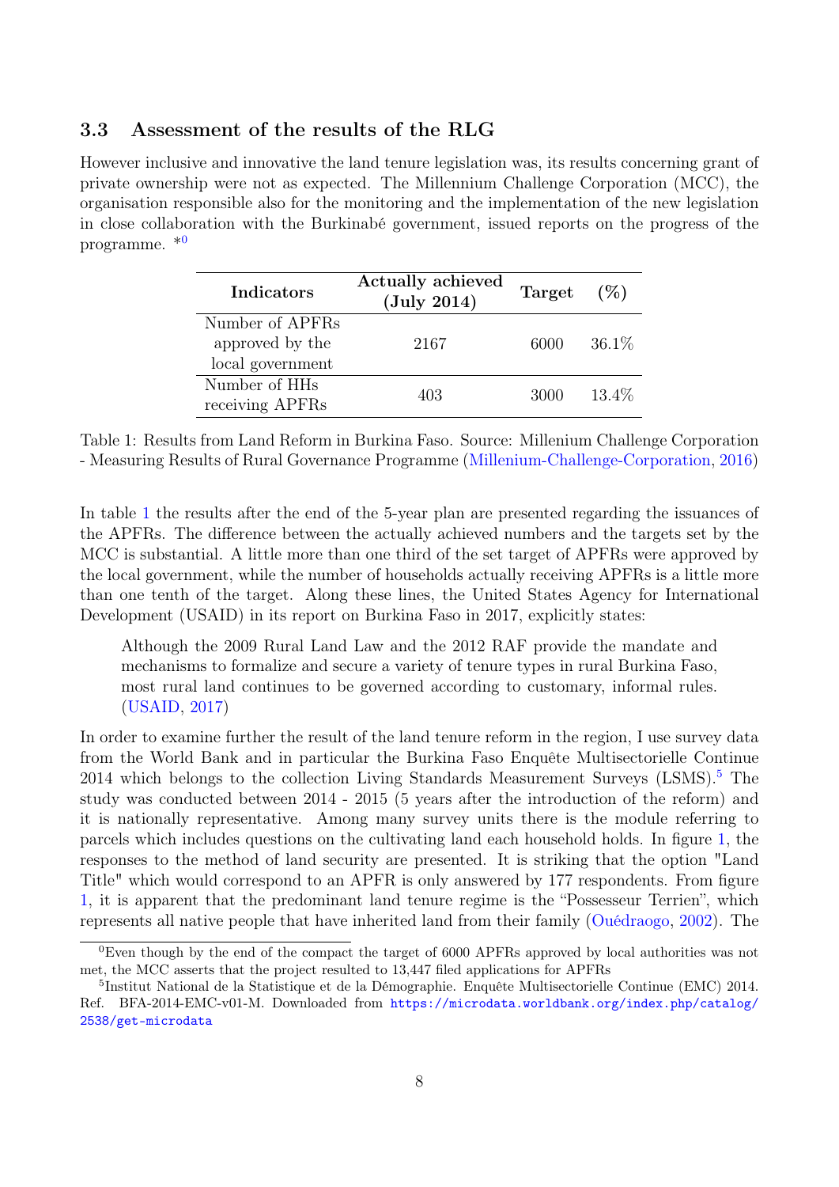### 3.3 Assessment of the results of the RLG

However inclusive and innovative the land tenure legislation was, its results concerning grant of private ownership were not as expected. The Millennium Challenge Corporation (MCC), the organisation responsible also for the monitoring and the implementation of the new legislation in close collaboration with the Burkinabé government, issued reports on the progress of the programme. *[0]

| Indicators | Actually achieved (July 2014) | Target | (%) |
|---|---|---|---|
| Number of APFRs approved by the local government | 2167 | 6000 | 36.1% |
| Number of HHs receiving APFRs | 403 | 3000 | 13.4% |

Table 1: Results from Land Reform in Burkina Faso. Source: Millenium Challenge Corporation - Measuring Results of Rural Governance Programme (Millenium-Challenge-Corporation, 2016)

In table 1 the results after the end of the 5-year plan are presented regarding the issuances of the APFRs. The difference between the actually achieved numbers and the targets set by the MCC is substantial. A little more than one third of the set target of APFRs were approved by the local government, while the number of households actually receiving APFRs is a little more than one tenth of the target. Along these lines, the United States Agency for International Development (USAID) in its report on Burkina Faso in 2017, explicitly states:

> Although the 2009 Rural Land Law and the 2012 RAF provide the mandate and mechanisms to formalize and secure a variety of tenure types in rural Burkina Faso, most rural land continues to be governed according to customary, informal rules. (USAID, 2017)

In order to examine further the result of the land tenure reform in the region, I use survey data from the World Bank and in particular the Burkina Faso Enquête Multisectorielle Continue 2014 which belongs to the collection Living Standards Measurement Surveys (LSMS).[5] The study was conducted between 2014 - 2015 (5 years after the introduction of the reform) and it is nationally representative. Among many survey units there is the module referring to parcels which includes questions on the cultivating land each household holds. In figure 1, the responses to the method of land security are presented. It is striking that the option "Land Title" which would correspond to an APFR is only answered by 177 respondents. From figure 1, it is apparent that the predominant land tenure regime is the "Possesseur Terrien", which represents all native people that have inherited land from their family (Ouédraogo, 2002). The

[0] Even though by the end of the compact the target of 6000 APFRs approved by local authorities was not met, the MCC asserts that the project resulted to 13,447 filed applications for APFRs

[5] Institut National de la Statistique et de la Démographie. Enquête Multisectorielle Continue (EMC) 2014. Ref. BFA-2014-EMC-v01-M. Downloaded from https://microdata.worldbank.org/index.php/catalog/2538/get-microdata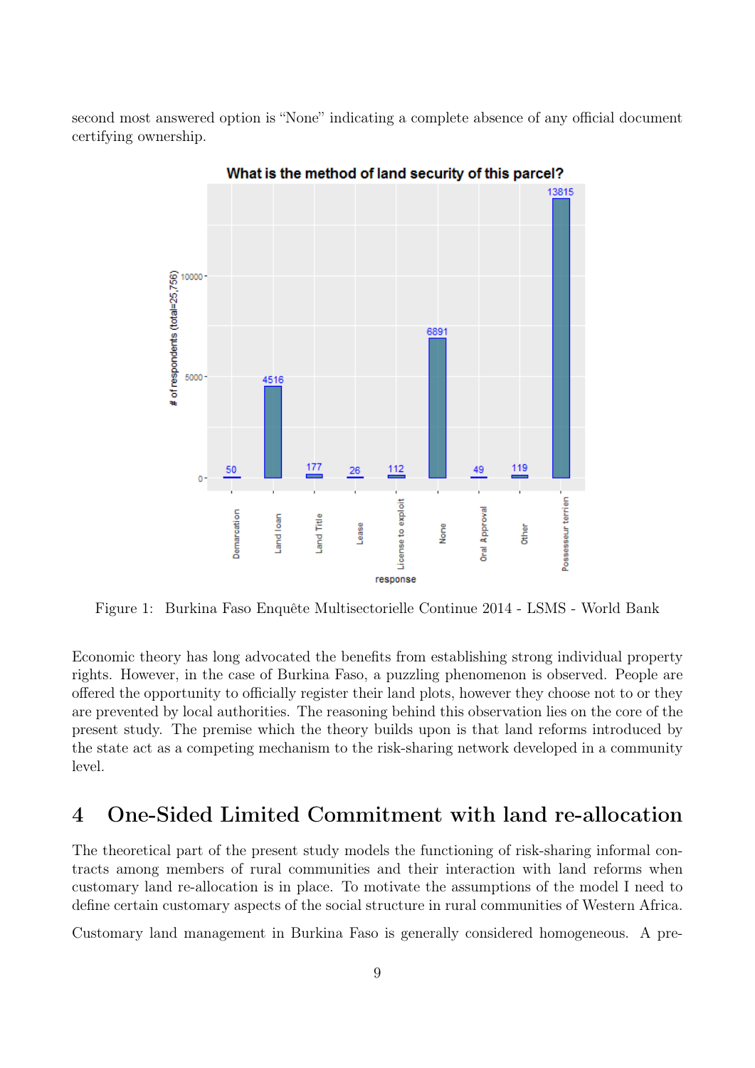second most answered option is "None" indicating a complete absence of any official document certifying ownership.

Figure 1: Burkina Faso Enquête Multisectorielle Continue 2014 - LSMS - World Bank

Economic theory has long advocated the benefits from establishing strong individual property rights. However, in the case of Burkina Faso, a puzzling phenomenon is observed. People are offered the opportunity to officially register their land plots, however they choose not to or they are prevented by local authorities. The reasoning behind this observation lies on the core of the present study. The premise which the theory builds upon is that land reforms introduced by the state act as a competing mechanism to the risk-sharing network developed in a community level.

## 4 One-Sided Limited Commitment with land re-allocation

The theoretical part of the present study models the functioning of risk-sharing informal contracts among members of rural communities and their interaction with land reforms when customary land re-allocation is in place. To motivate the assumptions of the model I need to define certain customary aspects of the social structure in rural communities of Western Africa.

Customary land management in Burkina Faso is generally considered homogeneous. A pre-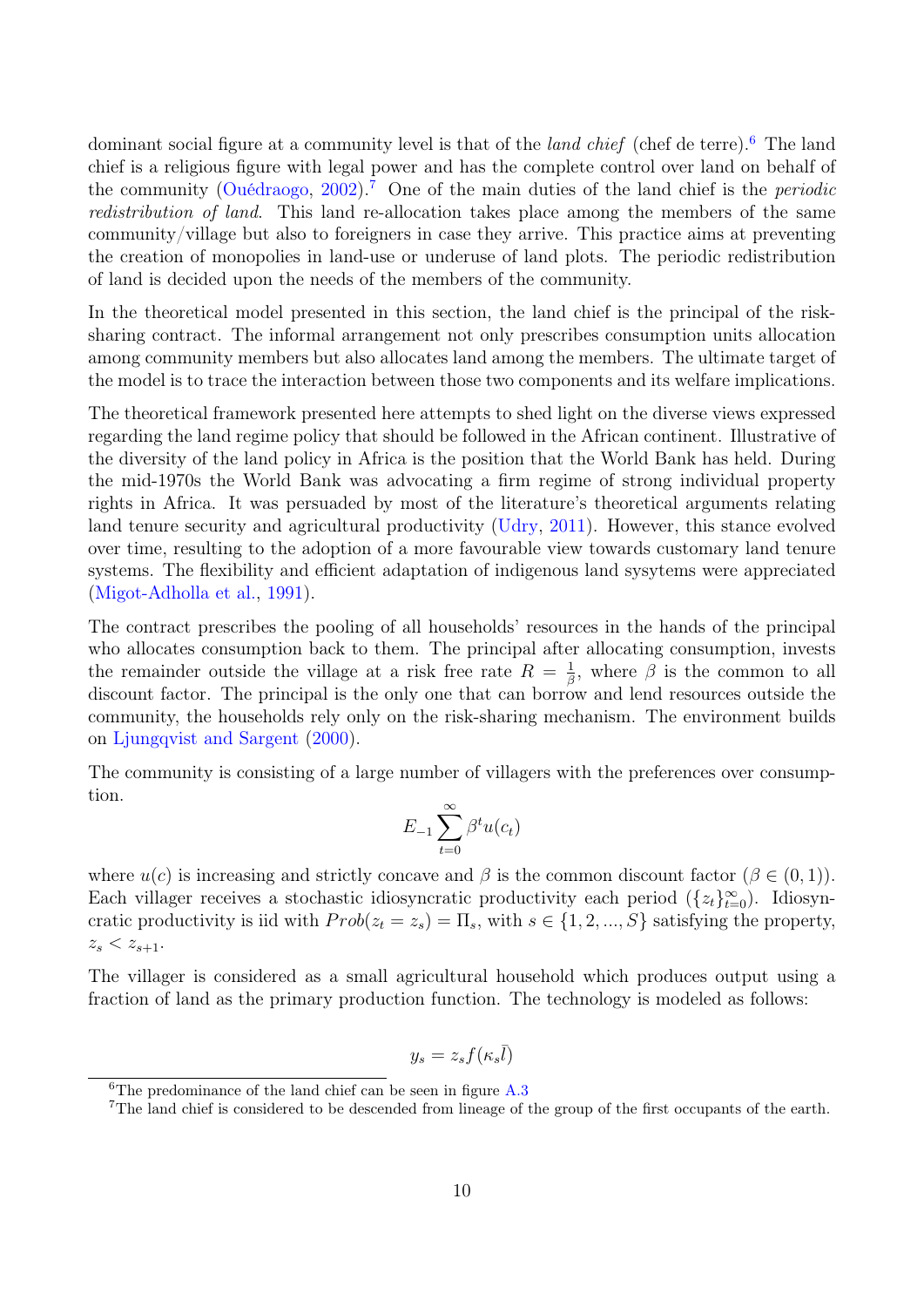dominant social figure at a community level is that of the *land chief* (chef de terre).[6] The land chief is a religious figure with legal power and has the complete control over land on behalf of the community (Ouédraogo, 2002).[7] One of the main duties of the land chief is the *periodic redistribution of land*. This land re-allocation takes place among the members of the same community/village but also to foreigners in case they arrive. This practice aims at preventing the creation of monopolies in land-use or underuse of land plots. The periodic redistribution of land is decided upon the needs of the members of the community.

In the theoretical model presented in this section, the land chief is the principal of the risk-sharing contract. The informal arrangement not only prescribes consumption units allocation among community members but also allocates land among the members. The ultimate target of the model is to trace the interaction between those two components and its welfare implications.

The theoretical framework presented here attempts to shed light on the diverse views expressed regarding the land regime policy that should be followed in the African continent. Illustrative of the diversity of the land policy in Africa is the position that the World Bank has held. During the mid-1970s the World Bank was advocating a firm regime of strong individual property rights in Africa. It was persuaded by most of the literature's theoretical arguments relating land tenure security and agricultural productivity (Udry, 2011). However, this stance evolved over time, resulting to the adoption of a more favourable view towards customary land tenure systems. The flexibility and efficient adaptation of indigenous land sysytems were appreciated (Migot-Adholla et al., 1991).

The contract prescribes the pooling of all households' resources in the hands of the principal who allocates consumption back to them. The principal after allocating consumption, invests the remainder outside the village at a risk free rate $R = \frac{1}{\beta}$, where $\beta$ is the common to all discount factor. The principal is the only one that can borrow and lend resources outside the community, the households rely only on the risk-sharing mechanism. The environment builds on Ljungqvist and Sargent (2000).

The community is consisting of a large number of villagers with the preferences over consumption.

$$E_{-1} \sum_{t=0}^{\infty} \beta^t u(c_t)$$

where $u(c)$ is increasing and strictly concave and $\beta$ is the common discount factor ($\beta \in (0, 1)$). Each villager receives a stochastic idiosyncratic productivity each period ($\{z_t\}_{t=0}^{\infty}$). Idiosyncratic productivity is iid with $Prob(z_t = z_s) = \Pi_s$, with $s \in \{1, 2, ..., S\}$ satisfying the property, $z_s < z_{s+1}$.

The villager is considered as a small agricultural household which produces output using a fraction of land as the primary production function. The technology is modeled as follows:

$$y_s = z_s f(\kappa_s \bar{l})$$

[6] The predominance of the land chief can be seen in figure A.3

[7] The land chief is considered to be descended from lineage of the group of the first occupants of the earth.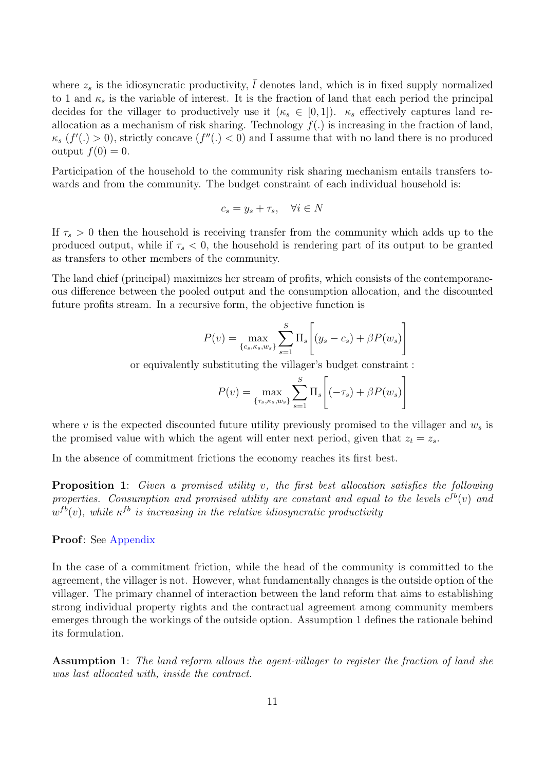where $z_s$ is the idiosyncratic productivity, $\bar{l}$ denotes land, which is in fixed supply normalized to 1 and $\kappa_s$ is the variable of interest. It is the fraction of land that each period the principal decides for the villager to productively use it ($\kappa_s \in [0, 1]$). $\kappa_s$ effectively captures land reallocation as a mechanism of risk sharing. Technology $f(.)$ is increasing in the fraction of land, $\kappa_s$ ($f'(.) > 0$), strictly concave ($f''(.) < 0$) and I assume that with no land there is no produced output $f(0) = 0$.

Participation of the household to the community risk sharing mechanism entails transfers towards and from the community. The budget constraint of each individual household is:

$$c_s = y_s + \tau_s, \quad \forall i \in N$$

If $\tau_s > 0$ then the household is receiving transfer from the community which adds up to the produced output, while if $\tau_s < 0$, the household is rendering part of its output to be granted as transfers to other members of the community.

The land chief (principal) maximizes her stream of profits, which consists of the contemporaneous difference between the pooled output and the consumption allocation, and the discounted future profits stream. In a recursive form, the objective function is

$$P(v) = \max_{\{c_s, \kappa_s, w_s\}} \sum_{s=1}^{S} \Pi_s \bigg[ (y_s - c_s) + \beta P(w_s) \bigg]$$

or equivalently substituting the villager's budget constraint :

$$P(v) = \max_{\{\tau_s, \kappa_s, w_s\}} \sum_{s=1}^{S} \Pi_s \bigg[ (-\tau_s) + \beta P(w_s) \bigg]$$

where $v$ is the expected discounted future utility previously promised to the villager and $w_s$ is the promised value with which the agent will enter next period, given that $z_t = z_s$.

In the absence of commitment frictions the economy reaches its first best.

**Proposition 1**: *Given a promised utility v, the first best allocation satisfies the following properties. Consumption and promised utility are constant and equal to the levels $c^{fb}(v)$ and $w^{fb}(v)$, while $\kappa^{fb}$ is increasing in the relative idiosyncratic productivity*

**Proof**: See Appendix

In the case of a commitment friction, while the head of the community is committed to the agreement, the villager is not. However, what fundamentally changes is the outside option of the villager. The primary channel of interaction between the land reform that aims to establishing strong individual property rights and the contractual agreement among community members emerges through the workings of the outside option. Assumption 1 defines the rationale behind its formulation.

**Assumption 1**: *The land reform allows the agent-villager to register the fraction of land she was last allocated with, inside the contract.*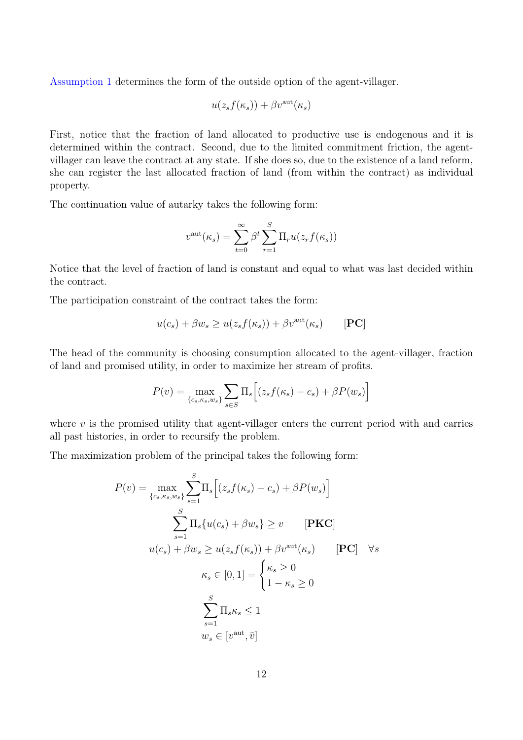Assumption 1 determines the form of the outside option of the agent-villager.

$$u(z_s f(\kappa_s)) + \beta v^{\text{aut}}(\kappa_s)$$

First, notice that the fraction of land allocated to productive use is endogenous and it is determined within the contract. Second, due to the limited commitment friction, the agent-villager can leave the contract at any state. If she does so, due to the existence of a land reform, she can register the last allocated fraction of land (from within the contract) as individual property.

The continuation value of autarky takes the following form:

$$v^{\text{aut}}(\kappa_s) = \sum_{t=0}^{\infty} \beta^t \sum_{r=1}^{S} \Pi_r u(z_r f(\kappa_s))$$

Notice that the level of fraction of land is constant and equal to what was last decided within the contract.

The participation constraint of the contract takes the form:

$$u(c_s) + \beta w_s \geq u(z_s f(\kappa_s)) + \beta v^{\text{aut}}(\kappa_s) \qquad [\textbf{PC}]$$

The head of the community is choosing consumption allocated to the agent-villager, fraction of land and promised utility, in order to maximize her stream of profits.

$$P(v) = \max_{\{c_s, \kappa_s, w_s\}} \sum_{s \in S} \Pi_s \Big[ (z_s f(\kappa_s) - c_s) + \beta P(w_s) \Big]$$

where $v$ is the promised utility that agent-villager enters the current period with and carries all past histories, in order to recursify the problem.

The maximization problem of the principal takes the following form:

$$P(v) = \max_{\{c_s, \kappa_s, w_s\}} \sum_{s=1}^{S} \Pi_s \Big[ (z_s f(\kappa_s) - c_s) + \beta P(w_s) \Big]$$

$$\sum_{s=1}^{S} \Pi_s \{ u(c_s) + \beta w_s \} \geq v \qquad [\textbf{PKC}]$$

$$u(c_s) + \beta w_s \geq u(z_s f(\kappa_s)) + \beta v^{\text{aut}}(\kappa_s) \qquad [\textbf{PC}] \quad \forall s$$

$$\kappa_s \in [0, 1] = \begin{cases} \kappa_s \geq 0 \\ 1 - \kappa_s \geq 0 \end{cases}$$

$$\sum_{s=1}^{S} \Pi_s \kappa_s \leq 1$$

$$w_s \in [v^{\text{aut}}, \bar{v}]$$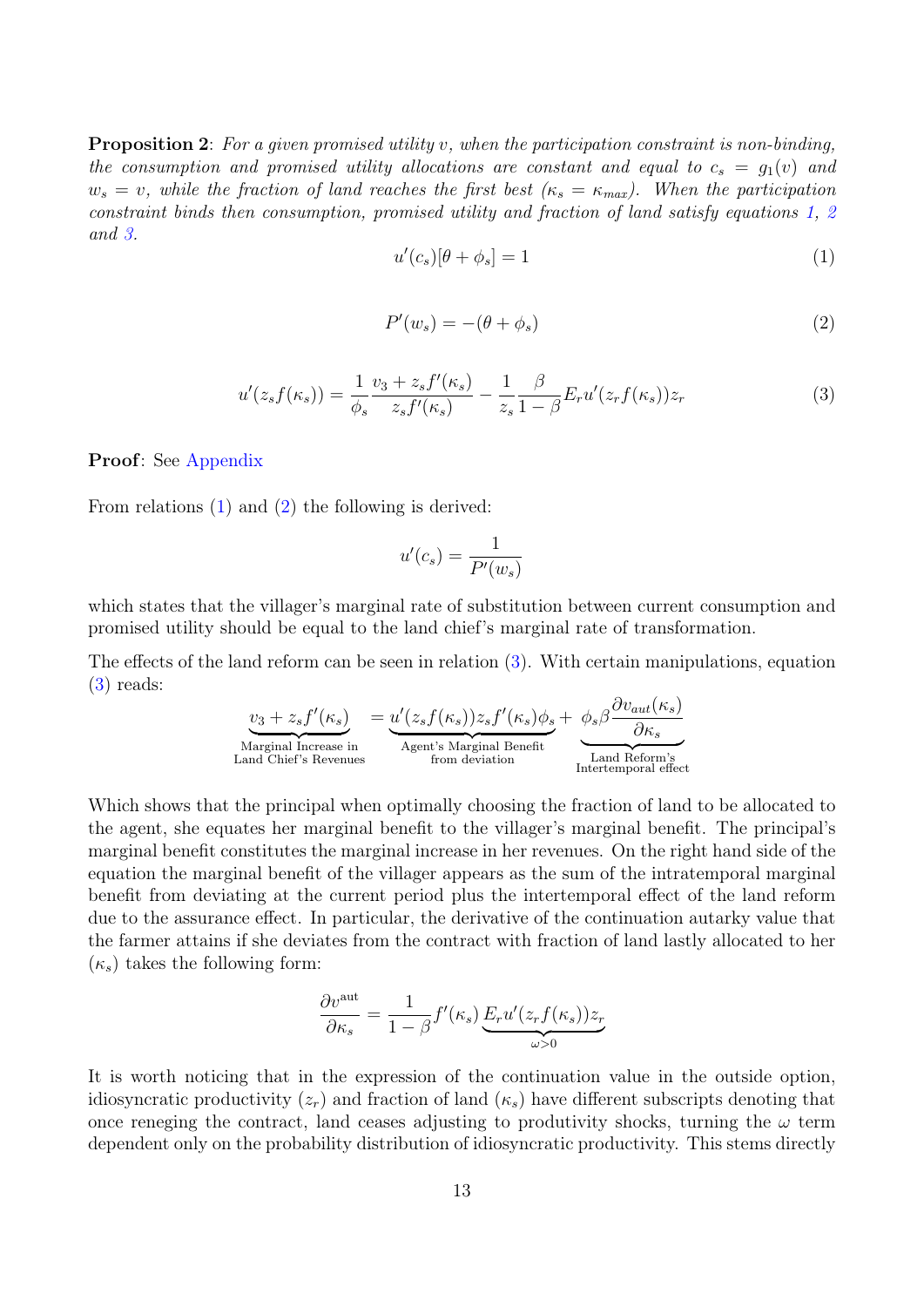**Proposition 2**: *For a given promised utility $v$, when the participation constraint is non-binding, the consumption and promised utility allocations are constant and equal to $c_s = g_1(v)$ and $w_s = v$, while the fraction of land reaches the first best ($\kappa_s = \kappa_{max}$). When the participation constraint binds then consumption, promised utility and fraction of land satisfy equations 1, 2 and 3.*

$$u'(c_s)[\theta + \phi_s] = 1 \tag{1}$$

$$P'(w_s) = -(\theta + \phi_s) \tag{2}$$

$$u'(z_s f(\kappa_s)) = \frac{1}{\phi_s}\frac{v_3 + z_s f'(\kappa_s)}{z_s f'(\kappa_s)} - \frac{1}{z_s}\frac{\beta}{1-\beta}E_r u'(z_r f(\kappa_s))z_r \tag{3}$$

**Proof**: See Appendix

From relations (1) and (2) the following is derived:

$$u'(c_s) = \frac{1}{P'(w_s)}$$

which states that the villager's marginal rate of substitution between current consumption and promised utility should be equal to the land chief's marginal rate of transformation.

The effects of the land reform can be seen in relation (3). With certain manipulations, equation (3) reads:

$$\underbrace{v_3 + z_s f'(\kappa_s)}_{\substack{\text{Marginal Increase in} \\ \text{Land Chief's Revenues}}} = \underbrace{u'(z_s f(\kappa_s)) z_s f'(\kappa_s)\phi_s}_{\substack{\text{Agent's Marginal Benefit} \\ \text{from deviation}}} + \underbrace{\phi_s \beta \frac{\partial v_{aut}(\kappa_s)}{\partial \kappa_s}}_{\substack{\text{Land Reform's} \\ \text{Intertemporal effect}}}$$

Which shows that the principal when optimally choosing the fraction of land to be allocated to the agent, she equates her marginal benefit to the villager's marginal benefit. The principal's marginal benefit constitutes the marginal increase in her revenues. On the right hand side of the equation the marginal benefit of the villager appears as the sum of the intratemporal marginal benefit from deviating at the current period plus the intertemporal effect of the land reform due to the assurance effect. In particular, the derivative of the continuation autarky value that the farmer attains if she deviates from the contract with fraction of land lastly allocated to her ($\kappa_s$) takes the following form:

$$\frac{\partial v^{\text{aut}}}{\partial \kappa_s} = \frac{1}{1-\beta} f'(\kappa_s) \underbrace{E_r u'(z_r f(\kappa_s)) z_r}_{\omega > 0}$$

It is worth noticing that in the expression of the continuation value in the outside option, idiosyncratic productivity ($z_r$) and fraction of land ($\kappa_s$) have different subscripts denoting that once reneging the contract, land ceases adjusting to produtivity shocks, turning the $\omega$ term dependent only on the probability distribution of idiosyncratic productivity. This stems directly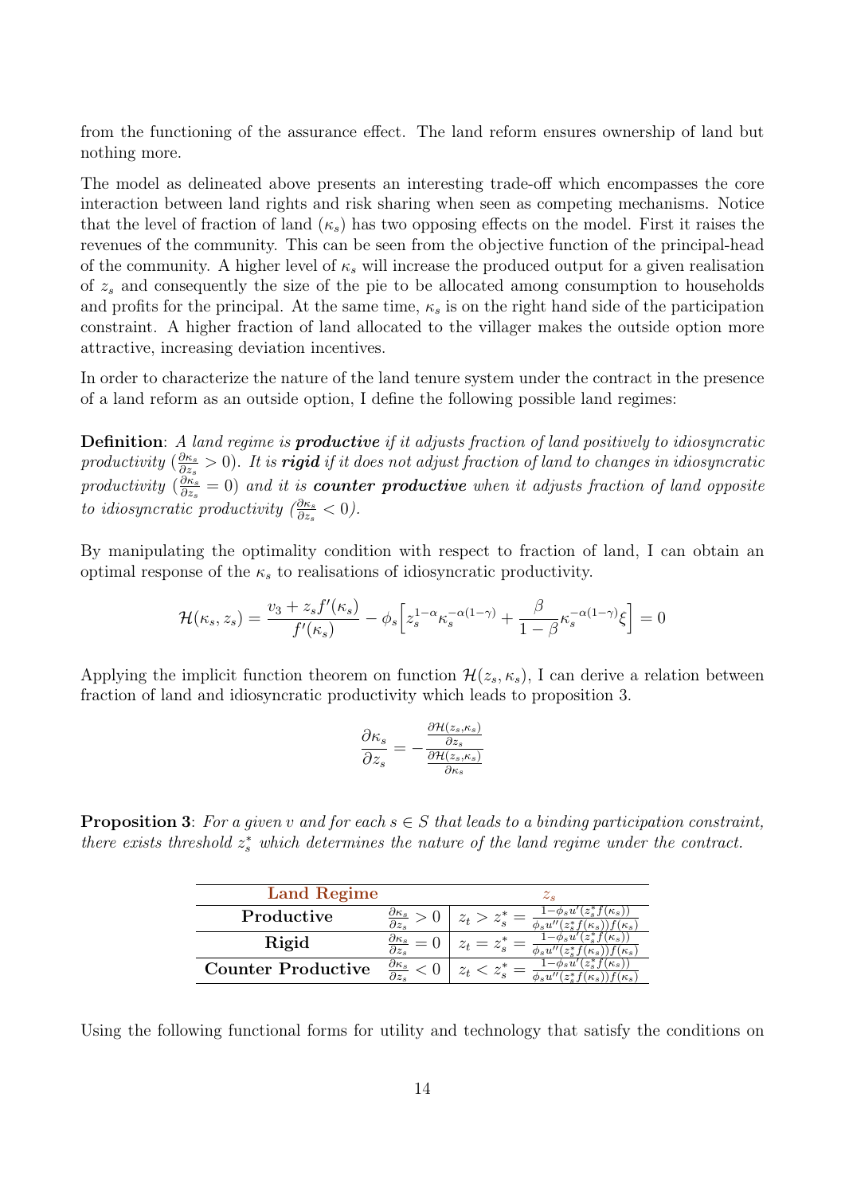from the functioning of the assurance effect. The land reform ensures ownership of land but nothing more.

The model as delineated above presents an interesting trade-off which encompasses the core interaction between land rights and risk sharing when seen as competing mechanisms. Notice that the level of fraction of land ($\kappa_s$) has two opposing effects on the model. First it raises the revenues of the community. This can be seen from the objective function of the principal-head of the community. A higher level of $\kappa_s$ will increase the produced output for a given realisation of $z_s$ and consequently the size of the pie to be allocated among consumption to households and profits for the principal. At the same time, $\kappa_s$ is on the right hand side of the participation constraint. A higher fraction of land allocated to the villager makes the outside option more attractive, increasing deviation incentives.

In order to characterize the nature of the land tenure system under the contract in the presence of a land reform as an outside option, I define the following possible land regimes:

**Definition**: *A land regime is* ***productive*** *if it adjusts fraction of land positively to idiosyncratic productivity ($\frac{\partial \kappa_s}{\partial z_s} > 0$). It is* ***rigid*** *if it does not adjust fraction of land to changes in idiosyncratic productivity ($\frac{\partial \kappa_s}{\partial z_s} = 0$) and it is* ***counter productive*** *when it adjusts fraction of land opposite to idiosyncratic productivity ($\frac{\partial \kappa_s}{\partial z_s} < 0$).*

By manipulating the optimality condition with respect to fraction of land, I can obtain an optimal response of the $\kappa_s$ to realisations of idiosyncratic productivity.

$$\mathcal{H}(\kappa_s, z_s) = \frac{v_3 + z_s f'(\kappa_s)}{f'(\kappa_s)} - \phi_s \Big[ z_s^{1-\alpha} \kappa_s^{-\alpha(1-\gamma)} + \frac{\beta}{1-\beta} \kappa_s^{-\alpha(1-\gamma)} \xi \Big] = 0$$

Applying the implicit function theorem on function $\mathcal{H}(z_s, \kappa_s)$, I can derive a relation between fraction of land and idiosyncratic productivity which leads to proposition 3.

$$\frac{\partial \kappa_s}{\partial z_s} = -\frac{\frac{\partial \mathcal{H}(z_s,\kappa_s)}{\partial z_s}}{\frac{\partial \mathcal{H}(z_s,\kappa_s)}{\partial \kappa_s}}$$

**Proposition 3**: *For a given v and for each $s \in S$ that leads to a binding participation constraint, there exists threshold $z_s^*$ which determines the nature of the land regime under the contract.*

| **Land Regime** | | $z_s$ |
|---|---|---|
| **Productive** | $\frac{\partial \kappa_s}{\partial z_s} > 0$ | $z_t > z_s^* = \frac{1-\phi_s u'(z_s^* f(\kappa_s))}{\phi_s u''(z_s^* f(\kappa_s)) f(\kappa_s)}$ |
| **Rigid** | $\frac{\partial \kappa_s}{\partial z_s} = 0$ | $z_t = z_s^* = \frac{1-\phi_s u'(z_s^* f(\kappa_s))}{\phi_s u''(z_s^* f(\kappa_s)) f(\kappa_s)}$ |
| **Counter Productive** | $\frac{\partial \kappa_s}{\partial z_s} < 0$ | $z_t < z_s^* = \frac{1-\phi_s u'(z_s^* f(\kappa_s))}{\phi_s u''(z_s^* f(\kappa_s)) f(\kappa_s)}$ |

Using the following functional forms for utility and technology that satisfy the conditions on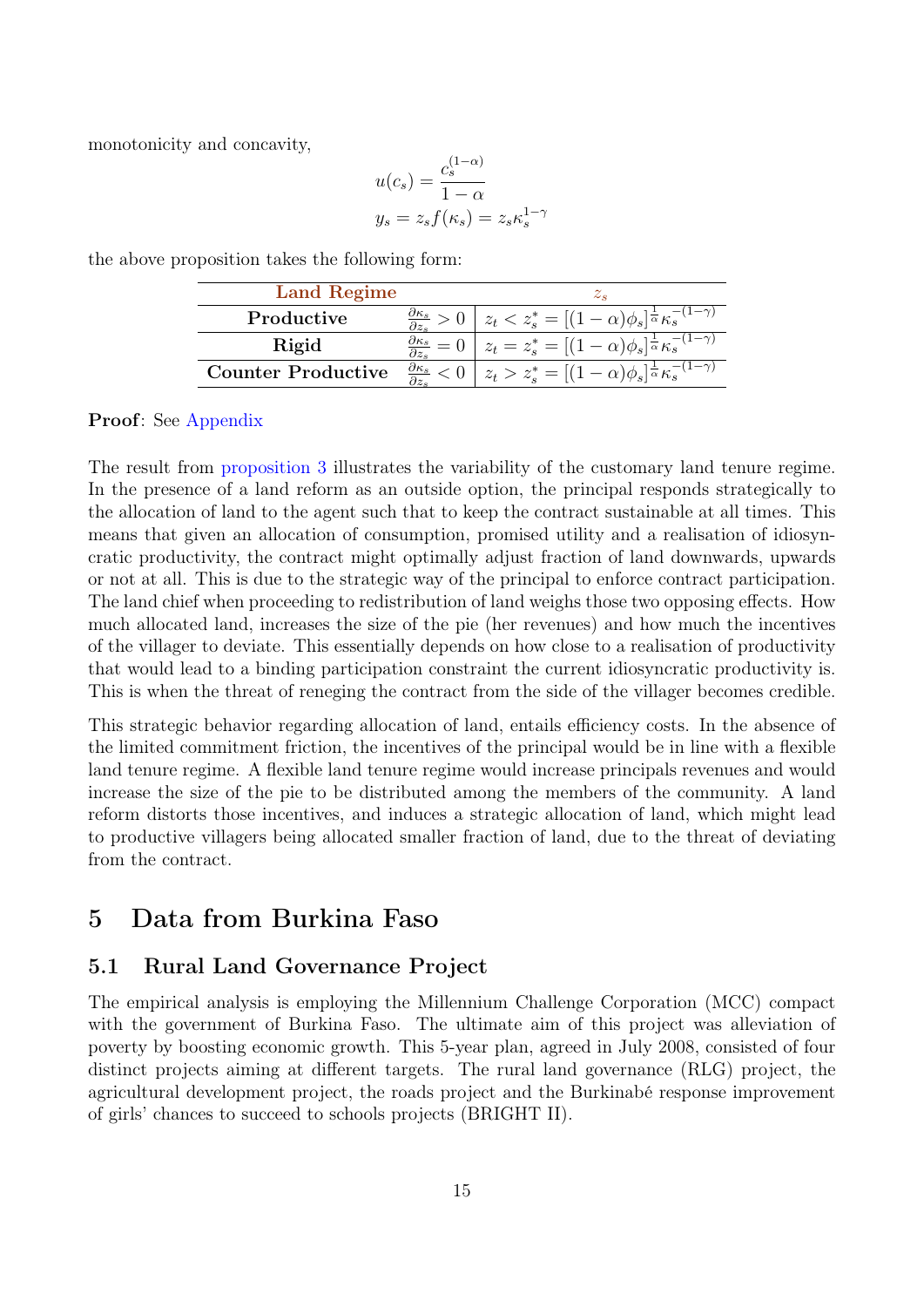monotonicity and concavity,

$$u(c_s) = \frac{c_s^{(1-\alpha)}}{1-\alpha}$$
$$y_s = z_s f(\kappa_s) = z_s \kappa_s^{1-\gamma}$$

the above proposition takes the following form:

| Land Regime | | $z_s$ |
|---|---|---|
| **Productive** | $\frac{\partial \kappa_s}{\partial z_s} > 0$ | $z_t < z_s^* = [(1-\alpha)\phi_s]^{\frac{1}{\alpha}} \kappa_s^{-(1-\gamma)}$ |
| **Rigid** | $\frac{\partial \kappa_s}{\partial z_s} = 0$ | $z_t = z_s^* = [(1-\alpha)\phi_s]^{\frac{1}{\alpha}} \kappa_s^{-(1-\gamma)}$ |
| **Counter Productive** | $\frac{\partial \kappa_s}{\partial z_s} < 0$ | $z_t > z_s^* = [(1-\alpha)\phi_s]^{\frac{1}{\alpha}} \kappa_s^{-(1-\gamma)}$ |

**Proof**: See Appendix

The result from proposition 3 illustrates the variability of the customary land tenure regime. In the presence of a land reform as an outside option, the principal responds strategically to the allocation of land to the agent such that to keep the contract sustainable at all times. This means that given an allocation of consumption, promised utility and a realisation of idiosyncratic productivity, the contract might optimally adjust fraction of land downwards, upwards or not at all. This is due to the strategic way of the principal to enforce contract participation. The land chief when proceeding to redistribution of land weighs those two opposing effects. How much allocated land, increases the size of the pie (her revenues) and how much the incentives of the villager to deviate. This essentially depends on how close to a realisation of productivity that would lead to a binding participation constraint the current idiosyncratic productivity is. This is when the threat of reneging the contract from the side of the villager becomes credible.

This strategic behavior regarding allocation of land, entails efficiency costs. In the absence of the limited commitment friction, the incentives of the principal would be in line with a flexible land tenure regime. A flexible land tenure regime would increase principals revenues and would increase the size of the pie to be distributed among the members of the community. A land reform distorts those incentives, and induces a strategic allocation of land, which might lead to productive villagers being allocated smaller fraction of land, due to the threat of deviating from the contract.

# 5 Data from Burkina Faso

## 5.1 Rural Land Governance Project

The empirical analysis is employing the Millennium Challenge Corporation (MCC) compact with the government of Burkina Faso. The ultimate aim of this project was alleviation of poverty by boosting economic growth. This 5-year plan, agreed in July 2008, consisted of four distinct projects aiming at different targets. The rural land governance (RLG) project, the agricultural development project, the roads project and the Burkinabé response improvement of girls' chances to succeed to schools projects (BRIGHT II).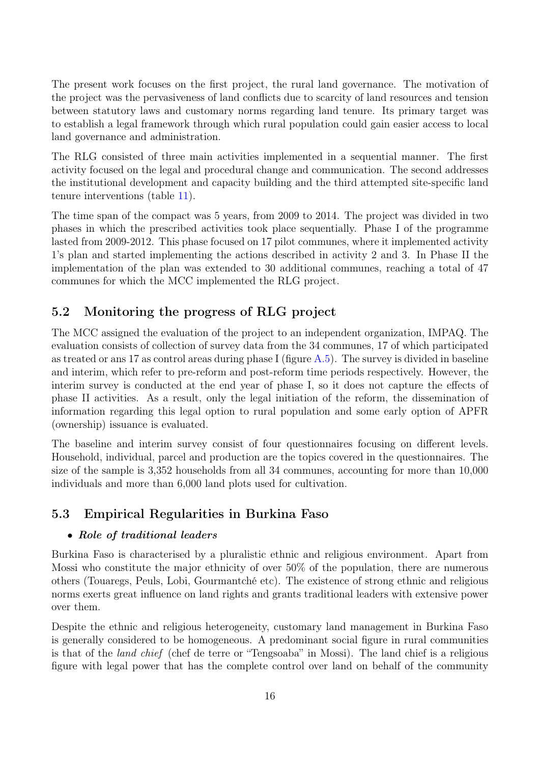The present work focuses on the first project, the rural land governance. The motivation of the project was the pervasiveness of land conflicts due to scarcity of land resources and tension between statutory laws and customary norms regarding land tenure. Its primary target was to establish a legal framework through which rural population could gain easier access to local land governance and administration.

The RLG consisted of three main activities implemented in a sequential manner. The first activity focused on the legal and procedural change and communication. The second addresses the institutional development and capacity building and the third attempted site-specific land tenure interventions (table 11).

The time span of the compact was 5 years, from 2009 to 2014. The project was divided in two phases in which the prescribed activities took place sequentially. Phase I of the programme lasted from 2009-2012. This phase focused on 17 pilot communes, where it implemented activity 1's plan and started implementing the actions described in activity 2 and 3. In Phase II the implementation of the plan was extended to 30 additional communes, reaching a total of 47 communes for which the MCC implemented the RLG project.

## 5.2 Monitoring the progress of RLG project

The MCC assigned the evaluation of the project to an independent organization, IMPAQ. The evaluation consists of collection of survey data from the 34 communes, 17 of which participated as treated or ans 17 as control areas during phase I (figure A.5). The survey is divided in baseline and interim, which refer to pre-reform and post-reform time periods respectively. However, the interim survey is conducted at the end year of phase I, so it does not capture the effects of phase II activities. As a result, only the legal initiation of the reform, the dissemination of information regarding this legal option to rural population and some early option of APFR (ownership) issuance is evaluated.

The baseline and interim survey consist of four questionnaires focusing on different levels. Household, individual, parcel and production are the topics covered in the questionnaires. The size of the sample is 3,352 households from all 34 communes, accounting for more than 10,000 individuals and more than 6,000 land plots used for cultivation.

## 5.3 Empirical Regularities in Burkina Faso

- ***Role of traditional leaders***

Burkina Faso is characterised by a pluralistic ethnic and religious environment. Apart from Mossi who constitute the major ethnicity of over 50% of the population, there are numerous others (Touaregs, Peuls, Lobi, Gourmantché etc). The existence of strong ethnic and religious norms exerts great influence on land rights and grants traditional leaders with extensive power over them.

Despite the ethnic and religious heterogeneity, customary land management in Burkina Faso is generally considered to be homogeneous. A predominant social figure in rural communities is that of the *land chief* (chef de terre or "Tengsoaba" in Mossi). The land chief is a religious figure with legal power that has the complete control over land on behalf of the community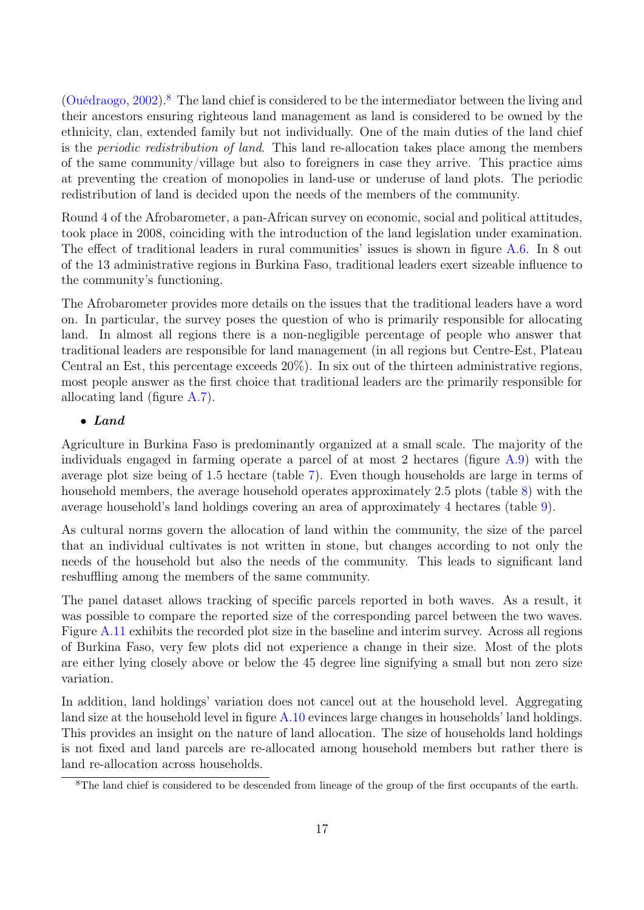(Ouédraogo, 2002).[8] The land chief is considered to be the intermediator between the living and their ancestors ensuring righteous land management as land is considered to be owned by the ethnicity, clan, extended family but not individually. One of the main duties of the land chief is the *periodic redistribution of land*. This land re-allocation takes place among the members of the same community/village but also to foreigners in case they arrive. This practice aims at preventing the creation of monopolies in land-use or underuse of land plots. The periodic redistribution of land is decided upon the needs of the members of the community.

Round 4 of the Afrobarometer, a pan-African survey on economic, social and political attitudes, took place in 2008, coinciding with the introduction of the land legislation under examination. The effect of traditional leaders in rural communities' issues is shown in figure A.6. In 8 out of the 13 administrative regions in Burkina Faso, traditional leaders exert sizeable influence to the community's functioning.

The Afrobarometer provides more details on the issues that the traditional leaders have a word on. In particular, the survey poses the question of who is primarily responsible for allocating land. In almost all regions there is a non-negligible percentage of people who answer that traditional leaders are responsible for land management (in all regions but Centre-Est, Plateau Central an Est, this percentage exceeds 20%). In six out of the thirteen administrative regions, most people answer as the first choice that traditional leaders are the primarily responsible for allocating land (figure A.7).

- ***Land***

Agriculture in Burkina Faso is predominantly organized at a small scale. The majority of the individuals engaged in farming operate a parcel of at most 2 hectares (figure A.9) with the average plot size being of 1.5 hectare (table 7). Even though households are large in terms of household members, the average household operates approximately 2.5 plots (table 8) with the average household's land holdings covering an area of approximately 4 hectares (table 9).

As cultural norms govern the allocation of land within the community, the size of the parcel that an individual cultivates is not written in stone, but changes according to not only the needs of the household but also the needs of the community. This leads to significant land reshuffling among the members of the same community.

The panel dataset allows tracking of specific parcels reported in both waves. As a result, it was possible to compare the reported size of the corresponding parcel between the two waves. Figure A.11 exhibits the recorded plot size in the baseline and interim survey. Across all regions of Burkina Faso, very few plots did not experience a change in their size. Most of the plots are either lying closely above or below the 45 degree line signifying a small but non zero size variation.

In addition, land holdings' variation does not cancel out at the household level. Aggregating land size at the household level in figure A.10 evinces large changes in households' land holdings. This provides an insight on the nature of land allocation. The size of households land holdings is not fixed and land parcels are re-allocated among household members but rather there is land re-allocation across households.

[8] The land chief is considered to be descended from lineage of the group of the first occupants of the earth.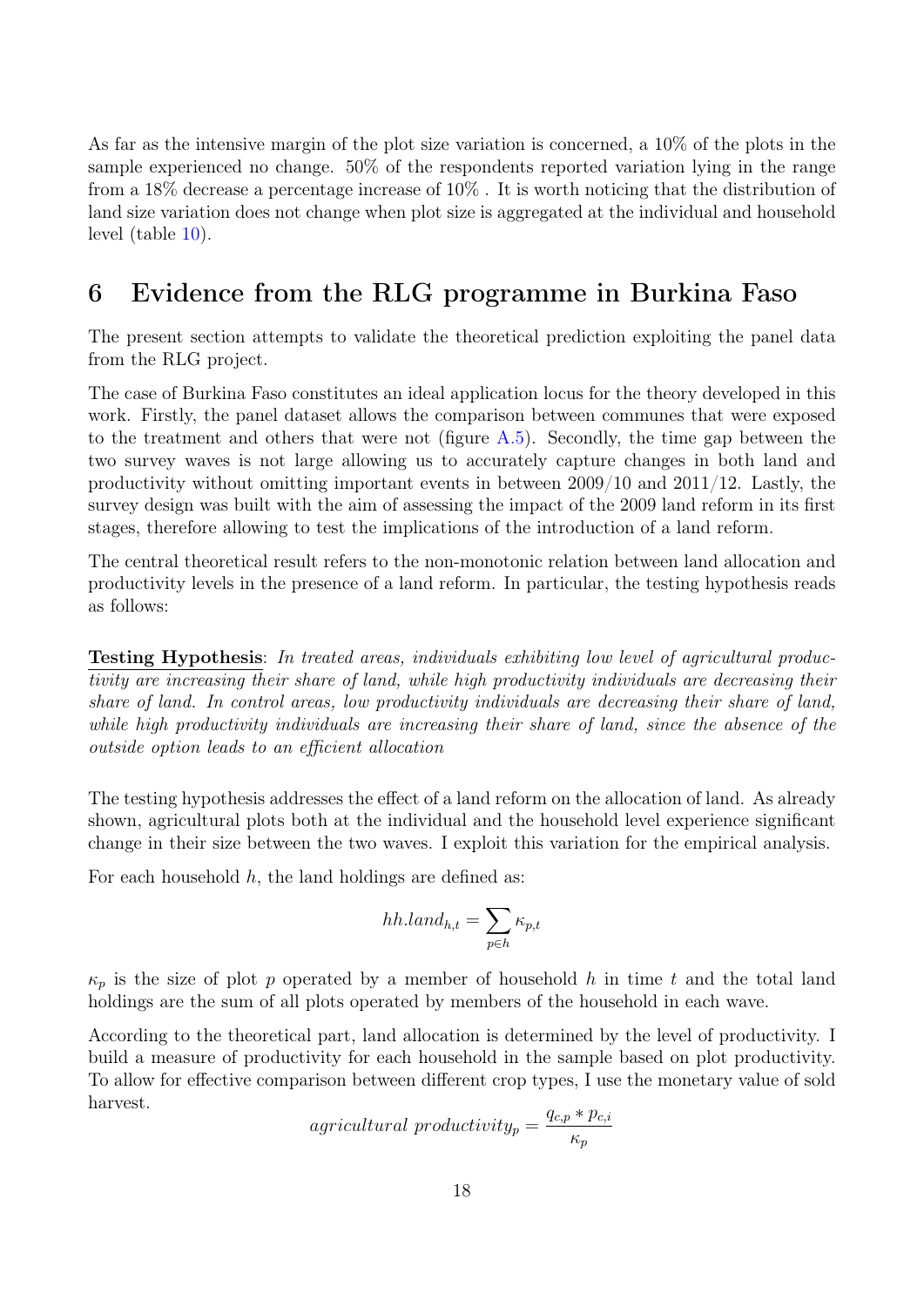As far as the intensive margin of the plot size variation is concerned, a 10% of the plots in the sample experienced no change. 50% of the respondents reported variation lying in the range from a 18% decrease a percentage increase of 10% . It is worth noticing that the distribution of land size variation does not change when plot size is aggregated at the individual and household level (table 10).

# 6 Evidence from the RLG programme in Burkina Faso

The present section attempts to validate the theoretical prediction exploiting the panel data from the RLG project.

The case of Burkina Faso constitutes an ideal application locus for the theory developed in this work. Firstly, the panel dataset allows the comparison between communes that were exposed to the treatment and others that were not (figure A.5). Secondly, the time gap between the two survey waves is not large allowing us to accurately capture changes in both land and productivity without omitting important events in between 2009/10 and 2011/12. Lastly, the survey design was built with the aim of assessing the impact of the 2009 land reform in its first stages, therefore allowing to test the implications of the introduction of a land reform.

The central theoretical result refers to the non-monotonic relation between land allocation and productivity levels in the presence of a land reform. In particular, the testing hypothesis reads as follows:

**Testing Hypothesis**: *In treated areas, individuals exhibiting low level of agricultural productivity are increasing their share of land, while high productivity individuals are decreasing their share of land. In control areas, low productivity individuals are decreasing their share of land, while high productivity individuals are increasing their share of land, since the absence of the outside option leads to an efficient allocation*

The testing hypothesis addresses the effect of a land reform on the allocation of land. As already shown, agricultural plots both at the individual and the household level experience significant change in their size between the two waves. I exploit this variation for the empirical analysis.

For each household $h$, the land holdings are defined as:

$$hh.land_{h,t} = \sum_{p \in h} \kappa_{p,t}$$

$\kappa_p$ is the size of plot $p$ operated by a member of household $h$ in time $t$ and the total land holdings are the sum of all plots operated by members of the household in each wave.

According to the theoretical part, land allocation is determined by the level of productivity. I build a measure of productivity for each household in the sample based on plot productivity. To allow for effective comparison between different crop types, I use the monetary value of sold harvest.

$$agricultural\ productivity_p = \frac{q_{c,p} * p_{c,i}}{\kappa_p}$$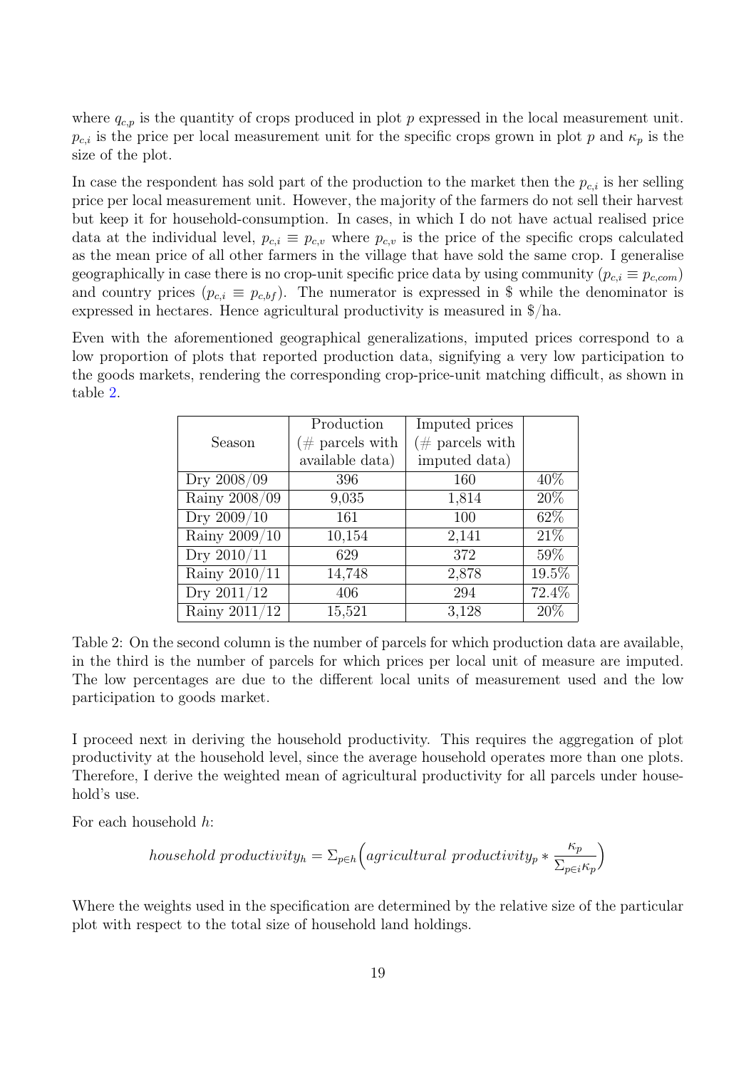where $q_{c,p}$ is the quantity of crops produced in plot $p$ expressed in the local measurement unit. $p_{c,i}$ is the price per local measurement unit for the specific crops grown in plot $p$ and $\kappa_p$ is the size of the plot.

In case the respondent has sold part of the production to the market then the $p_{c,i}$ is her selling price per local measurement unit. However, the majority of the farmers do not sell their harvest but keep it for household-consumption. In cases, in which I do not have actual realised price data at the individual level, $p_{c,i} \equiv p_{c,v}$ where $p_{c,v}$ is the price of the specific crops calculated as the mean price of all other farmers in the village that have sold the same crop. I generalise geographically in case there is no crop-unit specific price data by using community ($p_{c,i} \equiv p_{c,com}$) and country prices ($p_{c,i} \equiv p_{c,bf}$). The numerator is expressed in $ while the denominator is expressed in hectares. Hence agricultural productivity is measured in $/ha.

Even with the aforementioned geographical generalizations, imputed prices correspond to a low proportion of plots that reported production data, signifying a very low participation to the goods markets, rendering the corresponding crop-price-unit matching difficult, as shown in table 2.

| Season | Production (# parcels with available data) | Imputed prices (# parcels with imputed data) | |
|---|---|---|---|
| Dry 2008/09 | 396 | 160 | 40% |
| Rainy 2008/09 | 9,035 | 1,814 | 20% |
| Dry 2009/10 | 161 | 100 | 62% |
| Rainy 2009/10 | 10,154 | 2,141 | 21% |
| Dry 2010/11 | 629 | 372 | 59% |
| Rainy 2010/11 | 14,748 | 2,878 | 19.5% |
| Dry 2011/12 | 406 | 294 | 72.4% |
| Rainy 2011/12 | 15,521 | 3,128 | 20% |

Table 2: On the second column is the number of parcels for which production data are available, in the third is the number of parcels for which prices per local unit of measure are imputed. The low percentages are due to the different local units of measurement used and the low participation to goods market.

I proceed next in deriving the household productivity. This requires the aggregation of plot productivity at the household level, since the average household operates more than one plots. Therefore, I derive the weighted mean of agricultural productivity for all parcels under household's use.

For each household $h$:

$$household\ productivity_h = \Sigma_{p \in h}\Big(agricultural\ productivity_p * \frac{\kappa_p}{\Sigma_{p \in i}\kappa_p}\Big)$$

Where the weights used in the specification are determined by the relative size of the particular plot with respect to the total size of household land holdings.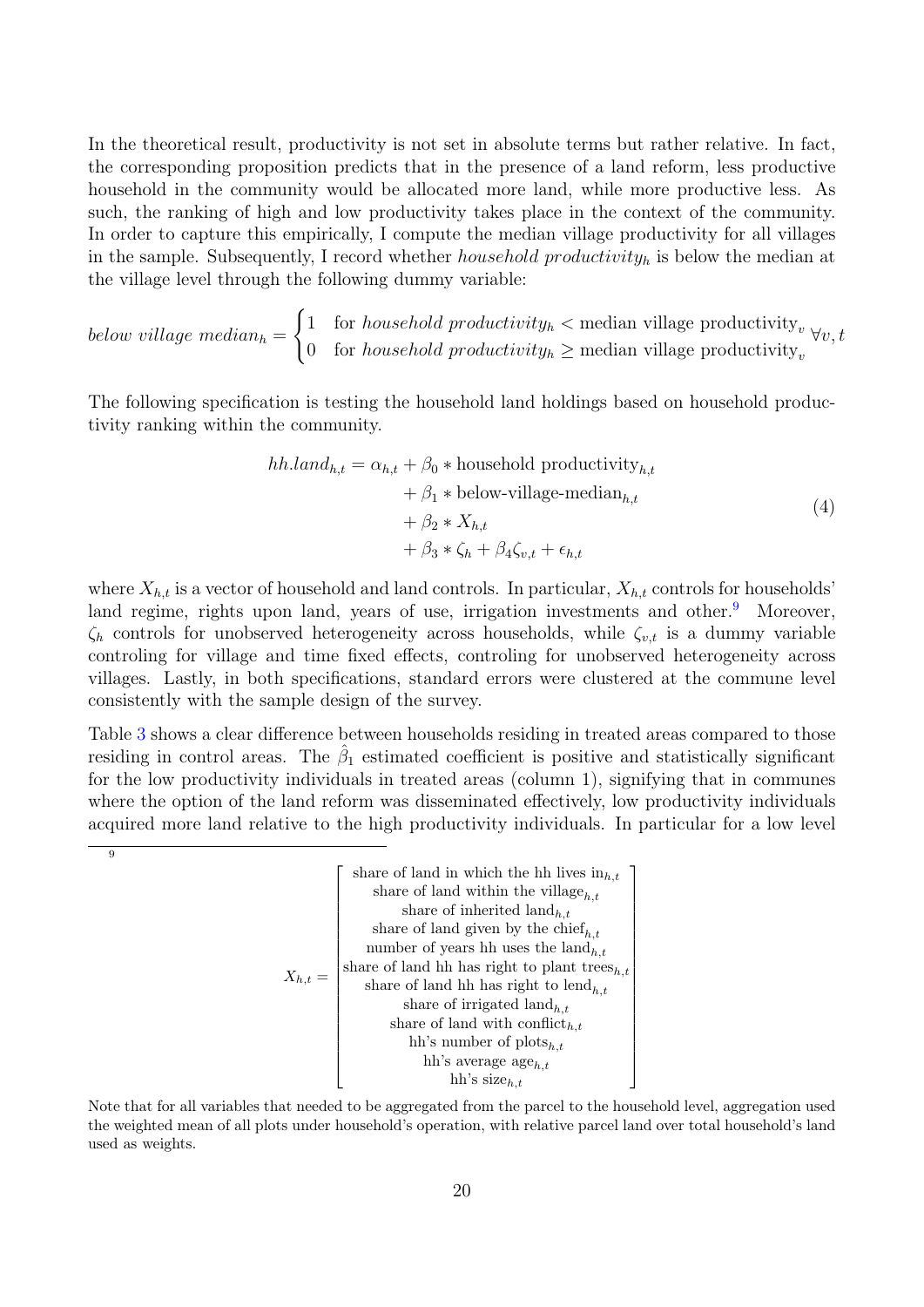In the theoretical result, productivity is not set in absolute terms but rather relative. In fact, the corresponding proposition predicts that in the presence of a land reform, less productive household in the community would be allocated more land, while more productive less. As such, the ranking of high and low productivity takes place in the context of the community. In order to capture this empirically, I compute the median village productivity for all villages in the sample. Subsequently, I record whether *household productivity*$_h$ is below the median at the village level through the following dummy variable:

$$\textit{below village median}_h = \begin{cases} 1 & \text{for } \textit{household productivity}_h < \text{median village productivity}_v \\ 0 & \text{for } \textit{household productivity}_h \geq \text{median village productivity}_v \end{cases} \forall v, t$$

The following specification is testing the household land holdings based on household productivity ranking within the community.

$$\begin{aligned} hh.land_{h,t} = \alpha_{h,t} &+ \beta_0 * \text{household productivity}_{h,t} \\ &+ \beta_1 * \text{below-village-median}_{h,t} \\ &+ \beta_2 * X_{h,t} \\ &+ \beta_3 * \zeta_h + \beta_4 \zeta_{v,t} + \epsilon_{h,t} \end{aligned} \tag{4}$$

where $X_{h,t}$ is a vector of household and land controls. In particular, $X_{h,t}$ controls for households' land regime, rights upon land, years of use, irrigation investments and other.[9] Moreover, $\zeta_h$ controls for unobserved heterogeneity across households, while $\zeta_{v,t}$ is a dummy variable controling for village and time fixed effects, controling for unobserved heterogeneity across villages. Lastly, in both specifications, standard errors were clustered at the commune level consistently with the sample design of the survey.

Table 3 shows a clear difference between households residing in treated areas compared to those residing in control areas. The $\hat{\beta}_1$ estimated coefficient is positive and statistically significant for the low productivity individuals in treated areas (column 1), signifying that in communes where the option of the land reform was disseminated effectively, low productivity individuals acquired more land relative to the high productivity individuals. In particular for a low level

---

[9]

$$X_{h,t} = \begin{bmatrix} \text{share of land in which the hh lives in}_{h,t} \\ \text{share of land within the village}_{h,t} \\ \text{share of inherited land}_{h,t} \\ \text{share of land given by the chief}_{h,t} \\ \text{number of years hh uses the land}_{h,t} \\ \text{share of land hh has right to plant trees}_{h,t} \\ \text{share of land hh has right to lend}_{h,t} \\ \text{share of irrigated land}_{h,t} \\ \text{share of land with conflict}_{h,t} \\ \text{hh's number of plots}_{h,t} \\ \text{hh's average age}_{h,t} \\ \text{hh's size}_{h,t} \end{bmatrix}$$

Note that for all variables that needed to be aggregated from the parcel to the household level, aggregation used the weighted mean of all plots under household's operation, with relative parcel land over total household's land used as weights.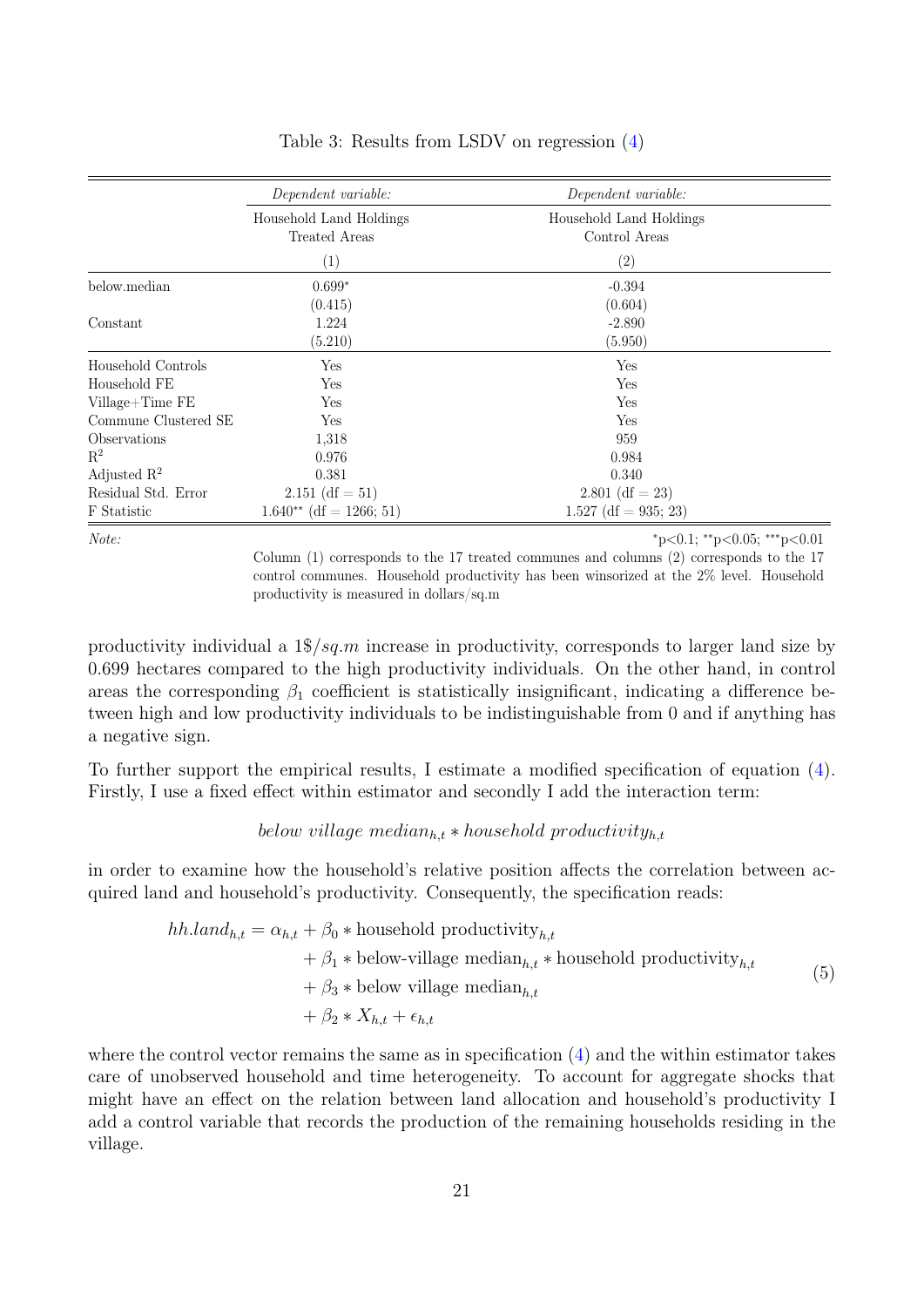Table 3: Results from LSDV on regression (4)

| | *Dependent variable:* | *Dependent variable:* |
|---|---|---|
| | Household Land Holdings Treated Areas | Household Land Holdings Control Areas |
| | (1) | (2) |
| below.median | $0.699^{*}$ | -0.394 |
| | (0.415) | (0.604) |
| Constant | 1.224 | -2.890 |
| | (5.210) | (5.950) |
| Household Controls | Yes | Yes |
| Household FE | Yes | Yes |
| Village+Time FE | Yes | Yes |
| Commune Clustered SE | Yes | Yes |
| Observations | 1,318 | 959 |
| $R^2$ | 0.976 | 0.984 |
| Adjusted $R^2$ | 0.381 | 0.340 |
| Residual Std. Error | 2.151 (df = 51) | 2.801 (df = 23) |
| F Statistic | $1.640^{**}$ (df = 1266; 51) | 1.527 (df = 935; 23) |

*Note:* $^{*}$p<0.1; $^{**}$p<0.05; $^{***}$p<0.01

Column (1) corresponds to the 17 treated communes and columns (2) corresponds to the 17 control communes. Household productivity has been winsorized at the 2% level. Household productivity is measured in dollars/sq.m

productivity individual a $1\$/sq.m$ increase in productivity, corresponds to larger land size by 0.699 hectares compared to the high productivity individuals. On the other hand, in control areas the corresponding $\beta_1$ coefficient is statistically insignificant, indicating a difference between high and low productivity individuals to be indistinguishable from 0 and if anything has a negative sign.

To further support the empirical results, I estimate a modified specification of equation (4). Firstly, I use a fixed effect within estimator and secondly I add the interaction term:

$$below\ village\ median_{h,t} * household\ productivity_{h,t}$$

in order to examine how the household's relative position affects the correlation between acquired land and household's productivity. Consequently, the specification reads:

$$\begin{aligned} hh.land_{h,t} = \alpha_{h,t} &+ \beta_0 * \text{household productivity}_{h,t} \\ &+ \beta_1 * \text{below-village median}_{h,t} * \text{household productivity}_{h,t} \\ &+ \beta_3 * \text{below village median}_{h,t} \\ &+ \beta_2 * X_{h,t} + \epsilon_{h,t} \end{aligned} \tag{5}$$

where the control vector remains the same as in specification (4) and the within estimator takes care of unobserved household and time heterogeneity. To account for aggregate shocks that might have an effect on the relation between land allocation and household's productivity I add a control variable that records the production of the remaining households residing in the village.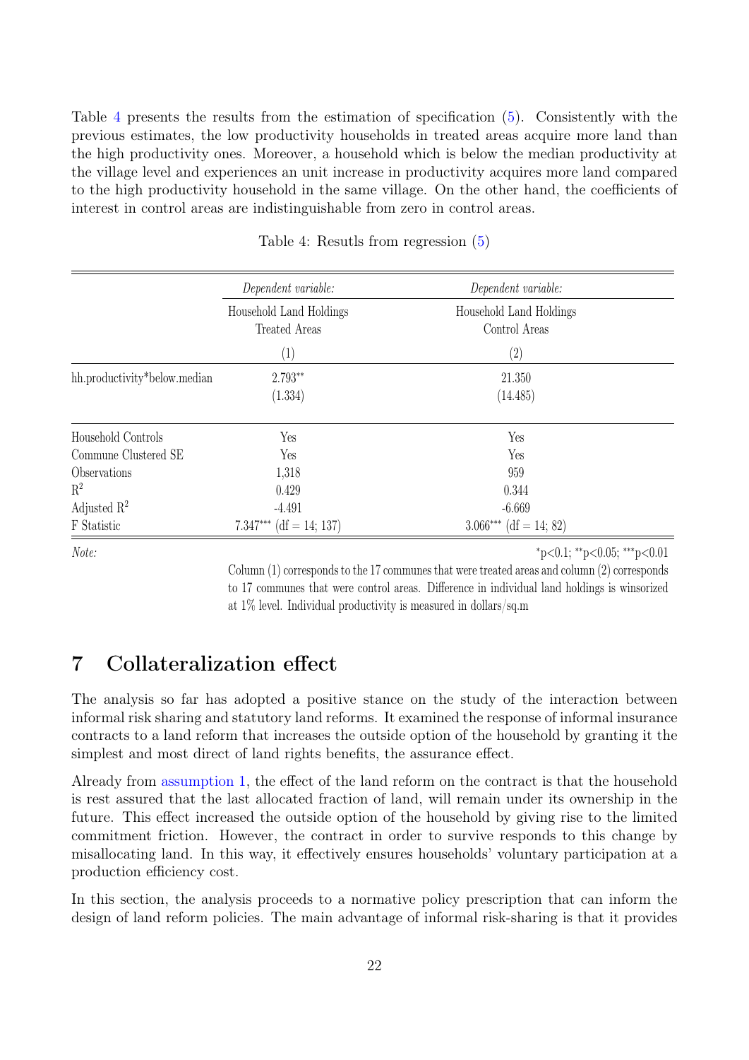Table 4 presents the results from the estimation of specification (5). Consistently with the previous estimates, the low productivity households in treated areas acquire more land than the high productivity ones. Moreover, a household which is below the median productivity at the village level and experiences an unit increase in productivity acquires more land compared to the high productivity household in the same village. On the other hand, the coefficients of interest in control areas are indistinguishable from zero in control areas.

Table 4: Resutls from regression (5)

| | *Dependent variable:* | *Dependent variable:* |
|---|---|---|
| | Household Land Holdings Treated Areas | Household Land Holdings Control Areas |
| | (1) | (2) |
| hh.productivity*below.median | 2.793** | 21.350 |
| | (1.334) | (14.485) |
| Household Controls | Yes | Yes |
| Commune Clustered SE | Yes | Yes |
| Observations | 1,318 | 959 |
| $R^2$ | 0.429 | 0.344 |
| Adjusted $R^2$ | -4.491 | -6.669 |
| F Statistic | 7.347*** (df = 14; 137) | 3.066*** (df = 14; 82) |

*Note:* *p<0.1; **p<0.05; ***p<0.01

Column (1) corresponds to the 17 communes that were treated areas and column (2) corresponds to 17 communes that were control areas. Difference in individual land holdings is winsorized at 1% level. Individual productivity is measured in dollars/sq.m

# 7 Collateralization effect

The analysis so far has adopted a positive stance on the study of the interaction between informal risk sharing and statutory land reforms. It examined the response of informal insurance contracts to a land reform that increases the outside option of the household by granting it the simplest and most direct of land rights benefits, the assurance effect.

Already from assumption 1, the effect of the land reform on the contract is that the household is rest assured that the last allocated fraction of land, will remain under its ownership in the future. This effect increased the outside option of the household by giving rise to the limited commitment friction. However, the contract in order to survive responds to this change by misallocating land. In this way, it effectively ensures households' voluntary participation at a production efficiency cost.

In this section, the analysis proceeds to a normative policy prescription that can inform the design of land reform policies. The main advantage of informal risk-sharing is that it provides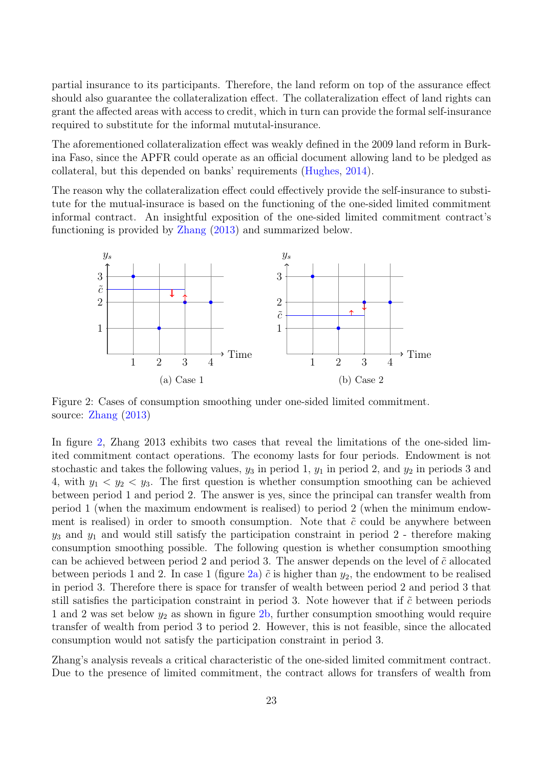partial insurance to its participants. Therefore, the land reform on top of the assurance effect should also guarantee the collateralization effect. The collateralization effect of land rights can grant the affected areas with access to credit, which in turn can provide the formal self-insurance required to substitute for the informal mututal-insurance.

The aforementioned collateralization effect was weakly defined in the 2009 land reform in Burkina Faso, since the APFR could operate as an official document allowing land to be pledged as collateral, but this depended on banks' requirements (Hughes, 2014).

The reason why the collateralization effect could effectively provide the self-insurance to substitute for the mutual-insurance is based on the functioning of the one-sided limited commitment informal contract. An insightful exposition of the one-sided limited commitment contract's functioning is provided by Zhang (2013) and summarized below.

(a) Case 1

(b) Case 2

Figure 2: Cases of consumption smoothing under one-sided limited commitment.
source: Zhang (2013)

In figure 2, Zhang 2013 exhibits two cases that reveal the limitations of the one-sided limited commitment contact operations. The economy lasts for four periods. Endowment is not stochastic and takes the following values, $y_3$ in period 1, $y_1$ in period 2, and $y_2$ in periods 3 and 4, with $y_1 < y_2 < y_3$. The first question is whether consumption smoothing can be achieved between period 1 and period 2. The answer is yes, since the principal can transfer wealth from period 1 (when the maximum endowment is realised) to period 2 (when the minimum endowment is realised) in order to smooth consumption. Note that $\tilde{c}$ could be anywhere between $y_3$ and $y_1$ and would still satisfy the participation constraint in period 2 - therefore making consumption smoothing possible. The following question is whether consumption smoothing can be achieved between period 2 and period 3. The answer depends on the level of $\tilde{c}$ allocated between periods 1 and 2. In case 1 (figure 2a) $\tilde{c}$ is higher than $y_2$, the endowment to be realised in period 3. Therefore there is space for transfer of wealth between period 2 and period 3 that still satisfies the participation constraint in period 3. Note however that if $\tilde{c}$ between periods 1 and 2 was set below $y_2$ as shown in figure 2b, further consumption smoothing would require transfer of wealth from period 3 to period 2. However, this is not feasible, since the allocated consumption would not satisfy the participation constraint in period 3.

Zhang's analysis reveals a critical characteristic of the one-sided limited commitment contract. Due to the presence of limited commitment, the contract allows for transfers of wealth from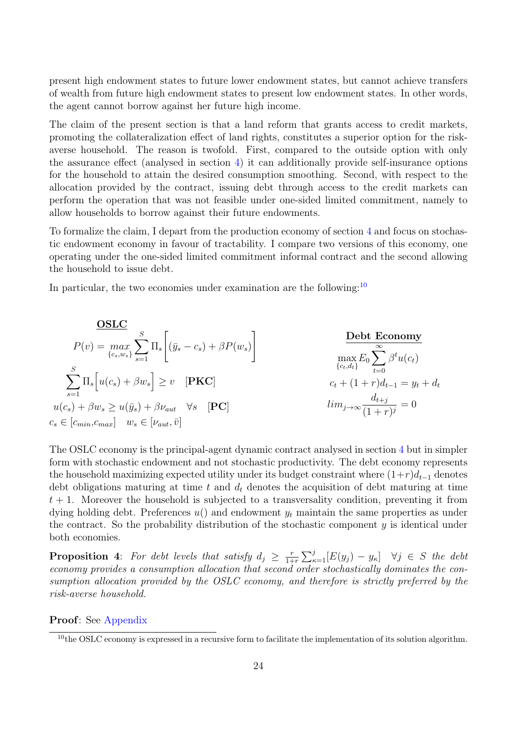present high endowment states to future lower endowment states, but cannot achieve transfers of wealth from future high endowment states to present low endowment states. In other words, the agent cannot borrow against her future high income.

The claim of the present section is that a land reform that grants access to credit markets, promoting the collateralization effect of land rights, constitutes a superior option for the risk-averse household. The reason is twofold. First, compared to the outside option with only the assurance effect (analysed in section 4) it can additionally provide self-insurance options for the household to attain the desired consumption smoothing. Second, with respect to the allocation provided by the contract, issuing debt through access to the credit markets can perform the operation that was not feasible under one-sided limited commitment, namely to allow households to borrow against their future endowments.

To formalize the claim, I depart from the production economy of section 4 and focus on stochastic endowment economy in favour of tractability. I compare two versions of this economy, one operating under the one-sided limited commitment informal contract and the second allowing the household to issue debt.

In particular, the two economies under examination are the following:[10]

**OSLC**

$$P(v) = \max_{\{c_s, w_s\}} \sum_{s=1}^{S} \Pi_s \Big[ (\bar{y}_s - c_s) + \beta P(w_s) \Big]$$

$$\sum_{s=1}^{S} \Pi_s \Big[ u(c_s) + \beta w_s \Big] \geq v \quad \textbf{[PKC]}$$

$$u(c_s) + \beta w_s \geq u(\bar{y}_s) + \beta \nu_{aut} \quad \forall s \quad \textbf{[PC]}$$

$$c_s \in [c_{min}, c_{max}] \quad w_s \in [\nu_{aut}, \bar{v}]$$

**Debt Economy**

$$\max_{\{c_t, d_t\}} E_0 \sum_{t=0}^{\infty} \beta^t u(c_t)$$

$$c_t + (1+r) d_{t-1} = y_t + d_t$$

$$lim_{j \to \infty} \frac{d_{t+j}}{(1+r)^j} = 0$$

The OSLC economy is the principal-agent dynamic contract analysed in section 4 but in simpler form with stochastic endowment and not stochastic productivity. The debt economy represents the household maximizing expected utility under its budget constraint where $(1+r)d_{t-1}$ denotes debt obligations maturing at time $t$ and $d_t$ denotes the acquisition of debt maturing at time $t+1$. Moreover the household is subjected to a transversality condition, preventing it from dying holding debt. Preferences $u()$ and endowment $y_t$ maintain the same properties as under the contract. So the probability distribution of the stochastic component $y$ is identical under both economies.

**Proposition 4**: *For debt levels that satisfy* $d_j \geq \frac{r}{1+r} \sum_{\kappa=1}^{j} [E(y_j) - y_\kappa] \quad \forall j \in S$ *the debt economy provides a consumption allocation that second order stochastically dominates the consumption allocation provided by the OSLC economy, and therefore is strictly preferred by the risk-averse household.*

**Proof**: See Appendix

[10] the OSLC economy is expressed in a recursive form to facilitate the implementation of its solution algorithm.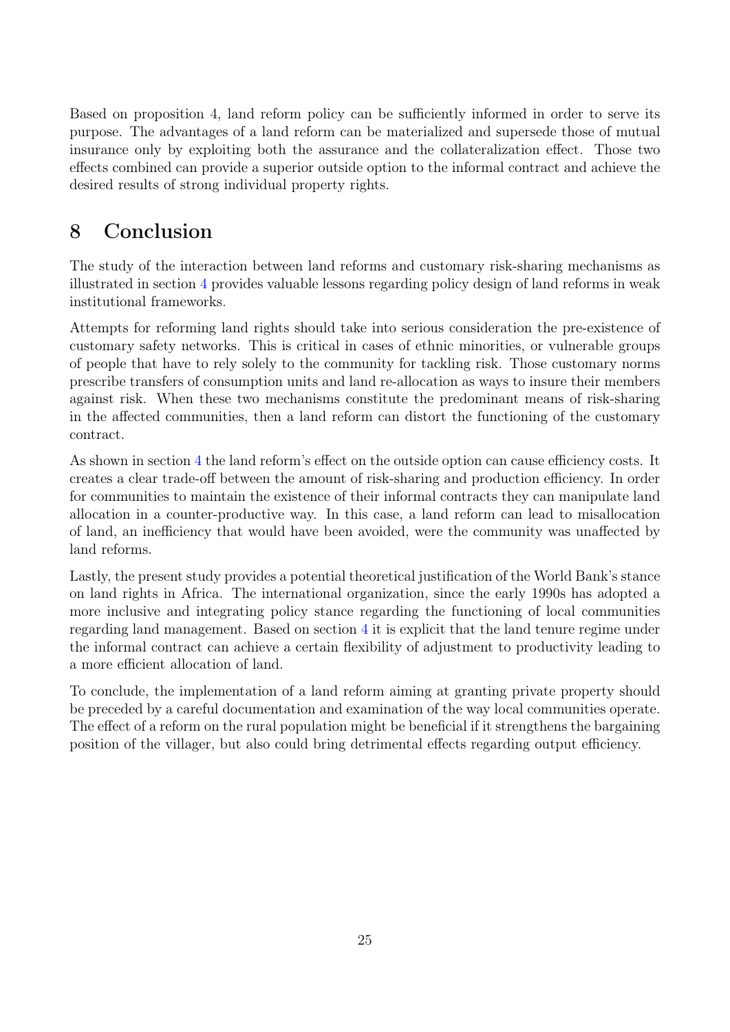Based on proposition 4, land reform policy can be sufficiently informed in order to serve its purpose. The advantages of a land reform can be materialized and supersede those of mutual insurance only by exploiting both the assurance and the collateralization effect. Those two effects combined can provide a superior outside option to the informal contract and achieve the desired results of strong individual property rights.

# 8 Conclusion

The study of the interaction between land reforms and customary risk-sharing mechanisms as illustrated in section 4 provides valuable lessons regarding policy design of land reforms in weak institutional frameworks.

Attempts for reforming land rights should take into serious consideration the pre-existence of customary safety networks. This is critical in cases of ethnic minorities, or vulnerable groups of people that have to rely solely to the community for tackling risk. Those customary norms prescribe transfers of consumption units and land re-allocation as ways to insure their members against risk. When these two mechanisms constitute the predominant means of risk-sharing in the affected communities, then a land reform can distort the functioning of the customary contract.

As shown in section 4 the land reform's effect on the outside option can cause efficiency costs. It creates a clear trade-off between the amount of risk-sharing and production efficiency. In order for communities to maintain the existence of their informal contracts they can manipulate land allocation in a counter-productive way. In this case, a land reform can lead to misallocation of land, an inefficiency that would have been avoided, were the community was unaffected by land reforms.

Lastly, the present study provides a potential theoretical justification of the World Bank's stance on land rights in Africa. The international organization, since the early 1990s has adopted a more inclusive and integrating policy stance regarding the functioning of local communities regarding land management. Based on section 4 it is explicit that the land tenure regime under the informal contract can achieve a certain flexibility of adjustment to productivity leading to a more efficient allocation of land.

To conclude, the implementation of a land reform aiming at granting private property should be preceded by a careful documentation and examination of the way local communities operate. The effect of a reform on the rural population might be beneficial if it strengthens the bargaining position of the villager, but also could bring detrimental effects regarding output efficiency.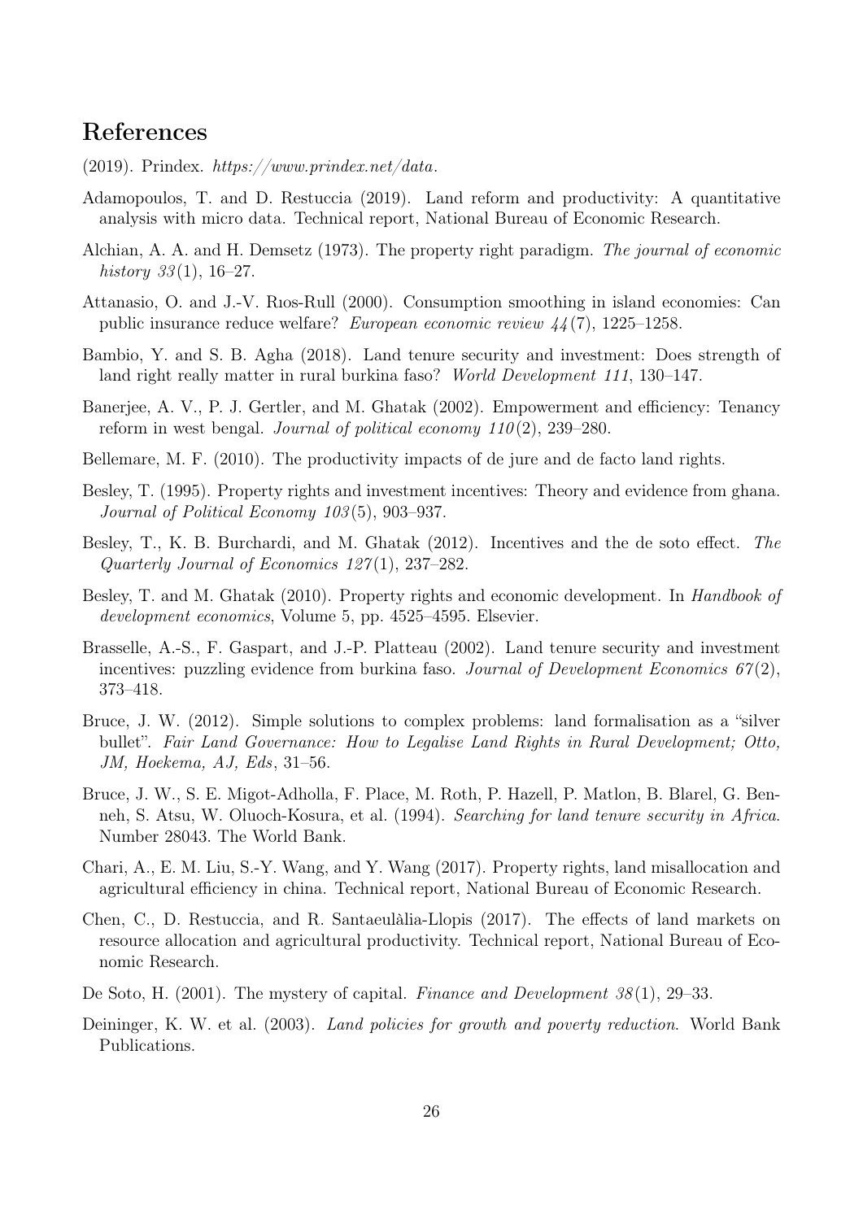# References

(2019). Prindex. *https://www.prindex.net/data*.

Adamopoulos, T. and D. Restuccia (2019). Land reform and productivity: A quantitative analysis with micro data. Technical report, National Bureau of Economic Research.

Alchian, A. A. and H. Demsetz (1973). The property right paradigm. *The journal of economic history 33*(1), 16–27.

Attanasio, O. and J.-V. Rıos-Rull (2000). Consumption smoothing in island economies: Can public insurance reduce welfare? *European economic review 44*(7), 1225–1258.

Bambio, Y. and S. B. Agha (2018). Land tenure security and investment: Does strength of land right really matter in rural burkina faso? *World Development 111*, 130–147.

Banerjee, A. V., P. J. Gertler, and M. Ghatak (2002). Empowerment and efficiency: Tenancy reform in west bengal. *Journal of political economy 110*(2), 239–280.

Bellemare, M. F. (2010). The productivity impacts of de jure and de facto land rights.

Besley, T. (1995). Property rights and investment incentives: Theory and evidence from ghana. *Journal of Political Economy 103*(5), 903–937.

Besley, T., K. B. Burchardi, and M. Ghatak (2012). Incentives and the de soto effect. *The Quarterly Journal of Economics 127*(1), 237–282.

Besley, T. and M. Ghatak (2010). Property rights and economic development. In *Handbook of development economics*, Volume 5, pp. 4525–4595. Elsevier.

Brasselle, A.-S., F. Gaspart, and J.-P. Platteau (2002). Land tenure security and investment incentives: puzzling evidence from burkina faso. *Journal of Development Economics 67*(2), 373–418.

Bruce, J. W. (2012). Simple solutions to complex problems: land formalisation as a "silver bullet". *Fair Land Governance: How to Legalise Land Rights in Rural Development; Otto, JM, Hoekema, AJ, Eds*, 31–56.

Bruce, J. W., S. E. Migot-Adholla, F. Place, M. Roth, P. Hazell, P. Matlon, B. Blarel, G. Benneh, S. Atsu, W. Oluoch-Kosura, et al. (1994). *Searching for land tenure security in Africa*. Number 28043. The World Bank.

Chari, A., E. M. Liu, S.-Y. Wang, and Y. Wang (2017). Property rights, land misallocation and agricultural efficiency in china. Technical report, National Bureau of Economic Research.

Chen, C., D. Restuccia, and R. Santaeulàlia-Llopis (2017). The effects of land markets on resource allocation and agricultural productivity. Technical report, National Bureau of Economic Research.

De Soto, H. (2001). The mystery of capital. *Finance and Development 38*(1), 29–33.

Deininger, K. W. et al. (2003). *Land policies for growth and poverty reduction*. World Bank Publications.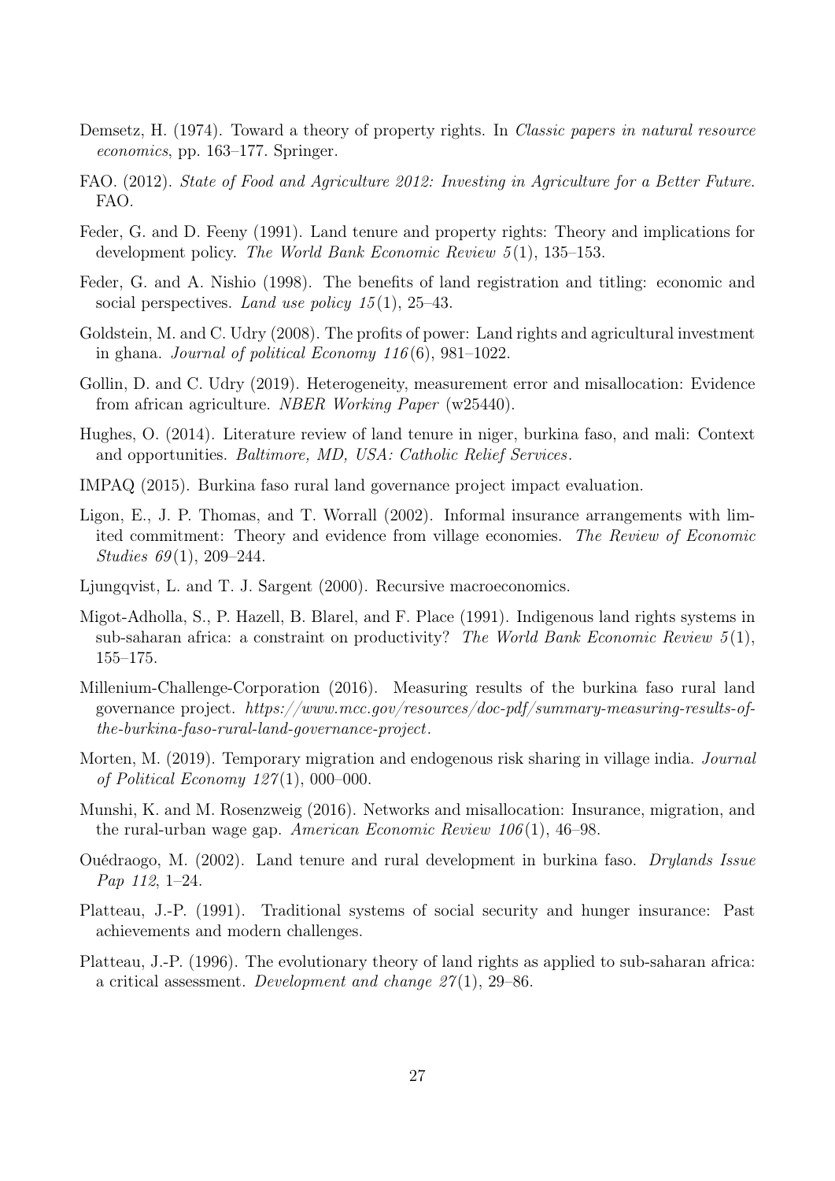Demsetz, H. (1974). Toward a theory of property rights. In *Classic papers in natural resource economics*, pp. 163–177. Springer.

FAO. (2012). *State of Food and Agriculture 2012: Investing in Agriculture for a Better Future.* FAO.

Feder, G. and D. Feeny (1991). Land tenure and property rights: Theory and implications for development policy. *The World Bank Economic Review 5*(1), 135–153.

Feder, G. and A. Nishio (1998). The benefits of land registration and titling: economic and social perspectives. *Land use policy 15*(1), 25–43.

Goldstein, M. and C. Udry (2008). The profits of power: Land rights and agricultural investment in ghana. *Journal of political Economy 116*(6), 981–1022.

Gollin, D. and C. Udry (2019). Heterogeneity, measurement error and misallocation: Evidence from african agriculture. *NBER Working Paper* (w25440).

Hughes, O. (2014). Literature review of land tenure in niger, burkina faso, and mali: Context and opportunities. *Baltimore, MD, USA: Catholic Relief Services*.

IMPAQ (2015). Burkina faso rural land governance project impact evaluation.

Ligon, E., J. P. Thomas, and T. Worrall (2002). Informal insurance arrangements with limited commitment: Theory and evidence from village economies. *The Review of Economic Studies 69*(1), 209–244.

Ljungqvist, L. and T. J. Sargent (2000). Recursive macroeconomics.

Migot-Adholla, S., P. Hazell, B. Blarel, and F. Place (1991). Indigenous land rights systems in sub-saharan africa: a constraint on productivity? *The World Bank Economic Review 5*(1), 155–175.

Millenium-Challenge-Corporation (2016). Measuring results of the burkina faso rural land governance project. *https://www.mcc.gov/resources/doc-pdf/summary-measuring-results-of-the-burkina-faso-rural-land-governance-project*.

Morten, M. (2019). Temporary migration and endogenous risk sharing in village india. *Journal of Political Economy 127*(1), 000–000.

Munshi, K. and M. Rosenzweig (2016). Networks and misallocation: Insurance, migration, and the rural-urban wage gap. *American Economic Review 106*(1), 46–98.

Ouédraogo, M. (2002). Land tenure and rural development in burkina faso. *Drylands Issue Pap 112*, 1–24.

Platteau, J.-P. (1991). Traditional systems of social security and hunger insurance: Past achievements and modern challenges.

Platteau, J.-P. (1996). The evolutionary theory of land rights as applied to sub-saharan africa: a critical assessment. *Development and change 27*(1), 29–86.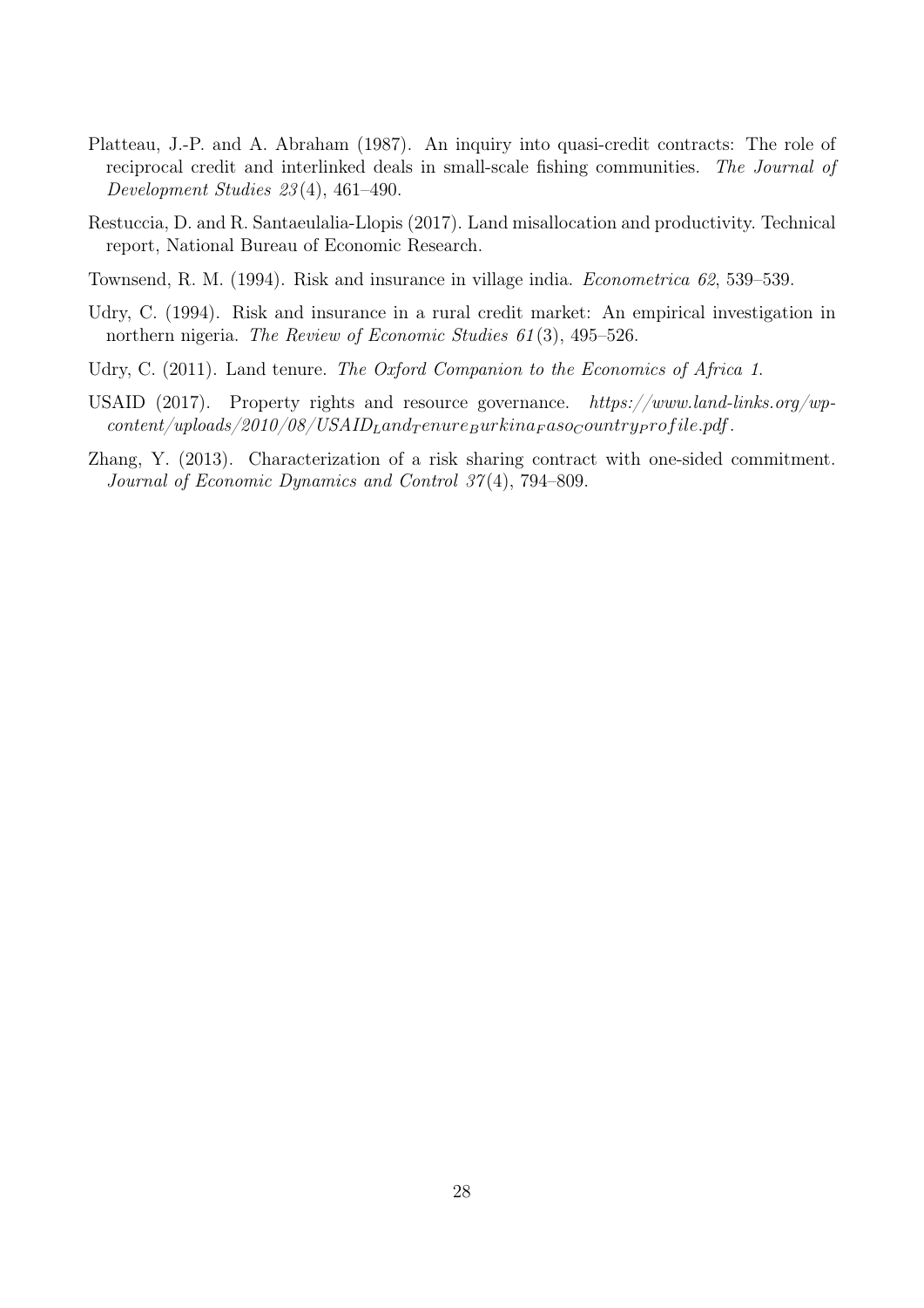Platteau, J.-P. and A. Abraham (1987). An inquiry into quasi-credit contracts: The role of reciprocal credit and interlinked deals in small-scale fishing communities. *The Journal of Development Studies 23*(4), 461–490.

Restuccia, D. and R. Santaeulalia-Llopis (2017). Land misallocation and productivity. Technical report, National Bureau of Economic Research.

Townsend, R. M. (1994). Risk and insurance in village india. *Econometrica 62*, 539–539.

Udry, C. (1994). Risk and insurance in a rural credit market: An empirical investigation in northern nigeria. *The Review of Economic Studies 61*(3), 495–526.

Udry, C. (2011). Land tenure. *The Oxford Companion to the Economics of Africa 1*.

USAID (2017). Property rights and resource governance. *https://www.land-links.org/wp-content/uploads/2010/08/USAID$_L$and$_T$enure$_B$urkina$_F$aso$_C$ountry$_P$rofile.pdf*.

Zhang, Y. (2013). Characterization of a risk sharing contract with one-sided commitment. *Journal of Economic Dynamics and Control 37*(4), 794–809.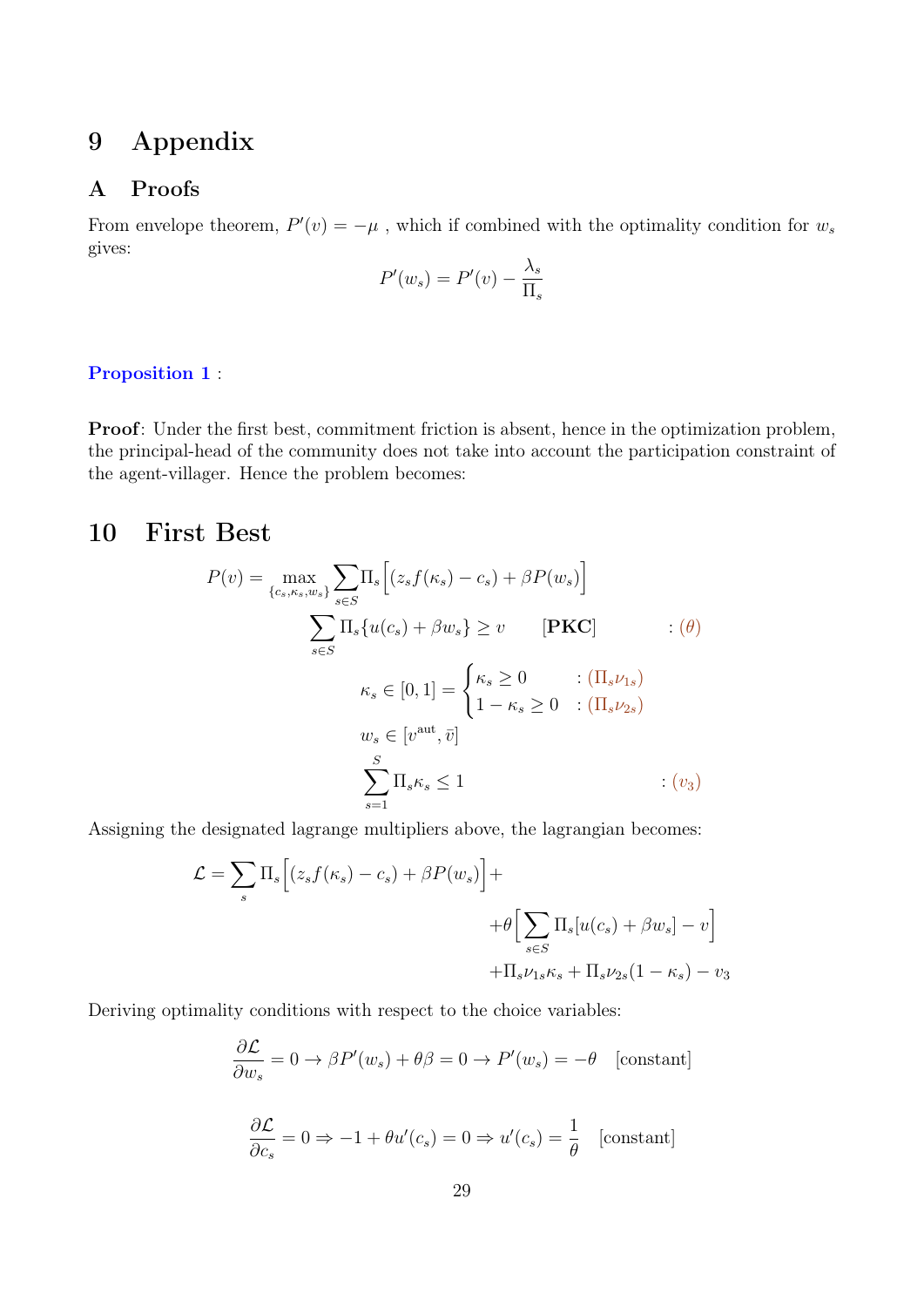# 9 Appendix

## A Proofs

From envelope theorem, $P'(v) = -\mu$ , which if combined with the optimality condition for $w_s$ gives:

$$P'(w_s) = P'(v) - \frac{\lambda_s}{\Pi_s}$$

**Proposition 1** :

**Proof**: Under the first best, commitment friction is absent, hence in the optimization problem, the principal-head of the community does not take into account the participation constraint of the agent-villager. Hence the problem becomes:

# 10 First Best

$$P(v) = \max_{\{c_s, \kappa_s, w_s\}} \sum_{s \in S} \Pi_s \Big[ (z_s f(\kappa_s) - c_s) + \beta P(w_s) \Big]$$

$$\sum_{s \in S} \Pi_s \{ u(c_s) + \beta w_s \} \geq v \qquad \textbf{[PKC]} \qquad : (\theta)$$

$$\kappa_s \in [0,1] = \begin{cases} \kappa_s \geq 0 & : (\Pi_s \nu_{1s}) \\ 1 - \kappa_s \geq 0 & : (\Pi_s \nu_{2s}) \end{cases}$$

$$w_s \in [v^{\text{aut}}, \bar{v}]$$

$$\sum_{s=1}^{S} \Pi_s \kappa_s \leq 1 \qquad : (v_3)$$

Assigning the designated lagrange multipliers above, the lagrangian becomes:

$$\mathcal{L} = \sum_s \Pi_s \Big[ (z_s f(\kappa_s) - c_s) + \beta P(w_s) \Big] + \\ + \theta \Big[ \sum_{s \in S} \Pi_s [u(c_s) + \beta w_s] - v \Big] \\ + \Pi_s \nu_{1s} \kappa_s + \Pi_s \nu_{2s} (1 - \kappa_s) - v_3$$

Deriving optimality conditions with respect to the choice variables:

$$\frac{\partial \mathcal{L}}{\partial w_s} = 0 \rightarrow \beta P'(w_s) + \theta \beta = 0 \rightarrow P'(w_s) = -\theta \quad \text{[constant]}$$

$$\frac{\partial \mathcal{L}}{\partial c_s} = 0 \Rightarrow -1 + \theta u'(c_s) = 0 \Rightarrow u'(c_s) = \frac{1}{\theta} \quad \text{[constant]}$$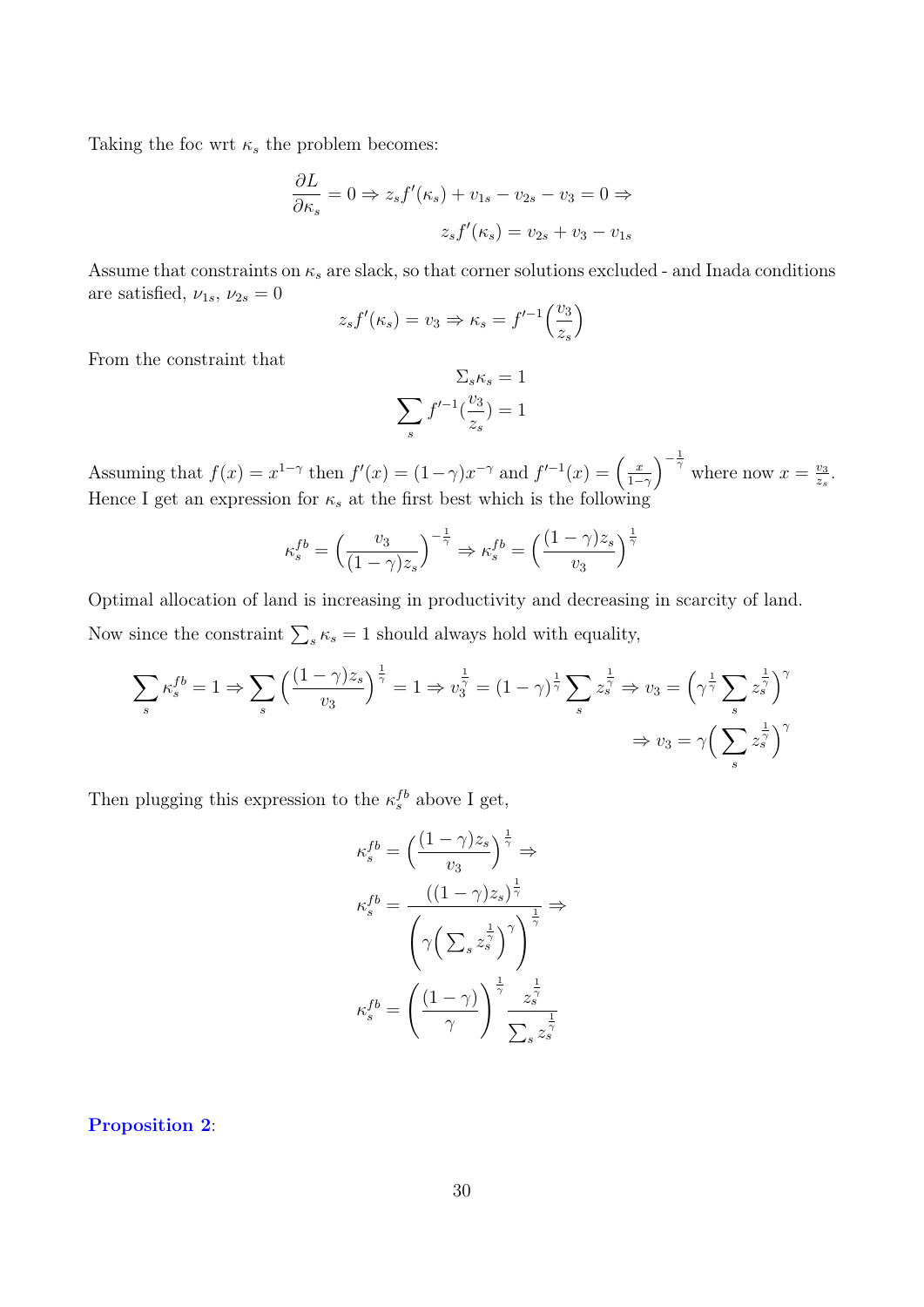Taking the foc wrt $\kappa_s$ the problem becomes:

$$\frac{\partial L}{\partial \kappa_s} = 0 \Rightarrow z_s f'(\kappa_s) + v_{1s} - v_{2s} - v_3 = 0 \Rightarrow$$

$$z_s f'(\kappa_s) = v_{2s} + v_3 - v_{1s}$$

Assume that constraints on $\kappa_s$ are slack, so that corner solutions excluded - and Inada conditions are satisfied, $\nu_{1s}$, $\nu_{2s} = 0$

$$z_s f'(\kappa_s) = v_3 \Rightarrow \kappa_s = f'^{-1}\Big(\frac{v_3}{z_s}\Big)$$

From the constraint that

$$\Sigma_s \kappa_s = 1$$

$$\sum_s f'^{-1}(\frac{v_3}{z_s}) = 1$$

Assuming that $f(x) = x^{1-\gamma}$ then $f'(x) = (1-\gamma)x^{-\gamma}$ and $f'^{-1}(x) = \Big(\frac{x}{1-\gamma}\Big)^{-\frac{1}{\gamma}}$ where now $x = \frac{v_3}{z_s}$. Hence I get an expression for $\kappa_s$ at the first best which is the following

$$\kappa_s^{fb} = \Big(\frac{v_3}{(1-\gamma)z_s}\Big)^{-\frac{1}{\gamma}} \Rightarrow \kappa_s^{fb} = \Big(\frac{(1-\gamma)z_s}{v_3}\Big)^{\frac{1}{\gamma}}$$

Optimal allocation of land is increasing in productivity and decreasing in scarcity of land.

Now since the constraint $\sum_s \kappa_s = 1$ should always hold with equality,

$$\sum_s \kappa_s^{fb} = 1 \Rightarrow \sum_s \Big(\frac{(1-\gamma)z_s}{v_3}\Big)^{\frac{1}{\gamma}} = 1 \Rightarrow v_3^{\frac{1}{\gamma}} = (1-\gamma)^{\frac{1}{\gamma}} \sum_s z_s^{\frac{1}{\gamma}} \Rightarrow v_3 = \Big(\gamma^{\frac{1}{\gamma}} \sum_s z_s^{\frac{1}{\gamma}}\Big)^{\gamma}$$

$$\Rightarrow v_3 = \gamma\Big(\sum_s z_s^{\frac{1}{\gamma}}\Big)^{\gamma}$$

Then plugging this expression to the $\kappa_s^{fb}$ above I get,

$$\kappa_s^{fb} = \Big(\frac{(1-\gamma)z_s}{v_3}\Big)^{\frac{1}{\gamma}} \Rightarrow$$

$$\kappa_s^{fb} = \frac{((1-\gamma)z_s)^{\frac{1}{\gamma}}}{\Bigg(\gamma\Big(\sum_s z_s^{\frac{1}{\gamma}}\Big)^{\gamma}\Bigg)^{\frac{1}{\gamma}}} \Rightarrow$$

$$\kappa_s^{fb} = \Bigg(\frac{(1-\gamma)}{\gamma}\Bigg)^{\frac{1}{\gamma}} \frac{z_s^{\frac{1}{\gamma}}}{\sum_s z_s^{\frac{1}{\gamma}}}$$

**Proposition 2**: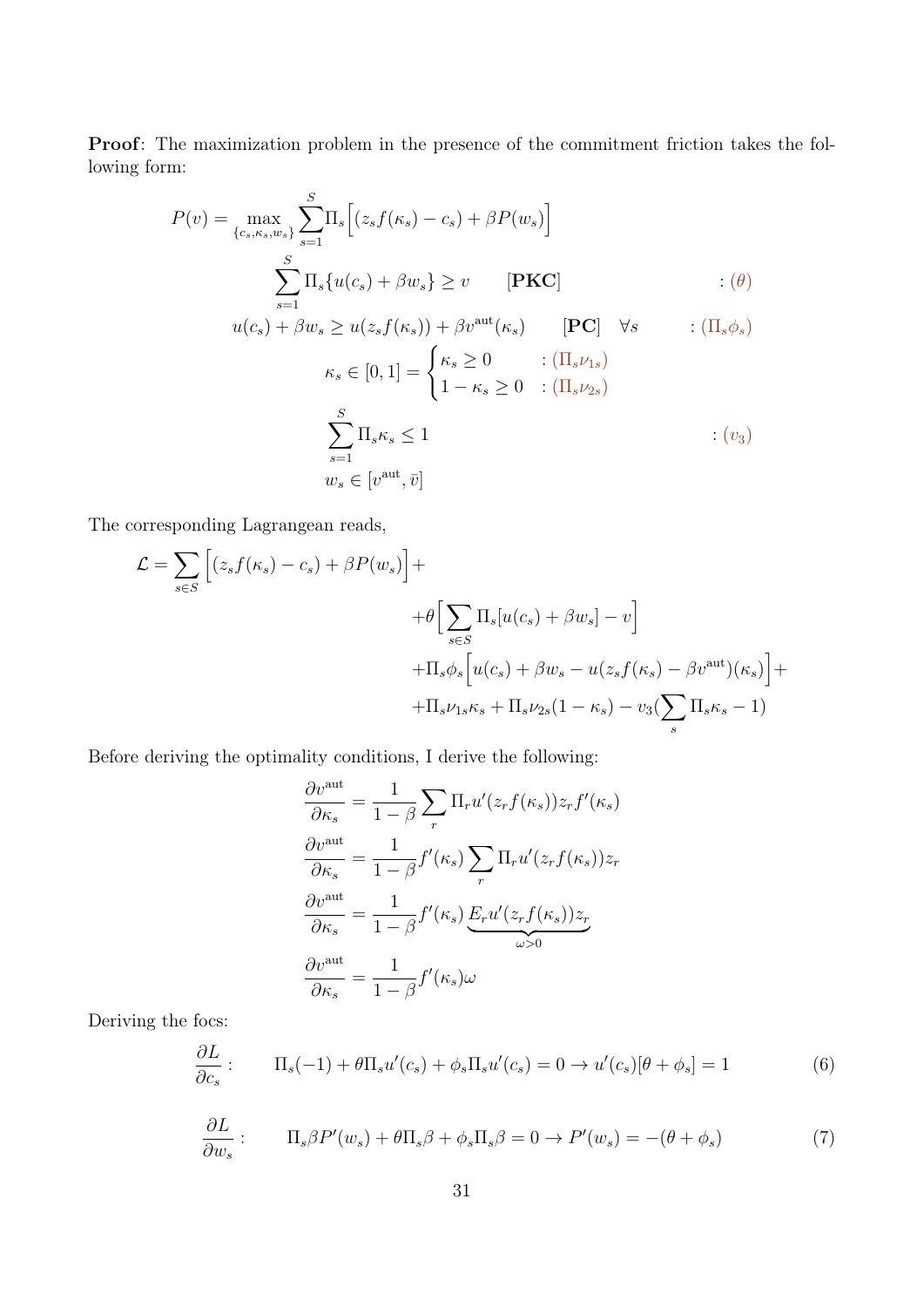**Proof**: The maximization problem in the presence of the commitment friction takes the following form:

$$
\begin{aligned}
P(v) = \max_{\{c_s,\kappa_s,w_s\}} & \sum_{s=1}^{S} \Pi_s \Big[ (z_s f(\kappa_s) - c_s) + \beta P(w_s) \Big] \\
& \sum_{s=1}^{S} \Pi_s \{ u(c_s) + \beta w_s \} \geq v \qquad [\textbf{PKC}] \qquad\qquad : (\theta) \\
& u(c_s) + \beta w_s \geq u(z_s f(\kappa_s)) + \beta v^{\text{aut}}(\kappa_s) \qquad [\textbf{PC}] \quad \forall s \qquad : (\Pi_s \phi_s) \\
& \kappa_s \in [0,1] = \begin{cases} \kappa_s \geq 0 & : (\Pi_s \nu_{1s}) \\ 1 - \kappa_s \geq 0 & : (\Pi_s \nu_{2s}) \end{cases} \\
& \sum_{s=1}^{S} \Pi_s \kappa_s \leq 1 \qquad\qquad\qquad\qquad : (v_3) \\
& w_s \in [v^{\text{aut}}, \bar{v}]
\end{aligned}
$$

The corresponding Lagrangean reads,

$$
\begin{aligned}
\mathcal{L} = \sum_{s \in S} \Big[ (z_s f(\kappa_s) - c_s) + \beta P(w_s) \Big] + & \\
& + \theta \Big[ \sum_{s \in S} \Pi_s [u(c_s) + \beta w_s] - v \Big] \\
& + \Pi_s \phi_s \Big[ u(c_s) + \beta w_s - u(z_s f(\kappa_s) - \beta v^{\text{aut}})(\kappa_s) \Big] + \\
& + \Pi_s \nu_{1s} \kappa_s + \Pi_s \nu_{2s} (1 - \kappa_s) - v_3 (\sum_s \Pi_s \kappa_s - 1)
\end{aligned}
$$

Before deriving the optimality conditions, I derive the following:

$$
\begin{aligned}
\frac{\partial v^{\text{aut}}}{\partial \kappa_s} &= \frac{1}{1-\beta} \sum_r \Pi_r u'(z_r f(\kappa_s)) z_r f'(\kappa_s) \\
\frac{\partial v^{\text{aut}}}{\partial \kappa_s} &= \frac{1}{1-\beta} f'(\kappa_s) \sum_r \Pi_r u'(z_r f(\kappa_s)) z_r \\
\frac{\partial v^{\text{aut}}}{\partial \kappa_s} &= \frac{1}{1-\beta} f'(\kappa_s) \underbrace{E_r u'(z_r f(\kappa_s)) z_r}_{\omega > 0} \\
\frac{\partial v^{\text{aut}}}{\partial \kappa_s} &= \frac{1}{1-\beta} f'(\kappa_s) \omega
\end{aligned}
$$

Deriving the focs:

$$
\frac{\partial L}{\partial c_s}: \qquad \Pi_s(-1) + \theta \Pi_s u'(c_s) + \phi_s \Pi_s u'(c_s) = 0 \rightarrow u'(c_s)[\theta + \phi_s] = 1 \tag{6}
$$

$$
\frac{\partial L}{\partial w_s}: \qquad \Pi_s \beta P'(w_s) + \theta \Pi_s \beta + \phi_s \Pi_s \beta = 0 \rightarrow P'(w_s) = -(\theta + \phi_s) \tag{7}
$$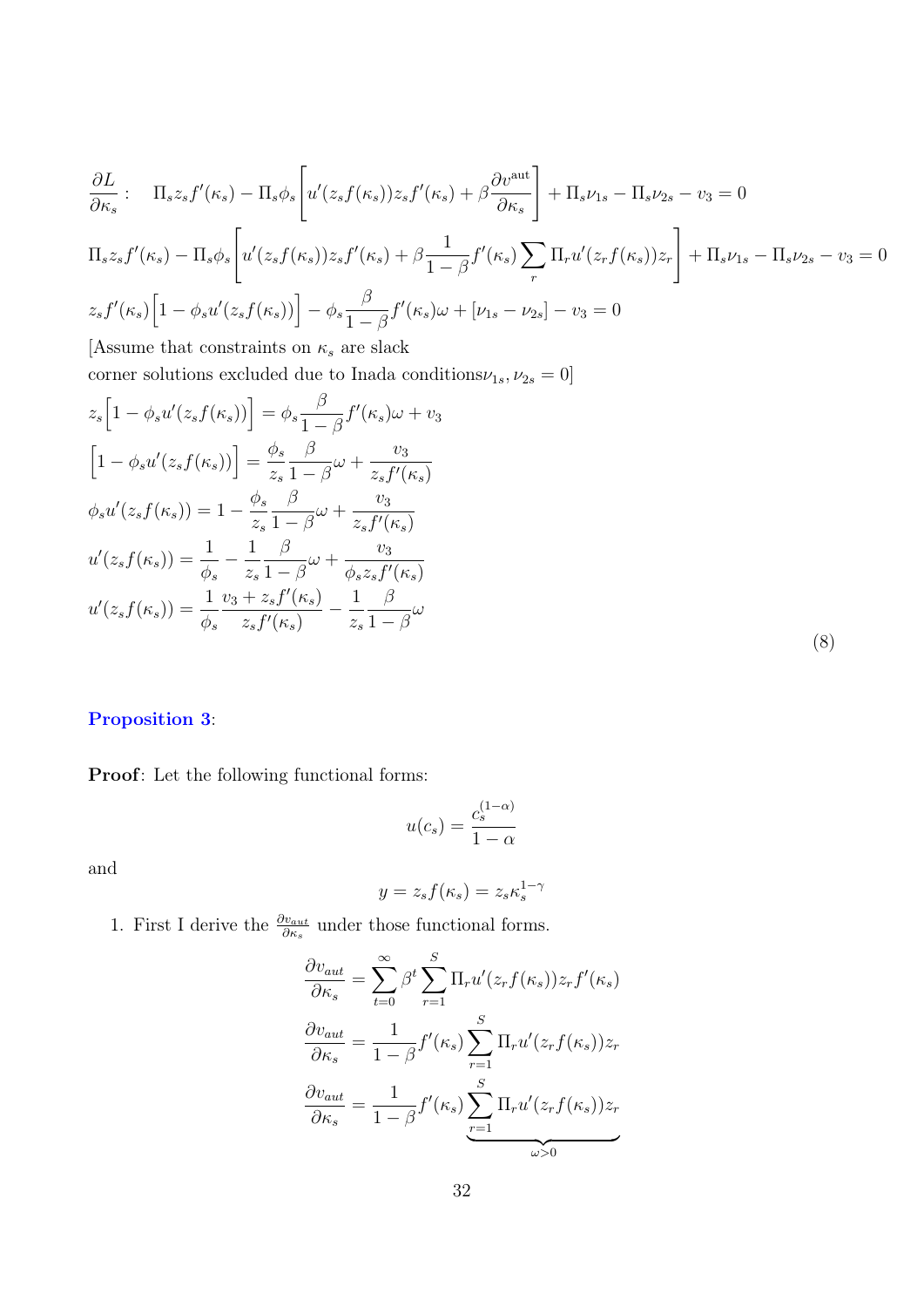$$
\begin{aligned}
&\frac{\partial L}{\partial \kappa_s}: \quad \Pi_s z_s f'(\kappa_s) - \Pi_s \phi_s \left[ u'(z_s f(\kappa_s)) z_s f'(\kappa_s) + \beta \frac{\partial v^{\text{aut}}}{\partial \kappa_s} \right] + \Pi_s \nu_{1s} - \Pi_s \nu_{2s} - v_3 = 0 \\
&\Pi_s z_s f'(\kappa_s) - \Pi_s \phi_s \left[ u'(z_s f(\kappa_s)) z_s f'(\kappa_s) + \beta \frac{1}{1-\beta} f'(\kappa_s) \sum_r \Pi_r u'(z_r f(\kappa_s)) z_r \right] + \Pi_s \nu_{1s} - \Pi_s \nu_{2s} - v_3 = 0 \\
&z_s f'(\kappa_s) \Big[ 1 - \phi_s u'(z_s f(\kappa_s)) \Big] - \phi_s \frac{\beta}{1-\beta} f'(\kappa_s) \omega + [\nu_{1s} - \nu_{2s}] - v_3 = 0 \\
&\text{[Assume that constraints on } \kappa_s \text{ are slack} \\
&\text{corner solutions excluded due to Inada conditions} \nu_{1s}, \nu_{2s} = 0] \\
&z_s \Big[ 1 - \phi_s u'(z_s f(\kappa_s)) \Big] = \phi_s \frac{\beta}{1-\beta} f'(\kappa_s) \omega + v_3 \\
&\Big[ 1 - \phi_s u'(z_s f(\kappa_s)) \Big] = \frac{\phi_s}{z_s} \frac{\beta}{1-\beta} \omega + \frac{v_3}{z_s f'(\kappa_s)} \\
&\phi_s u'(z_s f(\kappa_s)) = 1 - \frac{\phi_s}{z_s} \frac{\beta}{1-\beta} \omega + \frac{v_3}{z_s f'(\kappa_s)} \\
&u'(z_s f(\kappa_s)) = \frac{1}{\phi_s} - \frac{1}{z_s} \frac{\beta}{1-\beta} \omega + \frac{v_3}{\phi_s z_s f'(\kappa_s)} \\
&u'(z_s f(\kappa_s)) = \frac{1}{\phi_s} \frac{v_3 + z_s f'(\kappa_s)}{z_s f'(\kappa_s)} - \frac{1}{z_s} \frac{\beta}{1-\beta} \omega
\end{aligned}
\tag{8}
$$

**Proposition 3**:

**Proof**: Let the following functional forms:

$$
u(c_s) = \frac{c_s^{(1-\alpha)}}{1-\alpha}
$$

and

$$
y = z_s f(\kappa_s) = z_s \kappa_s^{1-\gamma}
$$

1. First I derive the $\frac{\partial v_{aut}}{\partial \kappa_s}$ under those functional forms.

$$
\begin{aligned}
\frac{\partial v_{aut}}{\partial \kappa_s} &= \sum_{t=0}^{\infty} \beta^t \sum_{r=1}^{S} \Pi_r u'(z_r f(\kappa_s)) z_r f'(\kappa_s) \\
\frac{\partial v_{aut}}{\partial \kappa_s} &= \frac{1}{1-\beta} f'(\kappa_s) \sum_{r=1}^{S} \Pi_r u'(z_r f(\kappa_s)) z_r \\
\frac{\partial v_{aut}}{\partial \kappa_s} &= \frac{1}{1-\beta} f'(\kappa_s) \underbrace{\sum_{r=1}^{S} \Pi_r u'(z_r f(\kappa_s)) z_r}_{\omega > 0}
\end{aligned}
$$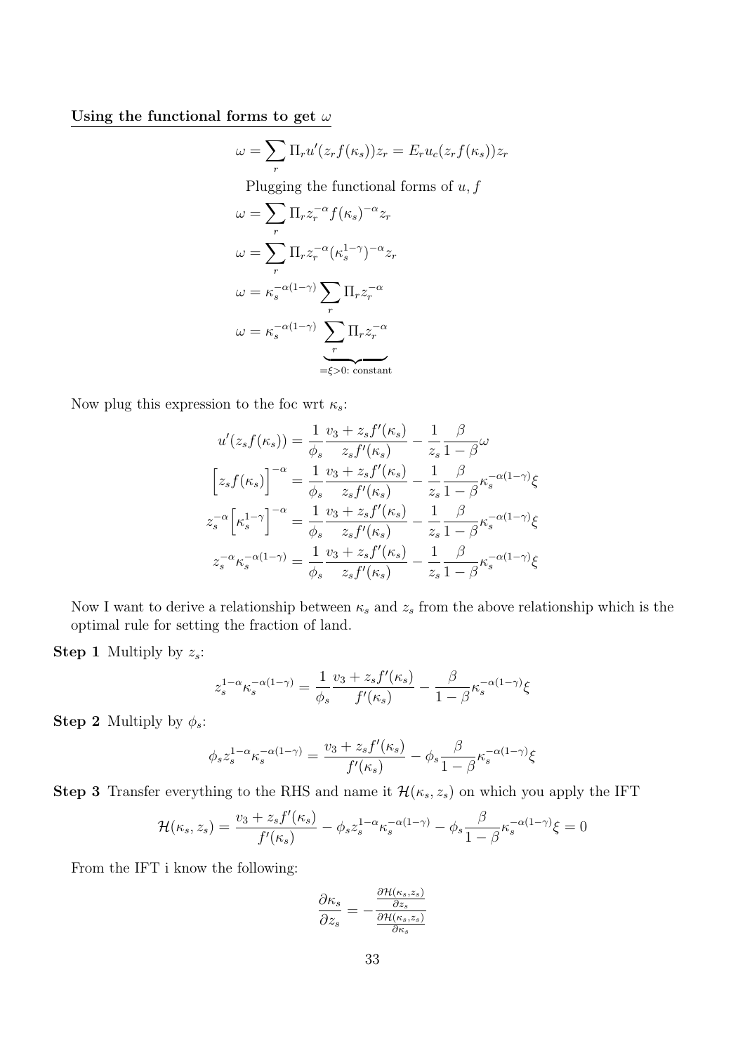**Using the functional forms to get $\omega$**

$$\omega = \sum_r \Pi_r u'(z_r f(\kappa_s)) z_r = E_r u_c(z_r f(\kappa_s)) z_r$$

Plugging the functional forms of $u, f$

$$\omega = \sum_r \Pi_r z_r^{-\alpha} f(\kappa_s)^{-\alpha} z_r$$

$$\omega = \sum_r \Pi_r z_r^{-\alpha} (\kappa_s^{1-\gamma})^{-\alpha} z_r$$

$$\omega = \kappa_s^{-\alpha(1-\gamma)} \sum_r \Pi_r z_r^{-\alpha}$$

$$\omega = \kappa_s^{-\alpha(1-\gamma)} \underbrace{\sum_r \Pi_r z_r^{-\alpha}}_{=\xi>0\text{: constant}}$$

Now plug this expression to the foc wrt $\kappa_s$:

$$u'(z_s f(\kappa_s)) = \frac{1}{\phi_s} \frac{v_3 + z_s f'(\kappa_s)}{z_s f'(\kappa_s)} - \frac{1}{z_s} \frac{\beta}{1-\beta} \omega$$

$$\Big[z_s f(\kappa_s)\Big]^{-\alpha} = \frac{1}{\phi_s} \frac{v_3 + z_s f'(\kappa_s)}{z_s f'(\kappa_s)} - \frac{1}{z_s} \frac{\beta}{1-\beta} \kappa_s^{-\alpha(1-\gamma)} \xi$$

$$z_s^{-\alpha}\Big[\kappa_s^{1-\gamma}\Big]^{-\alpha} = \frac{1}{\phi_s} \frac{v_3 + z_s f'(\kappa_s)}{z_s f'(\kappa_s)} - \frac{1}{z_s} \frac{\beta}{1-\beta} \kappa_s^{-\alpha(1-\gamma)} \xi$$

$$z_s^{-\alpha} \kappa_s^{-\alpha(1-\gamma)} = \frac{1}{\phi_s} \frac{v_3 + z_s f'(\kappa_s)}{z_s f'(\kappa_s)} - \frac{1}{z_s} \frac{\beta}{1-\beta} \kappa_s^{-\alpha(1-\gamma)} \xi$$

Now I want to derive a relationship between $\kappa_s$ and $z_s$ from the above relationship which is the optimal rule for setting the fraction of land.

**Step 1** Multiply by $z_s$:

$$z_s^{1-\alpha} \kappa_s^{-\alpha(1-\gamma)} = \frac{1}{\phi_s} \frac{v_3 + z_s f'(\kappa_s)}{f'(\kappa_s)} - \frac{\beta}{1-\beta} \kappa_s^{-\alpha(1-\gamma)} \xi$$

**Step 2** Multiply by $\phi_s$:

$$\phi_s z_s^{1-\alpha} \kappa_s^{-\alpha(1-\gamma)} = \frac{v_3 + z_s f'(\kappa_s)}{f'(\kappa_s)} - \phi_s \frac{\beta}{1-\beta} \kappa_s^{-\alpha(1-\gamma)} \xi$$

**Step 3** Transfer everything to the RHS and name it $\mathcal{H}(\kappa_s, z_s)$ on which you apply the IFT

$$\mathcal{H}(\kappa_s, z_s) = \frac{v_3 + z_s f'(\kappa_s)}{f'(\kappa_s)} - \phi_s z_s^{1-\alpha} \kappa_s^{-\alpha(1-\gamma)} - \phi_s \frac{\beta}{1-\beta} \kappa_s^{-\alpha(1-\gamma)} \xi = 0$$

From the IFT i know the following:

$$\frac{\partial \kappa_s}{\partial z_s} = -\frac{\frac{\partial \mathcal{H}(\kappa_s, z_s)}{\partial z_s}}{\frac{\partial \mathcal{H}(\kappa_s, z_s)}{\partial \kappa_s}}$$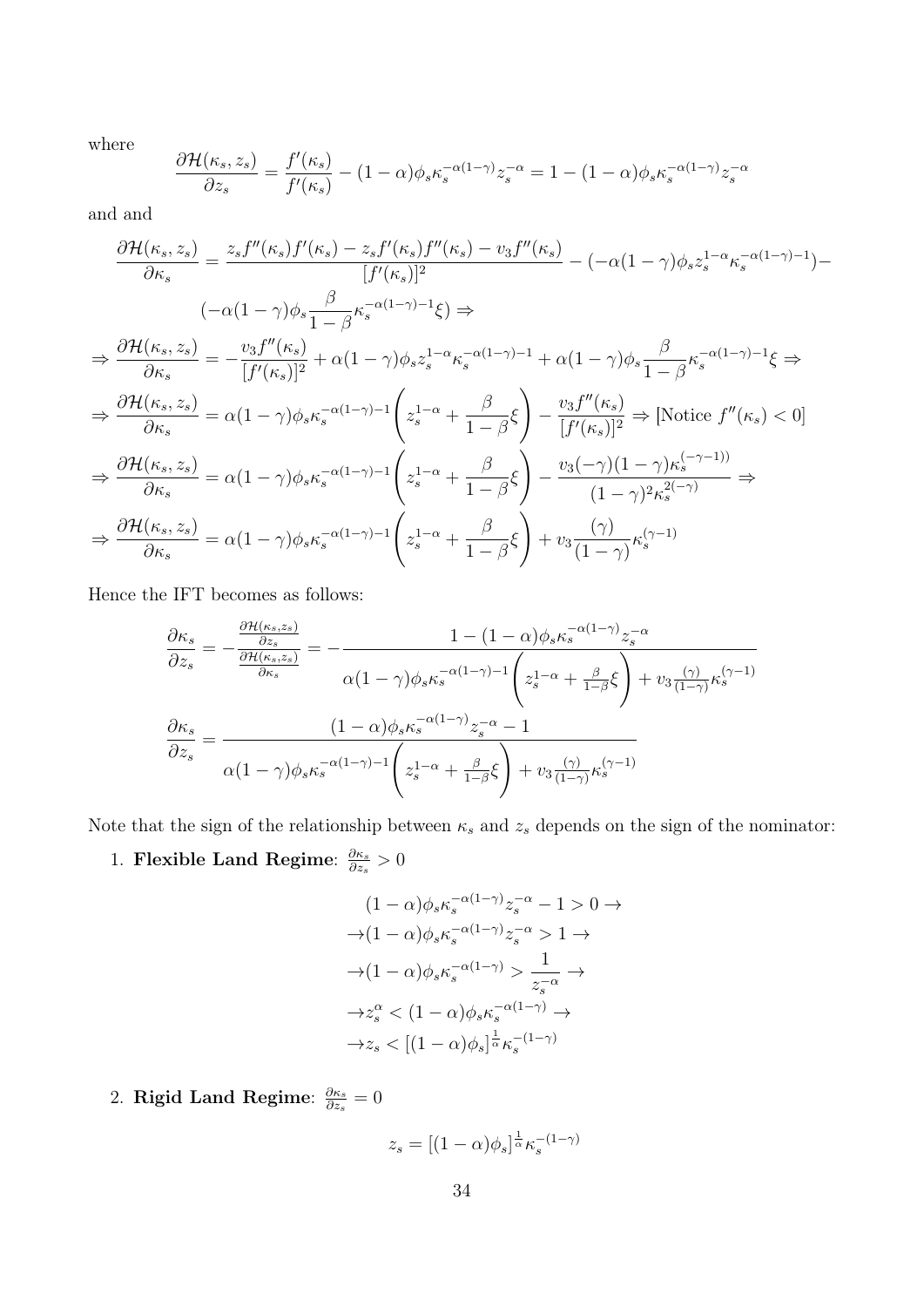where

$$\frac{\partial \mathcal{H}(\kappa_s, z_s)}{\partial z_s} = \frac{f'(\kappa_s)}{f'(\kappa_s)} - (1-\alpha)\phi_s \kappa_s^{-\alpha(1-\gamma)} z_s^{-\alpha} = 1 - (1-\alpha)\phi_s \kappa_s^{-\alpha(1-\gamma)} z_s^{-\alpha}$$

and and

$$\frac{\partial \mathcal{H}(\kappa_s, z_s)}{\partial \kappa_s} = \frac{z_s f''(\kappa_s) f'(\kappa_s) - z_s f'(\kappa_s) f''(\kappa_s) - v_3 f''(\kappa_s)}{[f'(\kappa_s)]^2} - (-\alpha(1-\gamma)\phi_s z_s^{1-\alpha} \kappa_s^{-\alpha(1-\gamma)-1}) -$$

$$(-\alpha(1-\gamma)\phi_s \frac{\beta}{1-\beta} \kappa_s^{-\alpha(1-\gamma)-1} \xi) \Rightarrow$$

$$\Rightarrow \frac{\partial \mathcal{H}(\kappa_s, z_s)}{\partial \kappa_s} = -\frac{v_3 f''(\kappa_s)}{[f'(\kappa_s)]^2} + \alpha(1-\gamma)\phi_s z_s^{1-\alpha} \kappa_s^{-\alpha(1-\gamma)-1} + \alpha(1-\gamma)\phi_s \frac{\beta}{1-\beta} \kappa_s^{-\alpha(1-\gamma)-1} \xi \Rightarrow$$

$$\Rightarrow \frac{\partial \mathcal{H}(\kappa_s, z_s)}{\partial \kappa_s} = \alpha(1-\gamma)\phi_s \kappa_s^{-\alpha(1-\gamma)-1} \left( z_s^{1-\alpha} + \frac{\beta}{1-\beta}\xi \right) - \frac{v_3 f''(\kappa_s)}{[f'(\kappa_s)]^2} \Rightarrow \text{[Notice } f''(\kappa_s) < 0]$$

$$\Rightarrow \frac{\partial \mathcal{H}(\kappa_s, z_s)}{\partial \kappa_s} = \alpha(1-\gamma)\phi_s \kappa_s^{-\alpha(1-\gamma)-1} \left( z_s^{1-\alpha} + \frac{\beta}{1-\beta}\xi \right) - \frac{v_3(-\gamma)(1-\gamma)\kappa_s^{(-\gamma-1))}}{(1-\gamma)^2 \kappa_s^{2(-\gamma)}} \Rightarrow$$

$$\Rightarrow \frac{\partial \mathcal{H}(\kappa_s, z_s)}{\partial \kappa_s} = \alpha(1-\gamma)\phi_s \kappa_s^{-\alpha(1-\gamma)-1} \left( z_s^{1-\alpha} + \frac{\beta}{1-\beta}\xi \right) + v_3 \frac{(\gamma)}{(1-\gamma)} \kappa_s^{(\gamma-1)}$$

Hence the IFT becomes as follows:

$$\frac{\partial \kappa_s}{\partial z_s} = -\frac{\frac{\partial \mathcal{H}(\kappa_s, z_s)}{\partial z_s}}{\frac{\partial \mathcal{H}(\kappa_s, z_s)}{\partial \kappa_s}} = -\frac{1 - (1-\alpha)\phi_s \kappa_s^{-\alpha(1-\gamma)} z_s^{-\alpha}}{\alpha(1-\gamma)\phi_s \kappa_s^{-\alpha(1-\gamma)-1} \left( z_s^{1-\alpha} + \frac{\beta}{1-\beta}\xi \right) + v_3 \frac{(\gamma)}{(1-\gamma)} \kappa_s^{(\gamma-1)}}$$

$$\frac{\partial \kappa_s}{\partial z_s} = \frac{(1-\alpha)\phi_s \kappa_s^{-\alpha(1-\gamma)} z_s^{-\alpha} - 1}{\alpha(1-\gamma)\phi_s \kappa_s^{-\alpha(1-\gamma)-1} \left( z_s^{1-\alpha} + \frac{\beta}{1-\beta}\xi \right) + v_3 \frac{(\gamma)}{(1-\gamma)} \kappa_s^{(\gamma-1)}}$$

Note that the sign of the relationship between $\kappa_s$ and $z_s$ depends on the sign of the nominator:

1. **Flexible Land Regime**: $\frac{\partial \kappa_s}{\partial z_s} > 0$

$$(1-\alpha)\phi_s \kappa_s^{-\alpha(1-\gamma)} z_s^{-\alpha} - 1 > 0 \to$$
$$\to (1-\alpha)\phi_s \kappa_s^{-\alpha(1-\gamma)} z_s^{-\alpha} > 1 \to$$
$$\to (1-\alpha)\phi_s \kappa_s^{-\alpha(1-\gamma)} > \frac{1}{z_s^{-\alpha}} \to$$
$$\to z_s^{\alpha} < (1-\alpha)\phi_s \kappa_s^{-\alpha(1-\gamma)} \to$$
$$\to z_s < [(1-\alpha)\phi_s]^{\frac{1}{\alpha}} \kappa_s^{-(1-\gamma)}$$

2. **Rigid Land Regime**: $\frac{\partial \kappa_s}{\partial z_s} = 0$

$$z_s = [(1-\alpha)\phi_s]^{\frac{1}{\alpha}} \kappa_s^{-(1-\gamma)}$$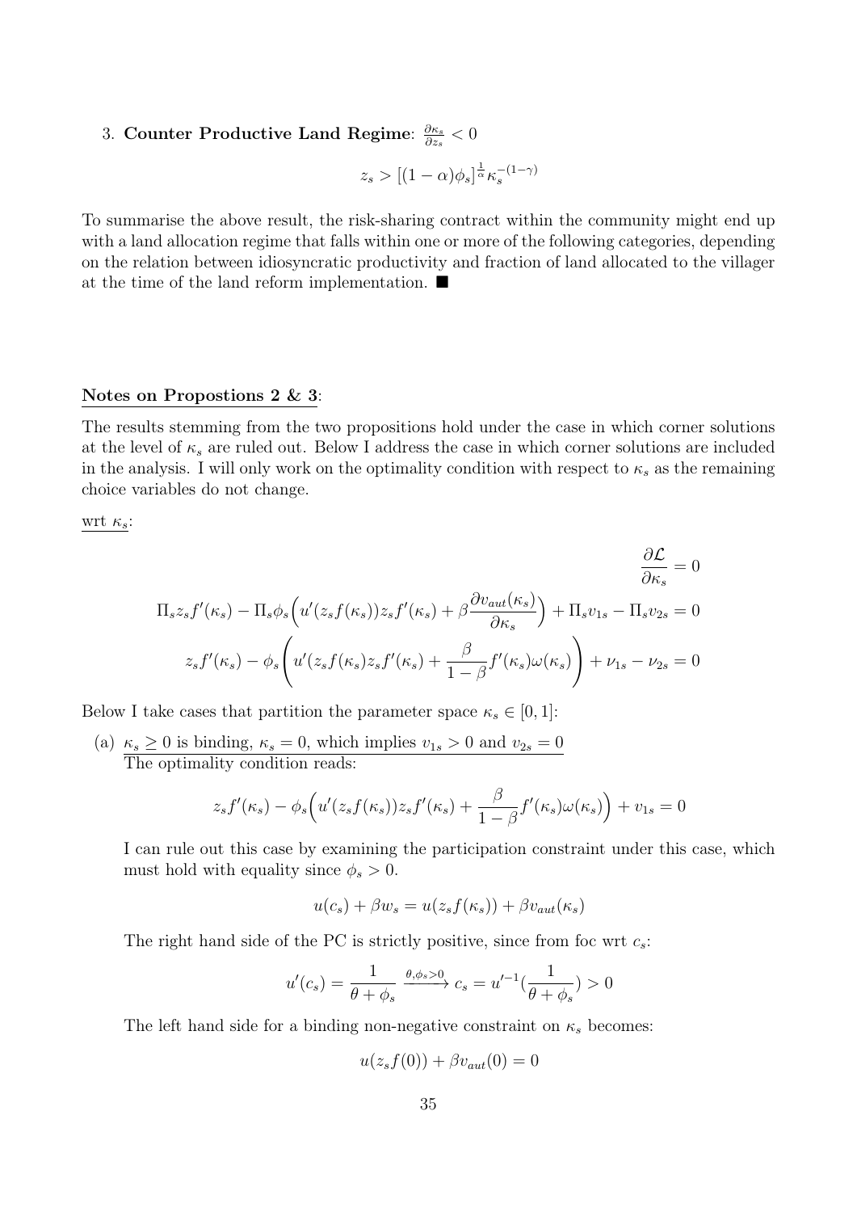3. **Counter Productive Land Regime**: $\frac{\partial \kappa_s}{\partial z_s} < 0$

$$z_s > [(1-\alpha)\phi_s]^{\frac{1}{\alpha}} \kappa_s^{-(1-\gamma)}$$

To summarise the above result, the risk-sharing contract within the community might end up with a land allocation regime that falls within one or more of the following categories, depending on the relation between idiosyncratic productivity and fraction of land allocated to the villager at the time of the land reform implementation. ■

**Notes on Propostions 2 & 3**:

The results stemming from the two propositions hold under the case in which corner solutions at the level of $\kappa_s$ are ruled out. Below I address the case in which corner solutions are included in the analysis. I will only work on the optimality condition with respect to $\kappa_s$ as the remaining choice variables do not change.

wrt $\kappa_s$:

$$\frac{\partial \mathcal{L}}{\partial \kappa_s} = 0$$

$$\Pi_s z_s f'(\kappa_s) - \Pi_s \phi_s \Big( u'(z_s f(\kappa_s)) z_s f'(\kappa_s) + \beta \frac{\partial v_{aut}(\kappa_s)}{\partial \kappa_s} \Big) + \Pi_s v_{1s} - \Pi_s v_{2s} = 0$$

$$z_s f'(\kappa_s) - \phi_s \Bigg( u'(z_s f(\kappa_s) z_s f'(\kappa_s) + \frac{\beta}{1-\beta} f'(\kappa_s) \omega(\kappa_s) \Bigg) + \nu_{1s} - \nu_{2s} = 0$$

Below I take cases that partition the parameter space $\kappa_s \in [0, 1]$:

(a) $\kappa_s \geq 0$ is binding, $\kappa_s = 0$, which implies $v_{1s} > 0$ and $v_{2s} = 0$

The optimality condition reads:

$$z_s f'(\kappa_s) - \phi_s \Big( u'(z_s f(\kappa_s)) z_s f'(\kappa_s) + \frac{\beta}{1-\beta} f'(\kappa_s) \omega(\kappa_s) \Big) + v_{1s} = 0$$

I can rule out this case by examining the participation constraint under this case, which must hold with equality since $\phi_s > 0$.

$$u(c_s) + \beta w_s = u(z_s f(\kappa_s)) + \beta v_{aut}(\kappa_s)$$

The right hand side of the PC is strictly positive, since from foc wrt $c_s$:

$$u'(c_s) = \frac{1}{\theta + \phi_s} \xrightarrow{\theta, \phi_s > 0} c_s = u'^{-1}\Big(\frac{1}{\theta + \phi_s}\Big) > 0$$

The left hand side for a binding non-negative constraint on $\kappa_s$ becomes:

$$u(z_s f(0)) + \beta v_{aut}(0) = 0$$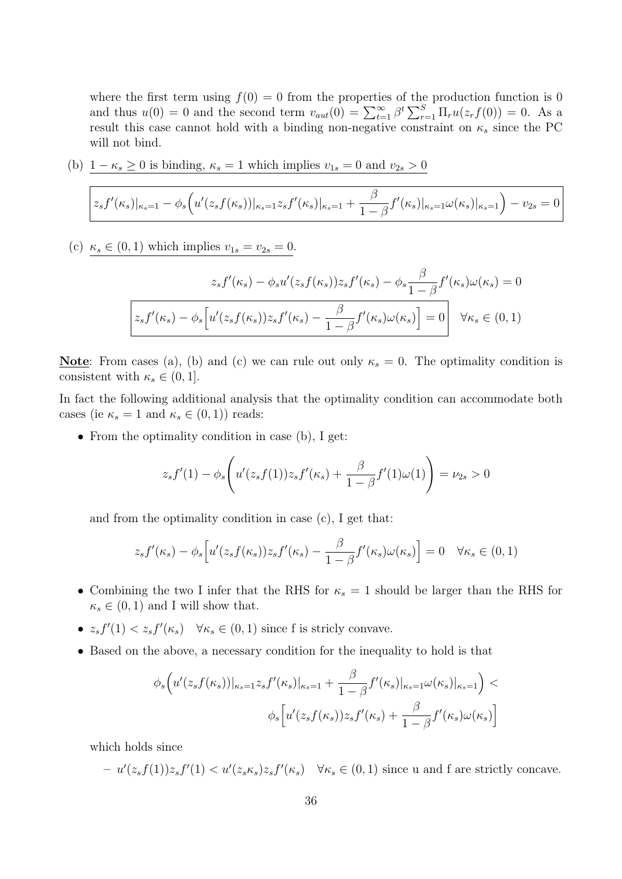where the first term using $f(0) = 0$ from the properties of the production function is 0 and thus $u(0) = 0$ and the second term $v_{aut}(0) = \sum_{t=1}^{\infty} \beta^t \sum_{r=1}^{S} \Pi_r u(z_r f(0)) = 0$. As a result this case cannot hold with a binding non-negative constraint on $\kappa_s$ since the PC will not bind.

(b) $1 - \kappa_s \geq 0$ is binding, $\kappa_s = 1$ which implies $v_{1s} = 0$ and $v_{2s} > 0$

$$\boxed{z_s f'(\kappa_s)|_{\kappa_s=1} - \phi_s\Big(u'(z_s f(\kappa_s))|_{\kappa_s=1} z_s f'(\kappa_s)|_{\kappa_s=1} + \frac{\beta}{1-\beta} f'(\kappa_s)|_{\kappa_s=1} \omega(\kappa_s)|_{\kappa_s=1}\Big) - v_{2s} = 0}$$

(c) $\kappa_s \in (0,1)$ which implies $v_{1s} = v_{2s} = 0$.

$$z_s f'(\kappa_s) - \phi_s u'(z_s f(\kappa_s)) z_s f'(\kappa_s) - \phi_s \frac{\beta}{1-\beta} f'(\kappa_s)\omega(\kappa_s) = 0$$

$$\boxed{z_s f'(\kappa_s) - \phi_s\Big[u'(z_s f(\kappa_s)) z_s f'(\kappa_s) - \frac{\beta}{1-\beta} f'(\kappa_s)\omega(\kappa_s)\Big] = 0} \quad \forall \kappa_s \in (0,1)$$

**Note**: From cases (a), (b) and (c) we can rule out only $\kappa_s = 0$. The optimality condition is consistent with $\kappa_s \in (0, 1]$.

In fact the following additional analysis that the optimality condition can accommodate both cases (ie $\kappa_s = 1$ and $\kappa_s \in (0,1)$) reads:

- From the optimality condition in case (b), I get:

$$z_s f'(1) - \phi_s\left(u'(z_s f(1)) z_s f'(\kappa_s) + \frac{\beta}{1-\beta} f'(1)\omega(1)\right) = \nu_{2s} > 0$$

  and from the optimality condition in case (c), I get that:

$$z_s f'(\kappa_s) - \phi_s\Big[u'(z_s f(\kappa_s)) z_s f'(\kappa_s) - \frac{\beta}{1-\beta} f'(\kappa_s)\omega(\kappa_s)\Big] = 0 \quad \forall \kappa_s \in (0,1)$$

- Combining the two I infer that the RHS for $\kappa_s = 1$ should be larger than the RHS for $\kappa_s \in (0,1)$ and I will show that.
- $z_s f'(1) < z_s f'(\kappa_s) \quad \forall \kappa_s \in (0,1)$ since f is stricly convave.
- Based on the above, a necessary condition for the inequality to hold is that

$$\phi_s\Big(u'(z_s f(\kappa_s))|_{\kappa_s=1} z_s f'(\kappa_s)|_{\kappa_s=1} + \frac{\beta}{1-\beta} f'(\kappa_s)|_{\kappa_s=1}\omega(\kappa_s)|_{\kappa_s=1}\Big) <$$
$$\phi_s\Big[u'(z_s f(\kappa_s)) z_s f'(\kappa_s) + \frac{\beta}{1-\beta} f'(\kappa_s)\omega(\kappa_s)\Big]$$

  which holds since

  – $u'(z_s f(1)) z_s f'(1) < u'(z_s \kappa_s) z_s f'(\kappa_s) \quad \forall \kappa_s \in (0,1)$ since u and f are strictly concave.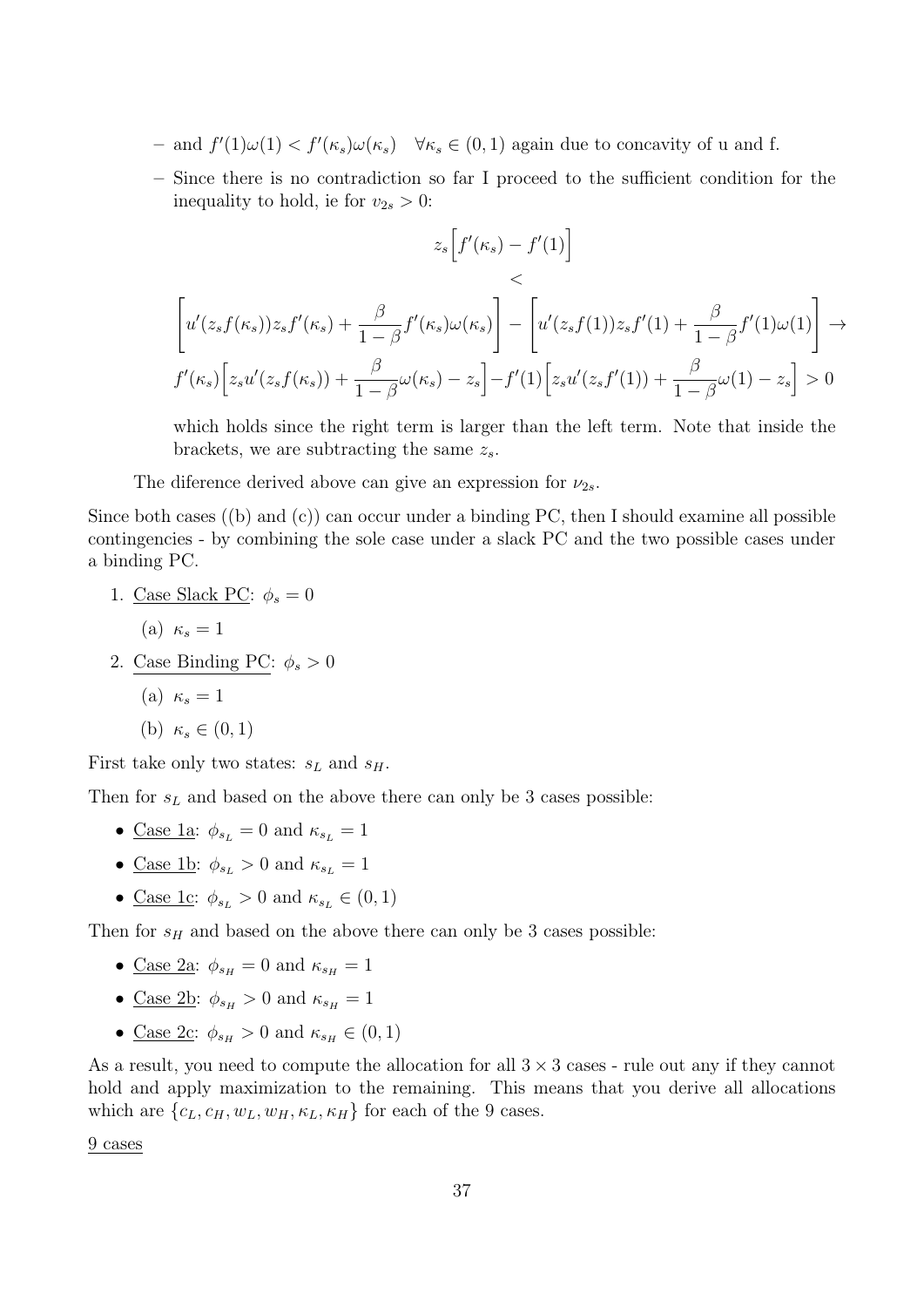- and $f'(1)\omega(1) < f'(\kappa_s)\omega(\kappa_s) \quad \forall \kappa_s \in (0,1)$ again due to concavity of u and f.
  - Since there is no contradiction so far I proceed to the sufficient condition for the inequality to hold, ie for $v_{2s} > 0$:

$$z_s\Big[f'(\kappa_s) - f'(1)\Big]$$

$$<$$

$$\left[u'(z_s f(\kappa_s))z_s f'(\kappa_s) + \frac{\beta}{1-\beta}f'(\kappa_s)\omega(\kappa_s)\right] - \left[u'(z_s f(1))z_s f'(1) + \frac{\beta}{1-\beta}f'(1)\omega(1)\right] \rightarrow$$

$$f'(\kappa_s)\Big[z_s u'(z_s f(\kappa_s)) + \frac{\beta}{1-\beta}\omega(\kappa_s) - z_s\Big] - f'(1)\Big[z_s u'(z_s f'(1)) + \frac{\beta}{1-\beta}\omega(1) - z_s\Big] > 0$$

which holds since the right term is larger than the left term. Note that inside the brackets, we are subtracting the same $z_s$.

The diference derived above can give an expression for $\nu_{2s}$.

Since both cases ((b) and (c)) can occur under a binding PC, then I should examine all possible contingencies - by combining the sole case under a slack PC and the two possible cases under a binding PC.

1. Case Slack PC: $\phi_s = 0$
   (a) $\kappa_s = 1$
2. Case Binding PC: $\phi_s > 0$
   (a) $\kappa_s = 1$
   (b) $\kappa_s \in (0,1)$

First take only two states: $s_L$ and $s_H$.

Then for $s_L$ and based on the above there can only be 3 cases possible:

- Case 1a: $\phi_{s_L} = 0$ and $\kappa_{s_L} = 1$
- Case 1b: $\phi_{s_L} > 0$ and $\kappa_{s_L} = 1$
- Case 1c: $\phi_{s_L} > 0$ and $\kappa_{s_L} \in (0,1)$

Then for $s_H$ and based on the above there can only be 3 cases possible:

- Case 2a: $\phi_{s_H} = 0$ and $\kappa_{s_H} = 1$
- Case 2b: $\phi_{s_H} > 0$ and $\kappa_{s_H} = 1$
- Case 2c: $\phi_{s_H} > 0$ and $\kappa_{s_H} \in (0,1)$

As a result, you need to compute the allocation for all $3 \times 3$ cases - rule out any if they cannot hold and apply maximization to the remaining. This means that you derive all allocations which are $\{c_L, c_H, w_L, w_H, \kappa_L, \kappa_H\}$ for each of the 9 cases.

9 cases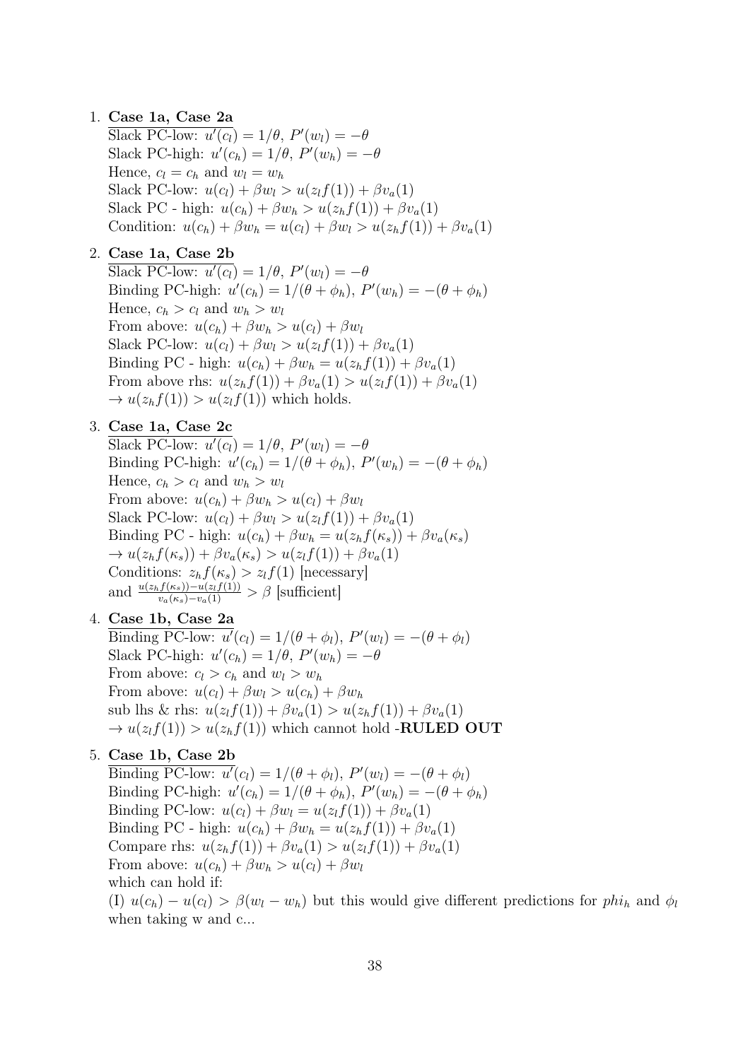1. **Case 1a, Case 2a**
   Slack PC-low: $u'(c_l) = 1/\theta$, $P'(w_l) = -\theta$
   Slack PC-high: $u'(c_h) = 1/\theta$, $P'(w_h) = -\theta$
   Hence, $c_l = c_h$ and $w_l = w_h$
   Slack PC-low: $u(c_l) + \beta w_l > u(z_l f(1)) + \beta v_a(1)$
   Slack PC - high: $u(c_h) + \beta w_h > u(z_h f(1)) + \beta v_a(1)$
   Condition: $u(c_h) + \beta w_h = u(c_l) + \beta w_l > u(z_h f(1)) + \beta v_a(1)$

2. **Case 1a, Case 2b**
   Slack PC-low: $u'(c_l) = 1/\theta$, $P'(w_l) = -\theta$
   Binding PC-high: $u'(c_h) = 1/(\theta + \phi_h)$, $P'(w_h) = -(\theta + \phi_h)$
   Hence, $c_h > c_l$ and $w_h > w_l$
   From above: $u(c_h) + \beta w_h > u(c_l) + \beta w_l$
   Slack PC-low: $u(c_l) + \beta w_l > u(z_l f(1)) + \beta v_a(1)$
   Binding PC - high: $u(c_h) + \beta w_h = u(z_h f(1)) + \beta v_a(1)$
   From above rhs: $u(z_h f(1)) + \beta v_a(1) > u(z_l f(1)) + \beta v_a(1)$
   $\rightarrow u(z_h f(1)) > u(z_l f(1))$ which holds.

3. **Case 1a, Case 2c**
   Slack PC-low: $u'(c_l) = 1/\theta$, $P'(w_l) = -\theta$
   Binding PC-high: $u'(c_h) = 1/(\theta + \phi_h)$, $P'(w_h) = -(\theta + \phi_h)$
   Hence, $c_h > c_l$ and $w_h > w_l$
   From above: $u(c_h) + \beta w_h > u(c_l) + \beta w_l$
   Slack PC-low: $u(c_l) + \beta w_l > u(z_l f(1)) + \beta v_a(1)$
   Binding PC - high: $u(c_h) + \beta w_h = u(z_h f(\kappa_s)) + \beta v_a(\kappa_s)$
   $\rightarrow u(z_h f(\kappa_s)) + \beta v_a(\kappa_s) > u(z_l f(1)) + \beta v_a(1)$
   Conditions: $z_h f(\kappa_s) > z_l f(1)$ [necessary]
   and $\frac{u(z_h f(\kappa_s)) - u(z_l f(1))}{v_a(\kappa_s) - v_a(1)} > \beta$ [sufficient]

4. **Case 1b, Case 2a**
   Binding PC-low: $u'(c_l) = 1/(\theta + \phi_l)$, $P'(w_l) = -(\theta + \phi_l)$
   Slack PC-high: $u'(c_h) = 1/\theta$, $P'(w_h) = -\theta$
   From above: $c_l > c_h$ and $w_l > w_h$
   From above: $u(c_l) + \beta w_l > u(c_h) + \beta w_h$
   sub lhs & rhs: $u(z_l f(1)) + \beta v_a(1) > u(z_h f(1)) + \beta v_a(1)$
   $\rightarrow u(z_l f(1)) > u(z_h f(1))$ which cannot hold -**RULED OUT**

5. **Case 1b, Case 2b**
   Binding PC-low: $u'(c_l) = 1/(\theta + \phi_l)$, $P'(w_l) = -(\theta + \phi_l)$
   Binding PC-high: $u'(c_h) = 1/(\theta + \phi_h)$, $P'(w_h) = -(\theta + \phi_h)$
   Binding PC-low: $u(c_l) + \beta w_l = u(z_l f(1)) + \beta v_a(1)$
   Binding PC - high: $u(c_h) + \beta w_h = u(z_h f(1)) + \beta v_a(1)$
   Compare rhs: $u(z_h f(1)) + \beta v_a(1) > u(z_l f(1)) + \beta v_a(1)$
   From above: $u(c_h) + \beta w_h > u(c_l) + \beta w_l$
   which can hold if:
   (I) $u(c_h) - u(c_l) > \beta(w_l - w_h)$ but this would give different predictions for $phi_h$ and $\phi_l$ when taking w and c...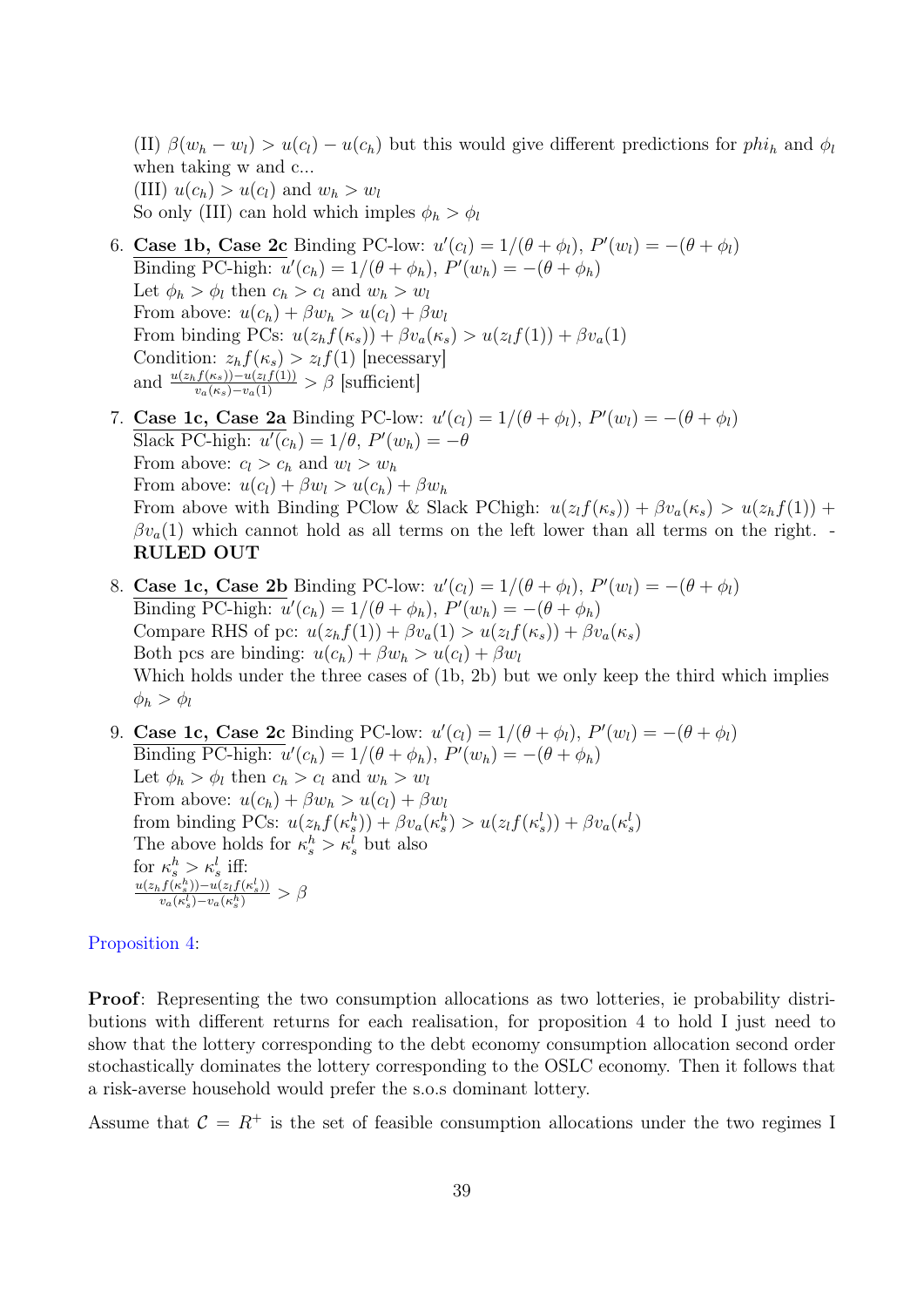(II) $\beta(w_h - w_l) > u(c_l) - u(c_h)$ but this would give different predictions for $phi_h$ and $\phi_l$ when taking w and c...
(III) $u(c_h) > u(c_l)$ and $w_h > w_l$
So only (III) can hold which imples $\phi_h > \phi_l$

6. <u>**Case 1b, Case 2c**</u> Binding PC-low: $u'(c_l) = 1/(\theta + \phi_l)$, $P'(w_l) = -(\theta + \phi_l)$
<u>Binding PC-high:</u> $u'(c_h) = 1/(\theta + \phi_h)$, $P'(w_h) = -(\theta + \phi_h)$
Let $\phi_h > \phi_l$ then $c_h > c_l$ and $w_h > w_l$
From above: $u(c_h) + \beta w_h > u(c_l) + \beta w_l$
From binding PCs: $u(z_h f(\kappa_s)) + \beta v_a(\kappa_s) > u(z_l f(1)) + \beta v_a(1)$
Condition: $z_h f(\kappa_s) > z_l f(1)$ [necessary]
and $\frac{u(z_h f(\kappa_s)) - u(z_l f(1))}{v_a(\kappa_s) - v_a(1)} > \beta$ [sufficient]

7. <u>**Case 1c, Case 2a**</u> Binding PC-low: $u'(c_l) = 1/(\theta + \phi_l)$, $P'(w_l) = -(\theta + \phi_l)$
<u>Slack PC-high:</u> $u'(c_h) = 1/\theta$, $P'(w_h) = -\theta$
From above: $c_l > c_h$ and $w_l > w_h$
From above: $u(c_l) + \beta w_l > u(c_h) + \beta w_h$
From above with Binding PClow & Slack PChigh: $u(z_l f(\kappa_s)) + \beta v_a(\kappa_s) > u(z_h f(1)) + \beta v_a(1)$ which cannot hold as all terms on the left lower than all terms on the right. - **RULED OUT**

8. <u>**Case 1c, Case 2b**</u> Binding PC-low: $u'(c_l) = 1/(\theta + \phi_l)$, $P'(w_l) = -(\theta + \phi_l)$
<u>Binding PC-high:</u> $u'(c_h) = 1/(\theta + \phi_h)$, $P'(w_h) = -(\theta + \phi_h)$
Compare RHS of pc: $u(z_h f(1)) + \beta v_a(1) > u(z_l f(\kappa_s)) + \beta v_a(\kappa_s)$
Both pcs are binding: $u(c_h) + \beta w_h > u(c_l) + \beta w_l$
Which holds under the three cases of (1b, 2b) but we only keep the third which implies $\phi_h > \phi_l$

9. <u>**Case 1c, Case 2c**</u> Binding PC-low: $u'(c_l) = 1/(\theta + \phi_l)$, $P'(w_l) = -(\theta + \phi_l)$
<u>Binding PC-high:</u> $u'(c_h) = 1/(\theta + \phi_h)$, $P'(w_h) = -(\theta + \phi_h)$
Let $\phi_h > \phi_l$ then $c_h > c_l$ and $w_h > w_l$
From above: $u(c_h) + \beta w_h > u(c_l) + \beta w_l$
from binding PCs: $u(z_h f(\kappa_s^h)) + \beta v_a(\kappa_s^h) > u(z_l f(\kappa_s^l)) + \beta v_a(\kappa_s^l)$
The above holds for $\kappa_s^h > \kappa_s^l$ but also
for $\kappa_s^h > \kappa_s^l$ iff:
$\frac{u(z_h f(\kappa_s^h)) - u(z_l f(\kappa_s^l))}{v_a(\kappa_s^l) - v_a(\kappa_s^h)} > \beta$

Proposition 4:

**Proof**: Representing the two consumption allocations as two lotteries, ie probability distributions with different returns for each realisation, for proposition 4 to hold I just need to show that the lottery corresponding to the debt economy consumption allocation second order stochastically dominates the lottery corresponding to the OSLC economy. Then it follows that a risk-averse household would prefer the s.o.s dominant lottery.

Assume that $\mathcal{C} = R^+$ is the set of feasible consumption allocations under the two regimes I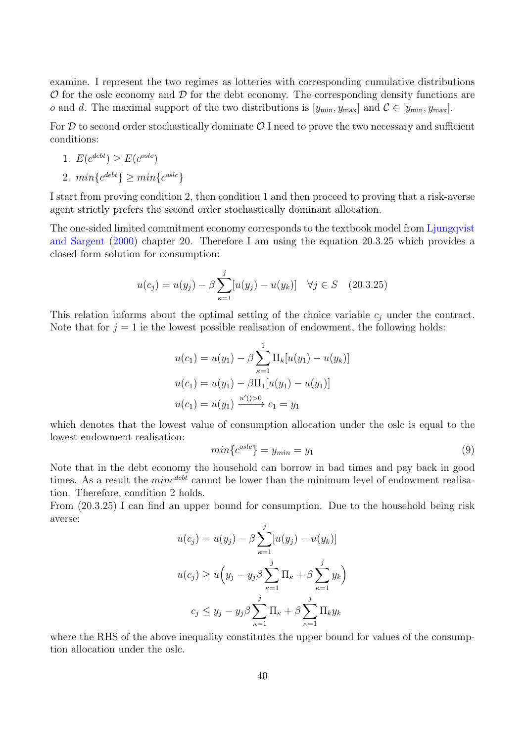examine. I represent the two regimes as lotteries with corresponding cumulative distributions $\mathcal{O}$ for the oslc economy and $\mathcal{D}$ for the debt economy. The corresponding density functions are $o$ and $d$. The maximal support of the two distributions is $[y_{\min}, y_{\max}]$ and $\mathcal{C} \in [y_{\min}, y_{\max}]$.

For $\mathcal{D}$ to second order stochastically dominate $\mathcal{O}$ I need to prove the two necessary and sufficient conditions:

1. $E(c^{debt}) \geq E(c^{oslc})$
2. $min\{c^{debt}\} \geq min\{c^{oslc}\}$

I start from proving condition 2, then condition 1 and then proceed to proving that a risk-averse agent strictly prefers the second order stochastically dominant allocation.

The one-sided limited commitment economy corresponds to the textbook model from Ljungqvist and Sargent (2000) chapter 20. Therefore I am using the equation 20.3.25 which provides a closed form solution for consumption:

$$u(c_j) = u(y_j) - \beta \sum_{\kappa=1}^{j} [u(y_j) - u(y_k)] \quad \forall j \in S \quad (20.3.25)$$

This relation informs about the optimal setting of the choice variable $c_j$ under the contract. Note that for $j = 1$ ie the lowest possible realisation of endowment, the following holds:

$$u(c_1) = u(y_1) - \beta \sum_{\kappa=1}^{1} \Pi_k [u(y_1) - u(y_k)]$$

$$u(c_1) = u(y_1) - \beta \Pi_1 [u(y_1) - u(y_1)]$$

$$u(c_1) = u(y_1) \xrightarrow{u'()>0} c_1 = y_1$$

which denotes that the lowest value of consumption allocation under the oslc is equal to the lowest endowment realisation:

$$min\{c^{oslc}\} = y_{min} = y_1 \quad (9)$$

Note that in the debt economy the household can borrow in bad times and pay back in good times. As a result the $minc^{debt}$ cannot be lower than the minimum level of endowment realisation. Therefore, condition 2 holds.

From (20.3.25) I can find an upper bound for consumption. Due to the household being risk averse:

$$u(c_j) = u(y_j) - \beta \sum_{\kappa=1}^{j} [u(y_j) - u(y_k)]$$

$$u(c_j) \geq u\Big(y_j - y_j \beta \sum_{\kappa=1}^{j} \Pi_\kappa + \beta \sum_{\kappa=1}^{j} y_k\Big)$$

$$c_j \leq y_j - y_j \beta \sum_{\kappa=1}^{j} \Pi_\kappa + \beta \sum_{\kappa=1}^{j} \Pi_k y_k$$

where the RHS of the above inequality constitutes the upper bound for values of the consumption allocation under the oslc.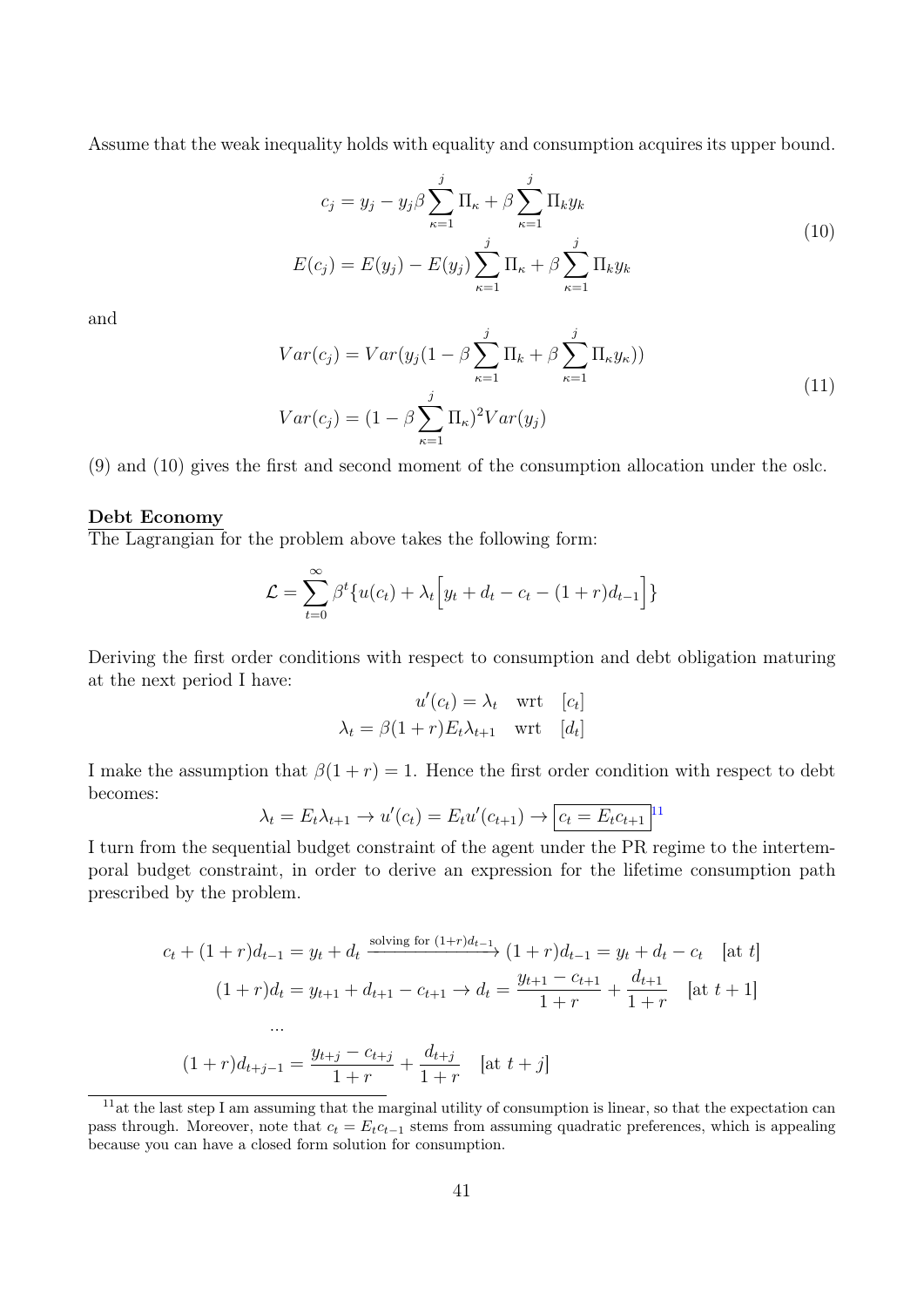Assume that the weak inequality holds with equality and consumption acquires its upper bound.

$$
\begin{aligned}
c_j &= y_j - y_j \beta \sum_{\kappa=1}^{j} \Pi_\kappa + \beta \sum_{\kappa=1}^{j} \Pi_k y_k \\
E(c_j) &= E(y_j) - E(y_j) \sum_{\kappa=1}^{j} \Pi_\kappa + \beta \sum_{\kappa=1}^{j} \Pi_k y_k
\end{aligned}
\tag{10}
$$

and

$$
\begin{aligned}
Var(c_j) &= Var(y_j(1 - \beta \sum_{\kappa=1}^{j} \Pi_k + \beta \sum_{\kappa=1}^{j} \Pi_\kappa y_\kappa)) \\
Var(c_j) &= (1 - \beta \sum_{\kappa=1}^{j} \Pi_\kappa)^2 Var(y_j)
\end{aligned}
\tag{11}
$$

(9) and (10) gives the first and second moment of the consumption allocation under the oslc.

**Debt Economy**

The Lagrangian for the problem above takes the following form:

$$
\mathcal{L} = \sum_{t=0}^{\infty} \beta^t \{u(c_t) + \lambda_t \Big[ y_t + d_t - c_t - (1+r) d_{t-1} \Big] \}
$$

Deriving the first order conditions with respect to consumption and debt obligation maturing at the next period I have:

$$
\begin{aligned}
u'(c_t) &= \lambda_t \quad \text{wrt} \quad [c_t] \\
\lambda_t &= \beta(1+r) E_t \lambda_{t+1} \quad \text{wrt} \quad [d_t]
\end{aligned}
$$

I make the assumption that $\beta(1+r) = 1$. Hence the first order condition with respect to debt becomes:

$$
\lambda_t = E_t \lambda_{t+1} \rightarrow u'(c_t) = E_t u'(c_{t+1}) \rightarrow \boxed{c_t = E_t c_{t+1}}
$$

[11]

I turn from the sequential budget constraint of the agent under the PR regime to the intertemporal budget constraint, in order to derive an expression for the lifetime consumption path prescribed by the problem.

$$
\begin{aligned}
c_t + (1+r) d_{t-1} = y_t + d_t &\xrightarrow{\text{solving for } (1+r)d_{t-1}} (1+r) d_{t-1} = y_t + d_t - c_t \quad [\text{at } t] \\
(1+r) d_t = y_{t+1} + d_{t+1} - c_{t+1} &\rightarrow d_t = \frac{y_{t+1} - c_{t+1}}{1+r} + \frac{d_{t+1}}{1+r} \quad [\text{at } t+1] \\
&\ldots \\
(1+r) d_{t+j-1} &= \frac{y_{t+j} - c_{t+j}}{1+r} + \frac{d_{t+j}}{1+r} \quad [\text{at } t+j]
\end{aligned}
$$

[11] at the last step I am assuming that the marginal utility of consumption is linear, so that the expectation can pass through. Moreover, note that $c_t = E_t c_{t-1}$ stems from assuming quadratic preferences, which is appealing because you can have a closed form solution for consumption.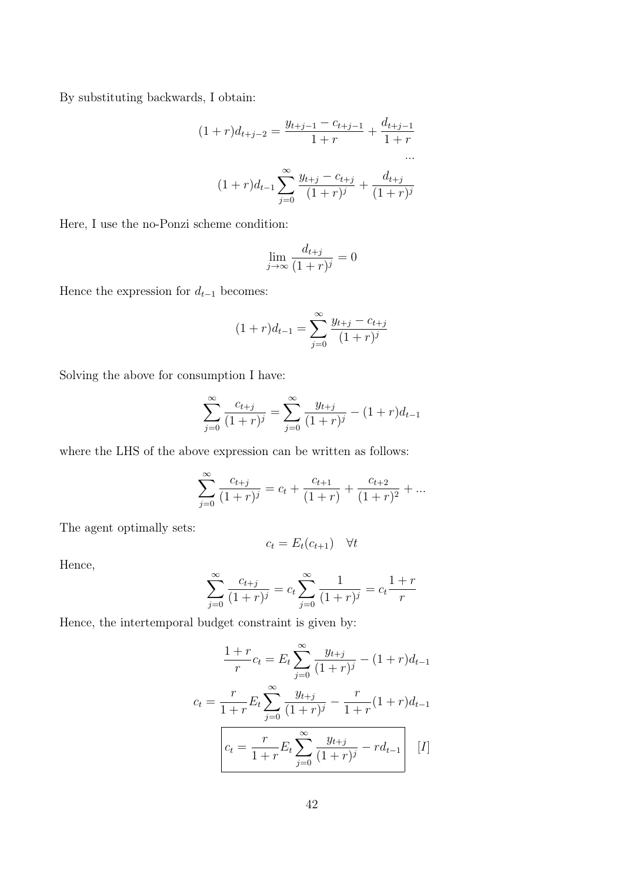By substituting backwards, I obtain:

$$(1+r)d_{t+j-2} = \frac{y_{t+j-1} - c_{t+j-1}}{1+r} + \frac{d_{t+j-1}}{1+r}$$

$$...$$

$$(1+r)d_{t-1} \sum_{j=0}^{\infty} \frac{y_{t+j} - c_{t+j}}{(1+r)^j} + \frac{d_{t+j}}{(1+r)^j}$$

Here, I use the no-Ponzi scheme condition:

$$\lim_{j\to\infty} \frac{d_{t+j}}{(1+r)^j} = 0$$

Hence the expression for $d_{t-1}$ becomes:

$$(1+r)d_{t-1} = \sum_{j=0}^{\infty} \frac{y_{t+j} - c_{t+j}}{(1+r)^j}$$

Solving the above for consumption I have:

$$\sum_{j=0}^{\infty} \frac{c_{t+j}}{(1+r)^j} = \sum_{j=0}^{\infty} \frac{y_{t+j}}{(1+r)^j} - (1+r)d_{t-1}$$

where the LHS of the above expression can be written as follows:

$$\sum_{j=0}^{\infty} \frac{c_{t+j}}{(1+r)^j} = c_t + \frac{c_{t+1}}{(1+r)} + \frac{c_{t+2}}{(1+r)^2} + ...$$

The agent optimally sets:

$$c_t = E_t(c_{t+1}) \quad \forall t$$

Hence,

$$\sum_{j=0}^{\infty} \frac{c_{t+j}}{(1+r)^j} = c_t \sum_{j=0}^{\infty} \frac{1}{(1+r)^j} = c_t \frac{1+r}{r}$$

Hence, the intertemporal budget constraint is given by:

$$\frac{1+r}{r} c_t = E_t \sum_{j=0}^{\infty} \frac{y_{t+j}}{(1+r)^j} - (1+r)d_{t-1}$$

$$c_t = \frac{r}{1+r} E_t \sum_{j=0}^{\infty} \frac{y_{t+j}}{(1+r)^j} - \frac{r}{1+r}(1+r)d_{t-1}$$

$$\boxed{c_t = \frac{r}{1+r} E_t \sum_{j=0}^{\infty} \frac{y_{t+j}}{(1+r)^j} - r d_{t-1}} \quad [I]$$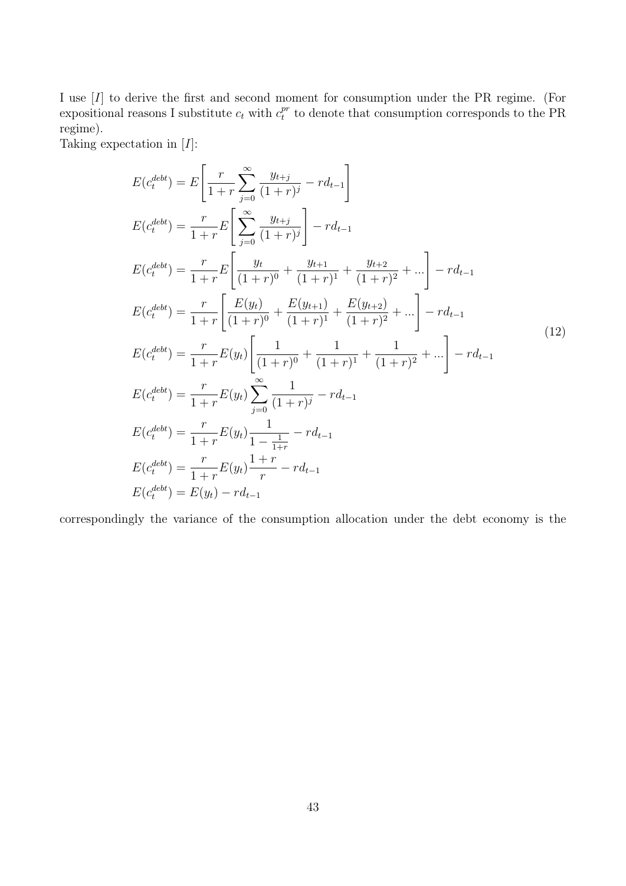I use $[I]$ to derive the first and second moment for consumption under the PR regime. (For expositional reasons I substitute $c_t$ with $c_t^{pr}$ to denote that consumption corresponds to the PR regime).
Taking expectation in $[I]$:

$$
\begin{aligned}
E(c_t^{debt}) &= E\left[\frac{r}{1+r}\sum_{j=0}^{\infty}\frac{y_{t+j}}{(1+r)^j} - rd_{t-1}\right] \\
E(c_t^{debt}) &= \frac{r}{1+r}E\left[\sum_{j=0}^{\infty}\frac{y_{t+j}}{(1+r)^j}\right] - rd_{t-1} \\
E(c_t^{debt}) &= \frac{r}{1+r}E\left[\frac{y_t}{(1+r)^0} + \frac{y_{t+1}}{(1+r)^1} + \frac{y_{t+2}}{(1+r)^2} + ...\right] - rd_{t-1} \\
E(c_t^{debt}) &= \frac{r}{1+r}\left[\frac{E(y_t)}{(1+r)^0} + \frac{E(y_{t+1})}{(1+r)^1} + \frac{E(y_{t+2})}{(1+r)^2} + ...\right] - rd_{t-1} \\
E(c_t^{debt}) &= \frac{r}{1+r}E(y_t)\left[\frac{1}{(1+r)^0} + \frac{1}{(1+r)^1} + \frac{1}{(1+r)^2} + ...\right] - rd_{t-1} \\
E(c_t^{debt}) &= \frac{r}{1+r}E(y_t)\sum_{j=0}^{\infty}\frac{1}{(1+r)^j} - rd_{t-1} \\
E(c_t^{debt}) &= \frac{r}{1+r}E(y_t)\frac{1}{1-\frac{1}{1+r}} - rd_{t-1} \\
E(c_t^{debt}) &= \frac{r}{1+r}E(y_t)\frac{1+r}{r} - rd_{t-1} \\
E(c_t^{debt}) &= E(y_t) - rd_{t-1}
\end{aligned}
\tag{12}
$$

correspondingly the variance of the consumption allocation under the debt economy is the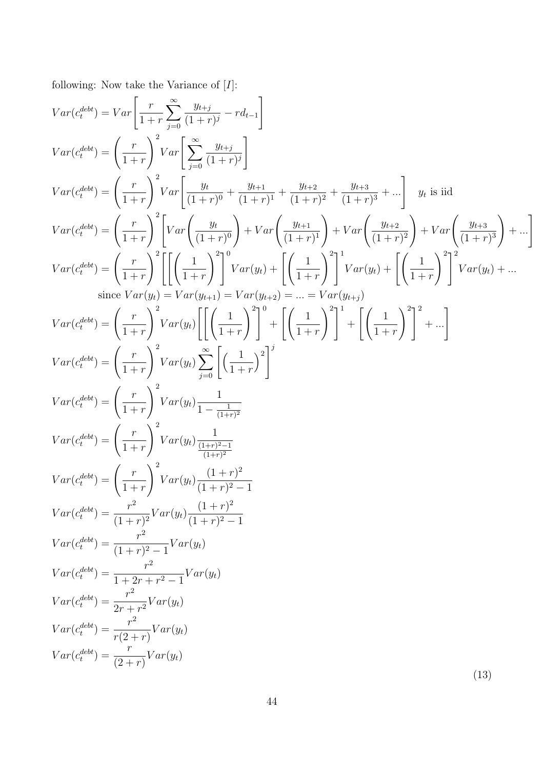following: Now take the Variance of [I]:

$$
\begin{aligned}
Var(c_t^{debt}) &= Var\left[\frac{r}{1+r}\sum_{j=0}^{\infty}\frac{y_{t+j}}{(1+r)^j} - rd_{t-1}\right] \\
Var(c_t^{debt}) &= \left(\frac{r}{1+r}\right)^2 Var\left[\sum_{j=0}^{\infty}\frac{y_{t+j}}{(1+r)^j}\right] \\
Var(c_t^{debt}) &= \left(\frac{r}{1+r}\right)^2 Var\left[\frac{y_t}{(1+r)^0} + \frac{y_{t+1}}{(1+r)^1} + \frac{y_{t+2}}{(1+r)^2} + \frac{y_{t+3}}{(1+r)^3} + ...\right] \quad y_t \text{ is iid} \\
Var(c_t^{debt}) &= \left(\frac{r}{1+r}\right)^2 \left[Var\left(\frac{y_t}{(1+r)^0}\right) + Var\left(\frac{y_{t+1}}{(1+r)^1}\right) + Var\left(\frac{y_{t+2}}{(1+r)^2}\right) + Var\left(\frac{y_{t+3}}{(1+r)^3}\right) + ...\right] \\
Var(c_t^{debt}) &= \left(\frac{r}{1+r}\right)^2 \left[\left[\left(\frac{1}{1+r}\right)^2\right]^0 Var(y_t) + \left[\left(\frac{1}{1+r}\right)^2\right]^1 Var(y_t) + \left[\left(\frac{1}{1+r}\right)^2\right]^2 Var(y_t) + ...\right. \\
&\qquad \text{since } Var(y_t) = Var(y_{t+1}) = Var(y_{t+2}) = ... = Var(y_{t+j}) \\
Var(c_t^{debt}) &= \left(\frac{r}{1+r}\right)^2 Var(y_t)\left[\left[\left(\frac{1}{1+r}\right)^2\right]^0 + \left[\left(\frac{1}{1+r}\right)^2\right]^1 + \left[\left(\frac{1}{1+r}\right)^2\right]^2 + ...\right] \\
Var(c_t^{debt}) &= \left(\frac{r}{1+r}\right)^2 Var(y_t)\sum_{j=0}^{\infty}\left[\left(\frac{1}{1+r}\right)^2\right]^j \\
Var(c_t^{debt}) &= \left(\frac{r}{1+r}\right)^2 Var(y_t)\frac{1}{1-\frac{1}{(1+r)^2}} \\
Var(c_t^{debt}) &= \left(\frac{r}{1+r}\right)^2 Var(y_t)\frac{1}{\frac{(1+r)^2-1}{(1+r)^2}} \\
Var(c_t^{debt}) &= \left(\frac{r}{1+r}\right)^2 Var(y_t)\frac{(1+r)^2}{(1+r)^2-1} \\
Var(c_t^{debt}) &= \frac{r^2}{(1+r)^2} Var(y_t)\frac{(1+r)^2}{(1+r)^2-1} \\
Var(c_t^{debt}) &= \frac{r^2}{(1+r)^2-1} Var(y_t) \\
Var(c_t^{debt}) &= \frac{r^2}{1+2r+r^2-1} Var(y_t) \\
Var(c_t^{debt}) &= \frac{r^2}{2r+r^2} Var(y_t) \\
Var(c_t^{debt}) &= \frac{r^2}{r(2+r)} Var(y_t) \\
Var(c_t^{debt}) &= \frac{r}{(2+r)} Var(y_t)
\end{aligned}
\tag{13}
$$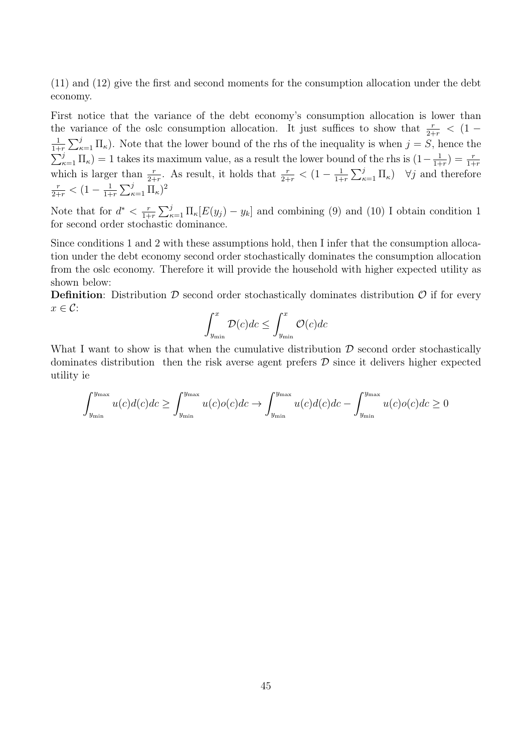(11) and (12) give the first and second moments for the consumption allocation under the debt economy.

First notice that the variance of the debt economy's consumption allocation is lower than the variance of the oslc consumption allocation. It just suffices to show that $\frac{r}{2+r} < (1 - \frac{1}{1+r}\sum_{\kappa=1}^{j} \Pi_\kappa)$. Note that the lower bound of the rhs of the inequality is when $j = S$, hence the $\sum_{\kappa=1}^{j} \Pi_\kappa) = 1$ takes its maximum value, as a result the lower bound of the rhs is $(1 - \frac{1}{1+r}) = \frac{r}{1+r}$ which is larger than $\frac{r}{2+r}$. As result, it holds that $\frac{r}{2+r} < (1 - \frac{1}{1+r}\sum_{\kappa=1}^{j} \Pi_\kappa) \quad \forall j$ and therefore $\frac{r}{2+r} < (1 - \frac{1}{1+r}\sum_{\kappa=1}^{j} \Pi_\kappa)^2$

Note that for $d^* < \frac{r}{1+r}\sum_{\kappa=1}^{j} \Pi_\kappa[E(y_j) - y_k]$ and combining (9) and (10) I obtain condition 1 for second order stochastic dominance.

Since conditions 1 and 2 with these assumptions hold, then I infer that the consumption allocation under the debt economy second order stochastically dominates the consumption allocation from the oslc economy. Therefore it will provide the household with higher expected utility as shown below:

**Definition**: Distribution $\mathcal{D}$ second order stochastically dominates distribution $\mathcal{O}$ if for every $x \in \mathcal{C}$:

$$\int_{y_{\min}}^{x} \mathcal{D}(c)dc \leq \int_{y_{\min}}^{x} \mathcal{O}(c)dc$$

What I want to show is that when the cumulative distribution $\mathcal{D}$ second order stochastically dominates distribution  then the risk averse agent prefers $\mathcal{D}$ since it delivers higher expected utility ie

$$\int_{y_{\min}}^{y_{\max}} u(c)d(c)dc \geq \int_{y_{\min}}^{y_{\max}} u(c)o(c)dc \rightarrow \int_{y_{\min}}^{y_{\max}} u(c)d(c)dc - \int_{y_{\min}}^{y_{\max}} u(c)o(c)dc \geq 0$$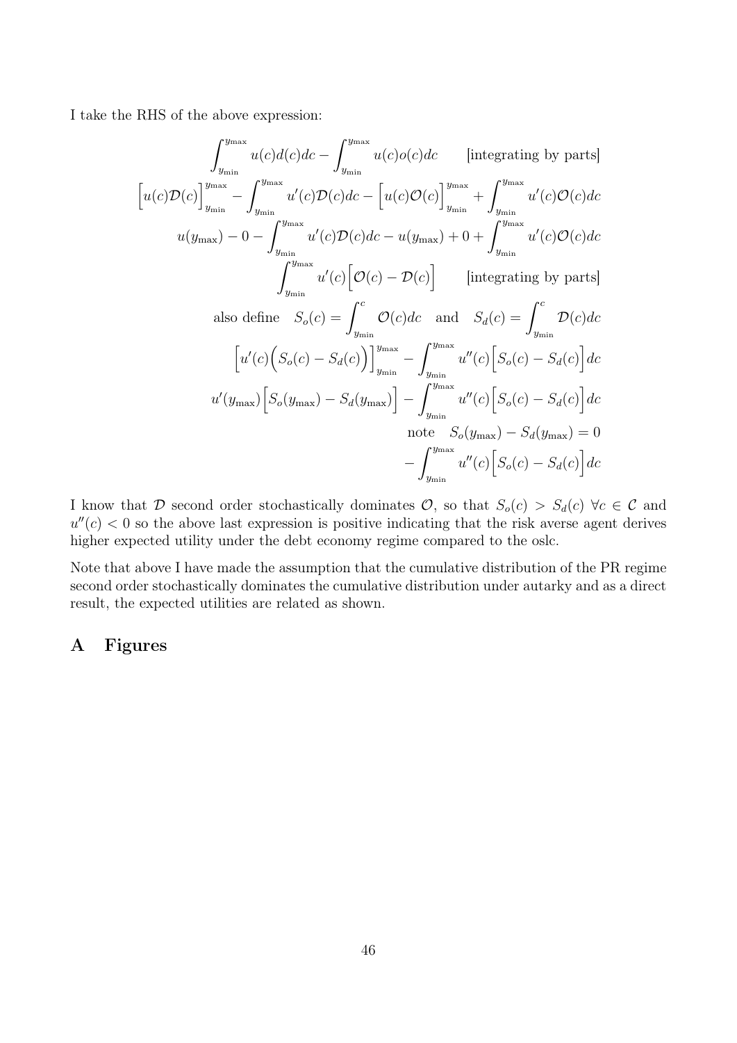I take the RHS of the above expression:

$$
\begin{aligned}
\int_{y_{\min}}^{y_{\max}} u(c)d(c)dc - \int_{y_{\min}}^{y_{\max}} u(c)o(c)dc \qquad &\text{[integrating by parts]} \\
\Big[u(c)\mathcal{D}(c)\Big]_{y_{\min}}^{y_{\max}} - \int_{y_{\min}}^{y_{\max}} u'(c)\mathcal{D}(c)dc - \Big[u(c)\mathcal{O}(c)\Big]_{y_{\min}}^{y_{\max}} &+ \int_{y_{\min}}^{y_{\max}} u'(c)\mathcal{O}(c)dc \\
u(y_{\max}) - 0 - \int_{y_{\min}}^{y_{\max}} u'(c)\mathcal{D}(c)dc - u(y_{\max}) + 0 &+ \int_{y_{\min}}^{y_{\max}} u'(c)\mathcal{O}(c)dc \\
\int_{y_{\min}}^{y_{\max}} u'(c)\Big[\mathcal{O}(c) - \mathcal{D}(c)\Big] \qquad &\text{[integrating by parts]} \\
\text{also define} \quad S_o(c) = \int_{y_{\min}}^{c} \mathcal{O}(c)dc \quad \text{and} \quad &S_d(c) = \int_{y_{\min}}^{c} \mathcal{D}(c)dc \\
\Big[u'(c)\Big(S_o(c) - S_d(c)\Big)\Big]_{y_{\min}}^{y_{\max}} &- \int_{y_{\min}}^{y_{\max}} u''(c)\Big[S_o(c) - S_d(c)\Big]dc \\
u'(y_{\max})\Big[S_o(y_{\max}) - S_d(y_{\max})\Big] &- \int_{y_{\min}}^{y_{\max}} u''(c)\Big[S_o(c) - S_d(c)\Big]dc \\
\text{note} \quad &S_o(y_{\max}) - S_d(y_{\max}) = 0 \\
&- \int_{y_{\min}}^{y_{\max}} u''(c)\Big[S_o(c) - S_d(c)\Big]dc
\end{aligned}
$$

I know that $\mathcal{D}$ second order stochastically dominates $\mathcal{O}$, so that $S_o(c) > S_d(c)$ $\forall c \in \mathcal{C}$ and $u''(c) < 0$ so the above last expression is positive indicating that the risk averse agent derives higher expected utility under the debt economy regime compared to the oslc.

Note that above I have made the assumption that the cumulative distribution of the PR regime second order stochastically dominates the cumulative distribution under autarky and as a direct result, the expected utilities are related as shown.

# A Figures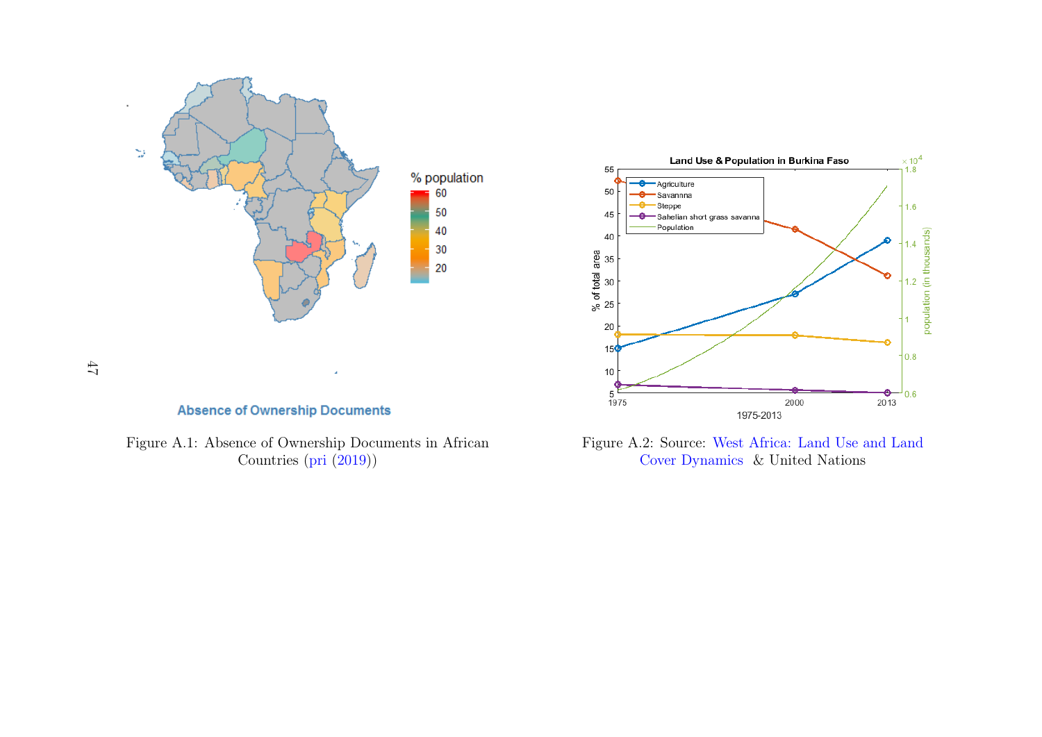Figure A.1: Absence of Ownership Documents in African Countries (pri (2019))

Figure A.2: Source: West Africa: Land Use and Land Cover Dynamics & United Nations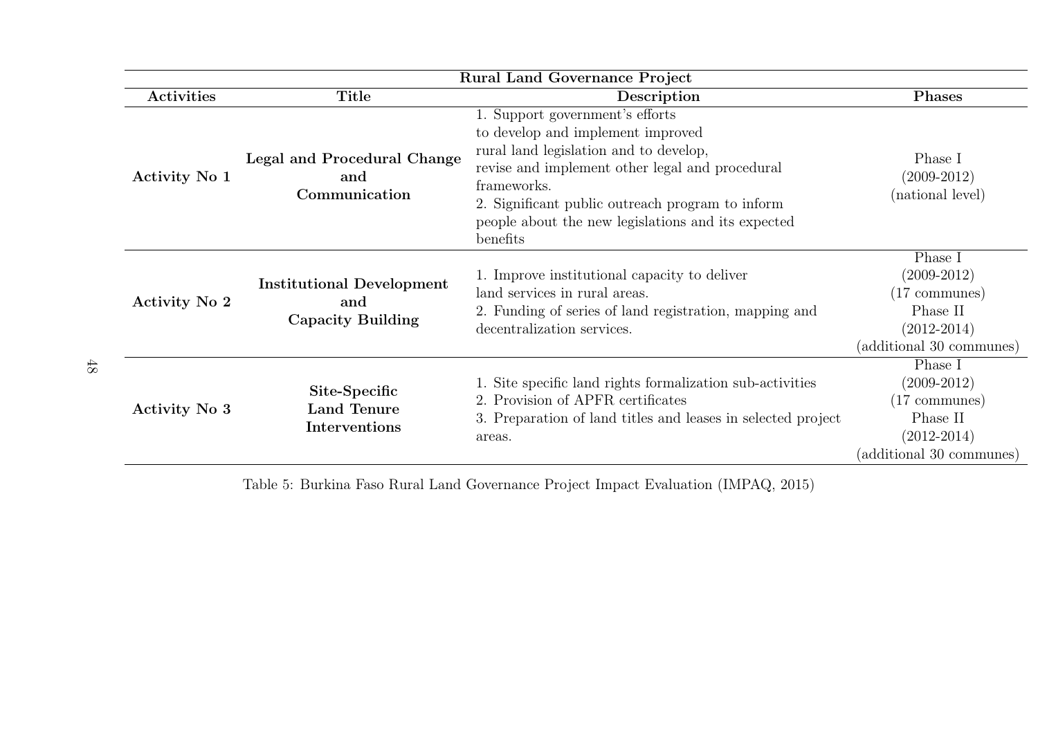| Rural Land Governance Project | | | |
|---|---|---|---|
| **Activities** | **Title** | **Description** | **Phases** |
| **Activity No 1** | **Legal and Procedural Change and Communication** | 1. Support government's efforts to develop and implement improved rural land legislation and to develop, revise and implement other legal and procedural frameworks. 2. Significant public outreach program to inform people about the new legislations and its expected benefits | Phase I (2009-2012) (national level) |
| **Activity No 2** | **Institutional Development and Capacity Building** | 1. Improve institutional capacity to deliver land services in rural areas. 2. Funding of series of land registration, mapping and decentralization services. | Phase I (2009-2012) (17 communes) Phase II (2012-2014) (additional 30 communes) |
| **Activity No 3** | **Site-Specific Land Tenure Interventions** | 1. Site specific land rights formalization sub-activities 2. Provision of APFR certificates 3. Preparation of land titles and leases in selected project areas. | Phase I (2009-2012) (17 communes) Phase II (2012-2014) (additional 30 communes) |

Table 5: Burkina Faso Rural Land Governance Project Impact Evaluation (IMPAQ, 2015)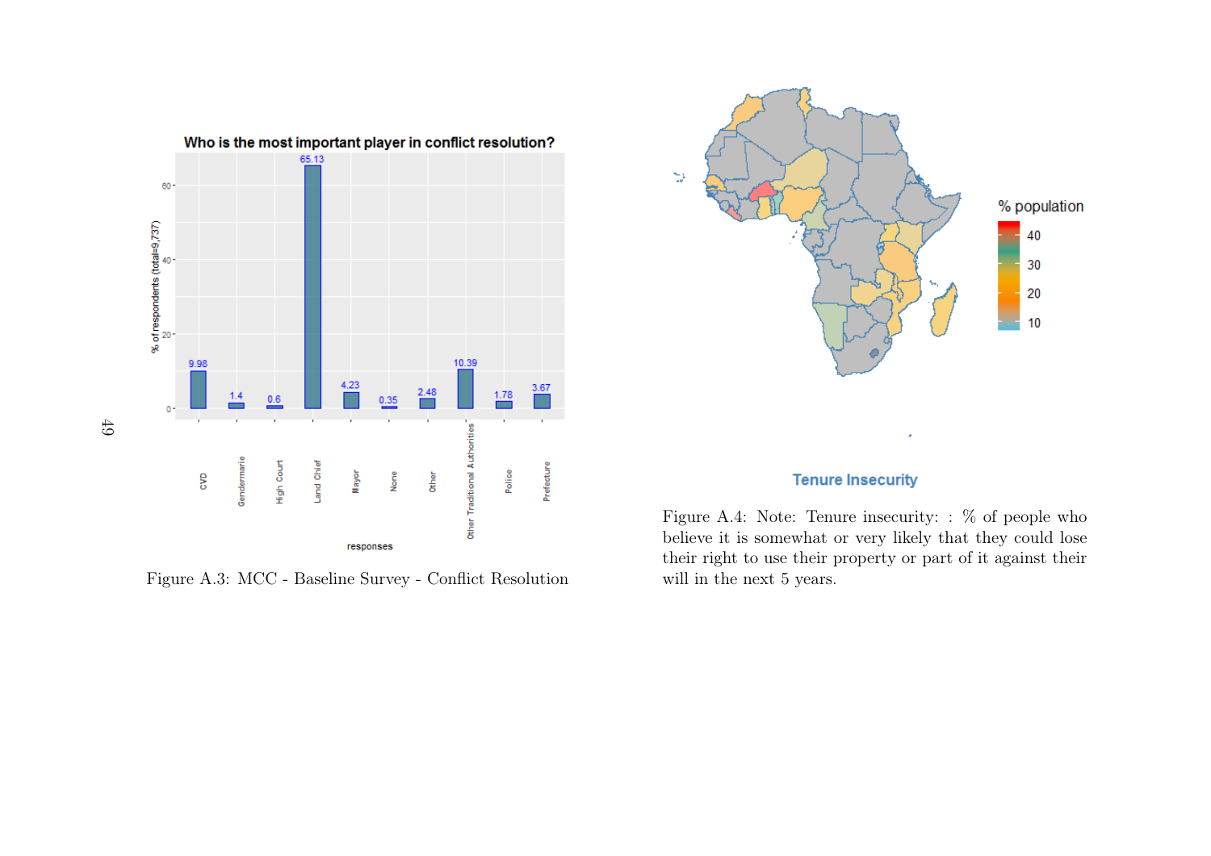Figure A.3: MCC - Baseline Survey - Conflict Resolution

Figure A.4: Note: Tenure insecurity: : % of people who believe it is somewhat or very likely that they could lose their right to use their property or part of it against their will in the next 5 years.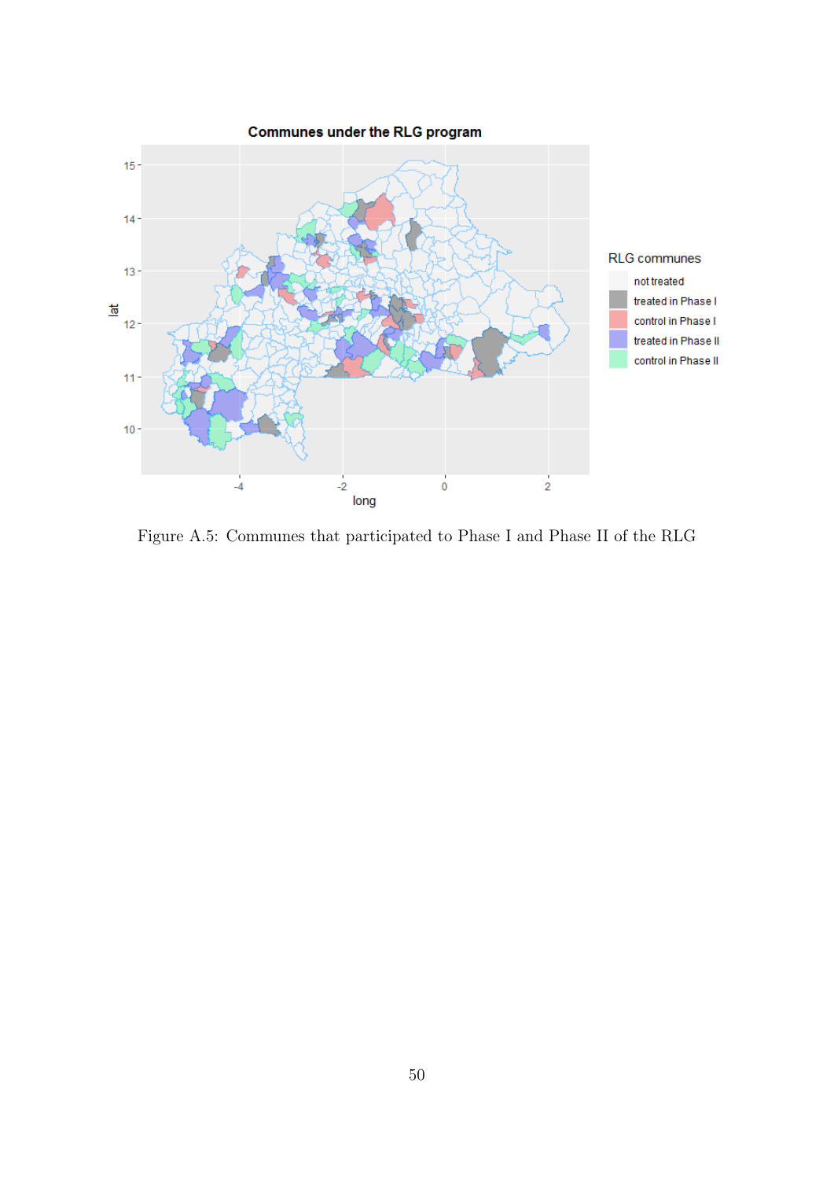Figure A.5: Communes that participated to Phase I and Phase II of the RLG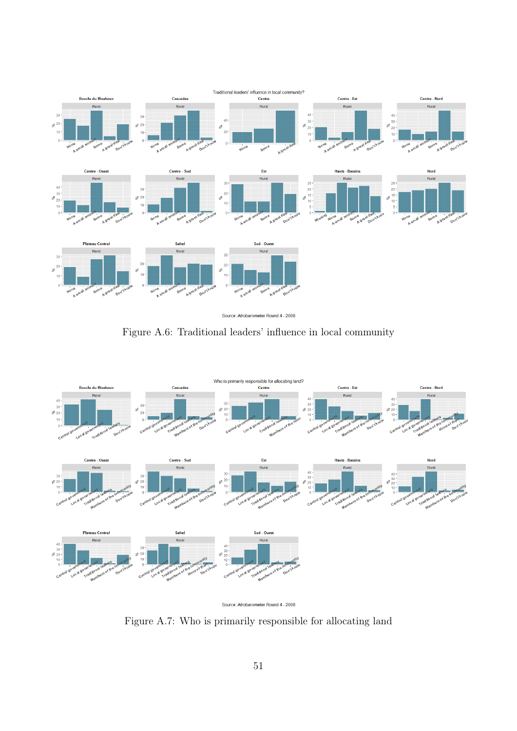Figure A.6: Traditional leaders' influence in local community

Figure A.7: Who is primarily responsible for allocating land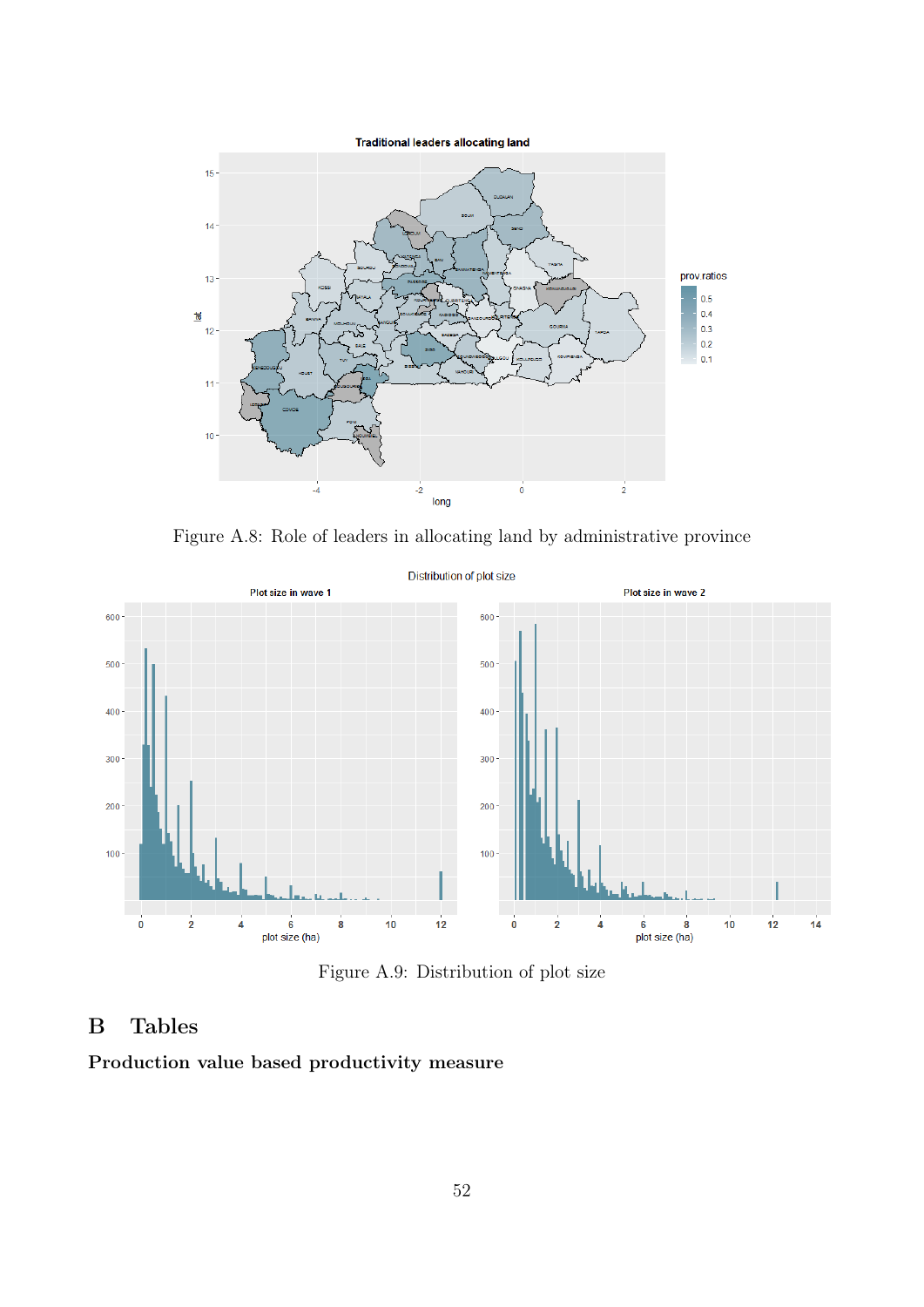Figure A.8: Role of leaders in allocating land by administrative province

Figure A.9: Distribution of plot size

# B Tables

## Production value based productivity measure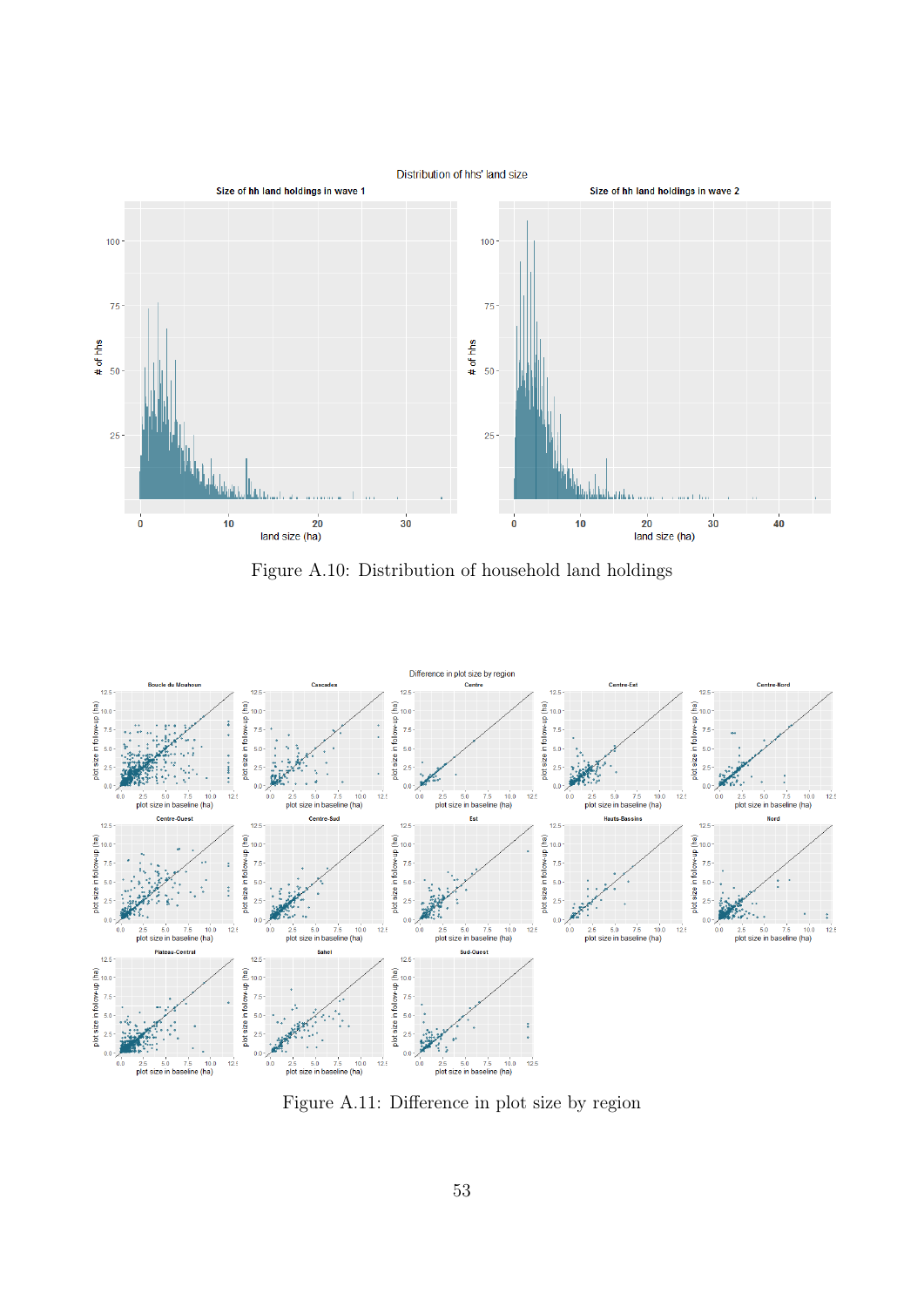Figure A.10: Distribution of household land holdings

Figure A.11: Difference in plot size by region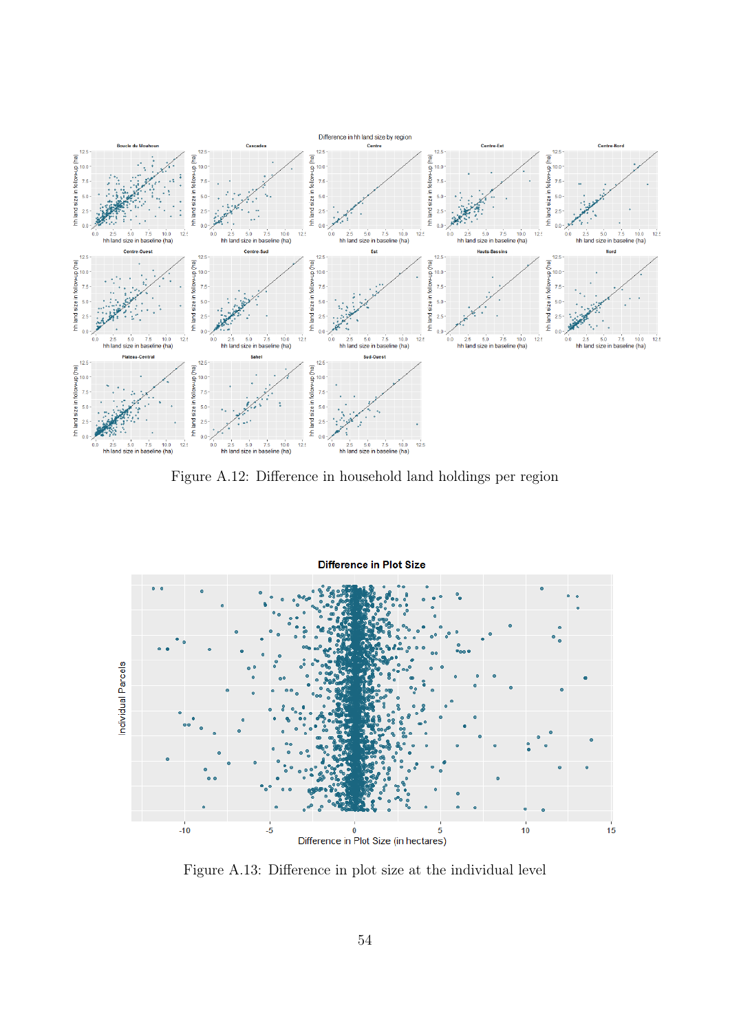Figure A.12: Difference in household land holdings per region

Figure A.13: Difference in plot size at the individual level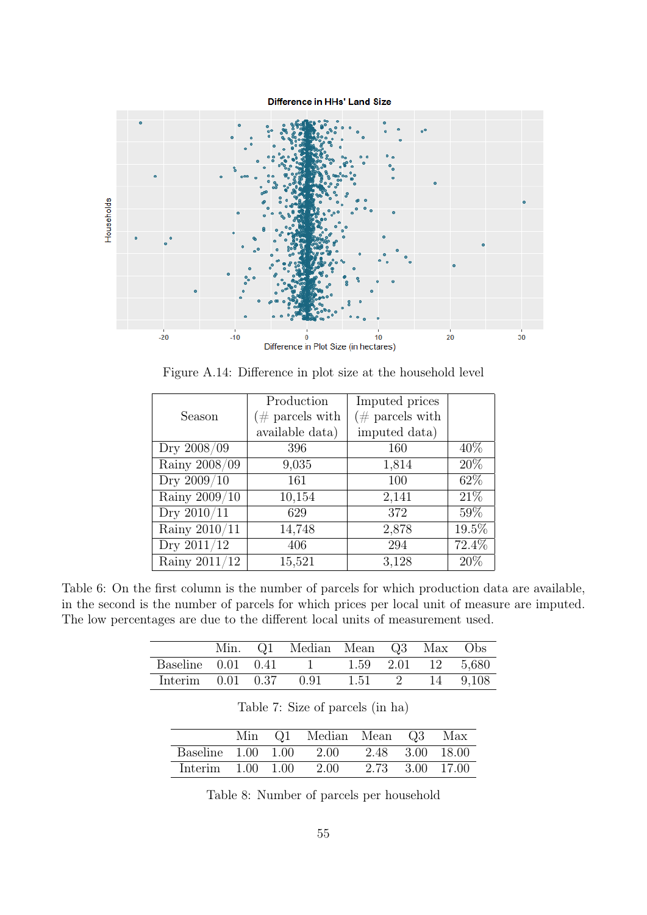Figure A.14: Difference in plot size at the household level

| Season | Production (# parcels with available data) | Imputed prices (# parcels with imputed data) | |
|---|---|---|---|
| Dry 2008/09 | 396 | 160 | 40% |
| Rainy 2008/09 | 9,035 | 1,814 | 20% |
| Dry 2009/10 | 161 | 100 | 62% |
| Rainy 2009/10 | 10,154 | 2,141 | 21% |
| Dry 2010/11 | 629 | 372 | 59% |
| Rainy 2010/11 | 14,748 | 2,878 | 19.5% |
| Dry 2011/12 | 406 | 294 | 72.4% |
| Rainy 2011/12 | 15,521 | 3,128 | 20% |

Table 6: On the first column is the number of parcels for which production data are available, in the second is the number of parcels for which prices per local unit of measure are imputed. The low percentages are due to the different local units of measurement used.

| | Min. | Q1 | Median | Mean | Q3 | Max | Obs |
|---|---|---|---|---|---|---|---|
| Baseline | 0.01 | 0.41 | 1 | 1.59 | 2.01 | 12 | 5,680 |
| Interim | 0.01 | 0.37 | 0.91 | 1.51 | 2 | 14 | 9,108 |

Table 7: Size of parcels (in ha)

| | Min | Q1 | Median | Mean | Q3 | Max |
|---|---|---|---|---|---|---|
| Baseline | 1.00 | 1.00 | 2.00 | 2.48 | 3.00 | 18.00 |
| Interim | 1.00 | 1.00 | 2.00 | 2.73 | 3.00 | 17.00 |

Table 8: Number of parcels per household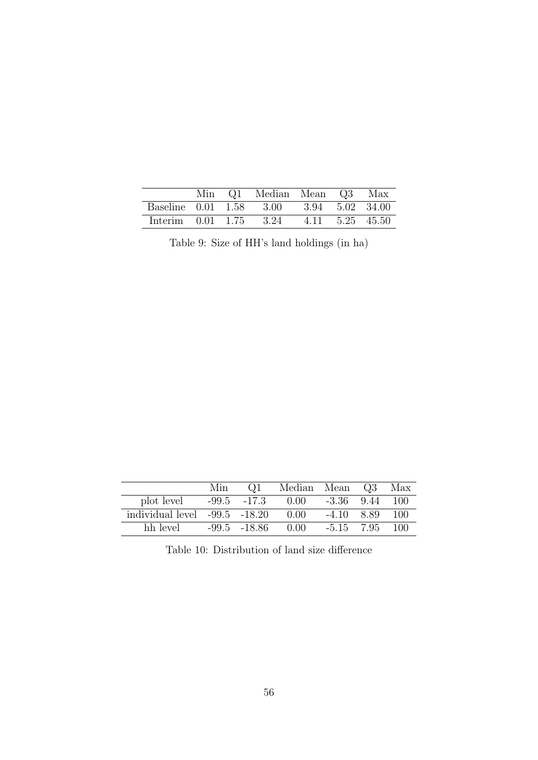|  | Min | Q1 | Median | Mean | Q3 | Max |
|---|---|---|---|---|---|---|
| Baseline | 0.01 | 1.58 | 3.00 | 3.94 | 5.02 | 34.00 |
| Interim | 0.01 | 1.75 | 3.24 | 4.11 | 5.25 | 45.50 |

Table 9: Size of HH's land holdings (in ha)

|  | Min | Q1 | Median | Mean | Q3 | Max |
|---|---|---|---|---|---|---|
| plot level | -99.5 | -17.3 | 0.00 | -3.36 | 9.44 | 100 |
| individual level | -99.5 | -18.20 | 0.00 | -4.10 | 8.89 | 100 |
| hh level | -99.5 | -18.86 | 0.00 | -5.15 | 7.95 | 100 |

Table 10: Distribution of land size difference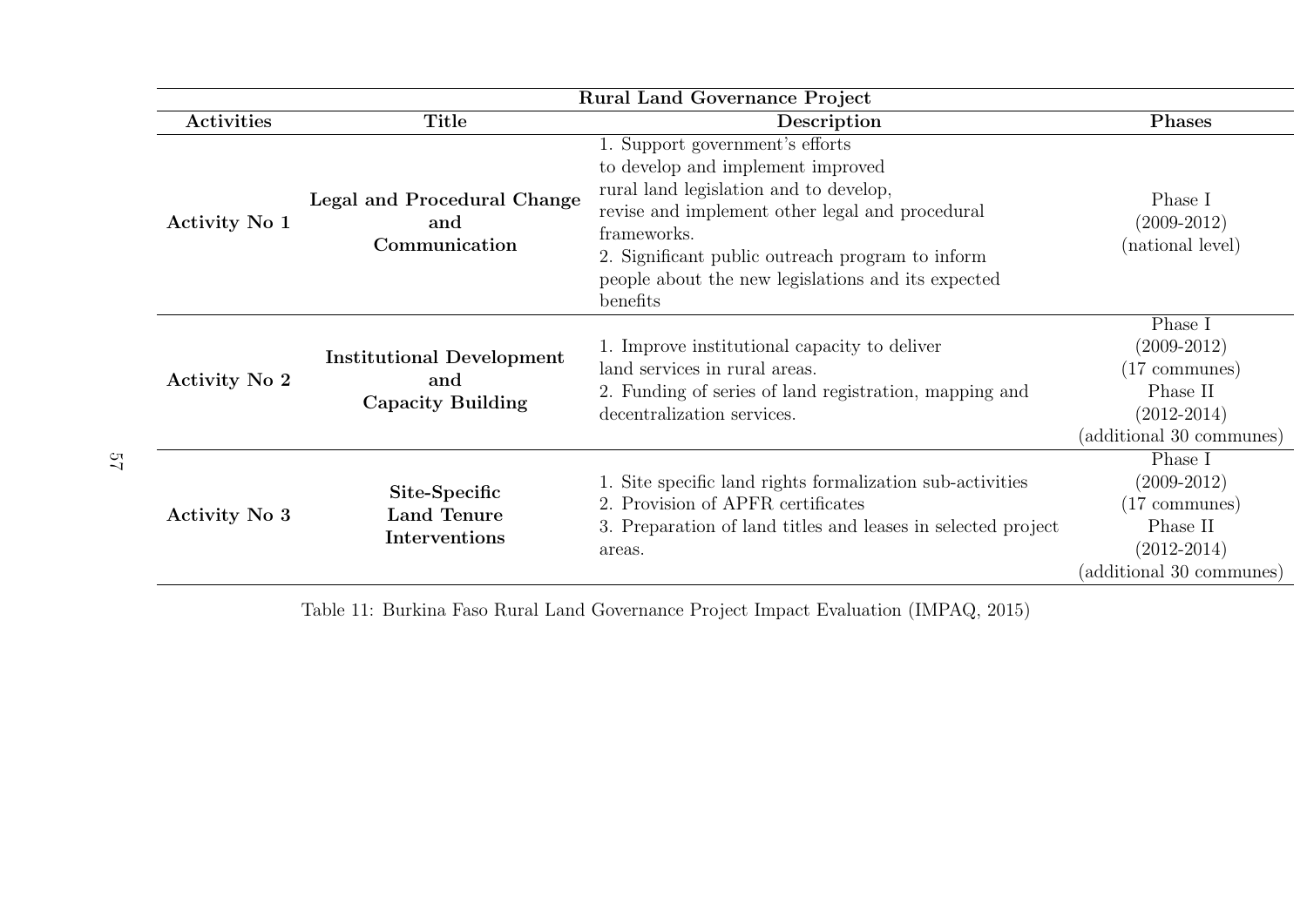| Rural Land Governance Project | | | |
|---|---|---|---|
| **Activities** | **Title** | **Description** | **Phases** |
| **Activity No 1** | **Legal and Procedural Change and Communication** | 1. Support government's efforts to develop and implement improved rural land legislation and to develop, revise and implement other legal and procedural frameworks. 2. Significant public outreach program to inform people about the new legislations and its expected benefits | Phase I (2009-2012) (national level) |
| **Activity No 2** | **Institutional Development and Capacity Building** | 1. Improve institutional capacity to deliver land services in rural areas. 2. Funding of series of land registration, mapping and decentralization services. | Phase I (2009-2012) (17 communes) Phase II (2012-2014) (additional 30 communes) |
| **Activity No 3** | **Site-Specific Land Tenure Interventions** | 1. Site specific land rights formalization sub-activities 2. Provision of APFR certificates 3. Preparation of land titles and leases in selected project areas. | Phase I (2009-2012) (17 communes) Phase II (2012-2014) (additional 30 communes) |

Table 11: Burkina Faso Rural Land Governance Project Impact Evaluation (IMPAQ, 2015)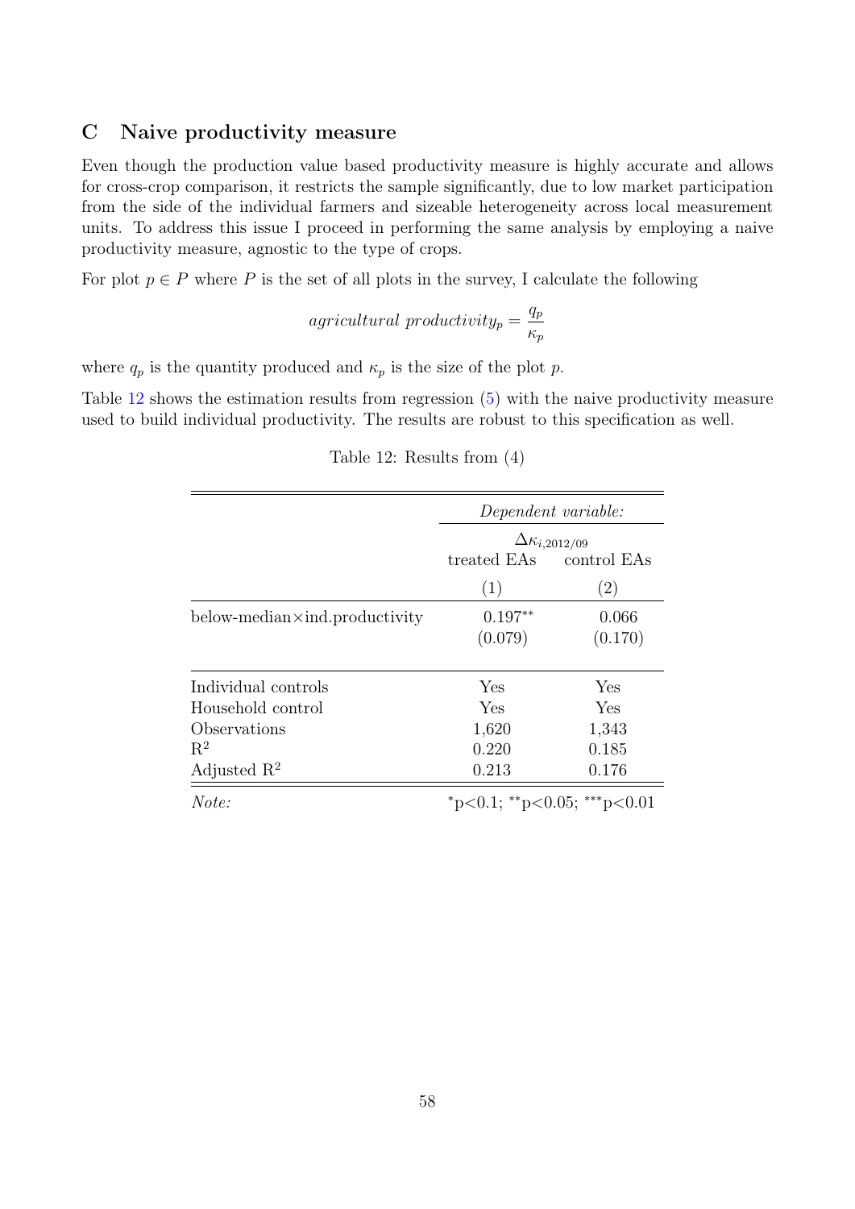## C Naive productivity measure

Even though the production value based productivity measure is highly accurate and allows for cross-crop comparison, it restricts the sample significantly, due to low market participation from the side of the individual farmers and sizeable heterogeneity across local measurement units. To address this issue I proceed in performing the same analysis by employing a naive productivity measure, agnostic to the type of crops.

For plot $p \in P$ where $P$ is the set of all plots in the survey, I calculate the following

$$agricultural\ productivity_p = \frac{q_p}{\kappa_p}$$

where $q_p$ is the quantity produced and $\kappa_p$ is the size of the plot $p$.

Table 12 shows the estimation results from regression (5) with the naive productivity measure used to build individual productivity. The results are robust to this specification as well.

Table 12: Results from (4)

| | *Dependent variable:* | |
|---|---|---|
| | $\Delta\kappa_{i,2012/09}$ | |
| | treated EAs | control EAs |
| | (1) | (2) |
| below-median×ind.productivity | 0.197** | 0.066 |
| | (0.079) | (0.170) |
| Individual controls | Yes | Yes |
| Household control | Yes | Yes |
| Observations | 1,620 | 1,343 |
| $R^2$ | 0.220 | 0.185 |
| Adjusted $R^2$ | 0.213 | 0.176 |
| *Note:* | *p<0.1; **p<0.05; ***p<0.01 | |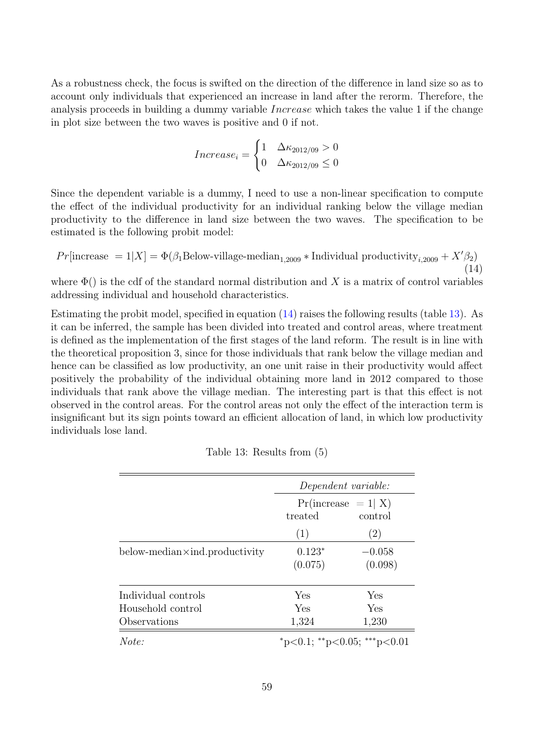As a robustness check, the focus is swifted on the direction of the difference in land size so as to account only individuals that experienced an increase in land after the rerorm. Therefore, the analysis proceeds in building a dummy variable *Increase* which takes the value 1 if the change in plot size between the two waves is positive and 0 if not.

$$Increase_i = \begin{cases} 1 & \Delta\kappa_{2012/09} > 0 \\ 0 & \Delta\kappa_{2012/09} \leq 0 \end{cases}$$

Since the dependent variable is a dummy, I need to use a non-linear specification to compute the effect of the individual productivity for an individual ranking below the village median productivity to the difference in land size between the two waves. The specification to be estimated is the following probit model:

$$Pr[\text{increase } = 1|X] = \Phi(\beta_1 \text{Below-village-median}_{1,2009} * \text{Individual productivity}_{i,2009} + X'\beta_2) \quad (14)$$

where $\Phi()$ is the cdf of the standard normal distribution and $X$ is a matrix of control variables addressing individual and household characteristics.

Estimating the probit model, specified in equation (14) raises the following results (table 13). As it can be inferred, the sample has been divided into treated and control areas, where treatment is defined as the implementation of the first stages of the land reform. The result is in line with the theoretical proposition 3, since for those individuals that rank below the village median and hence can be classified as low productivity, an one unit raise in their productivity would affect positively the probability of the individual obtaining more land in 2012 compared to those individuals that rank above the village median. The interesting part is that this effect is not observed in the control areas. For the control areas not only the effect of the interaction term is insignificant but its sign points toward an efficient allocation of land, in which low productivity individuals lose land.

Table 13: Results from (5)

| | *Dependent variable:* | |
|---|---|---|
| | Pr(increase $= 1|$ X) | |
| | treated | control |
| | (1) | (2) |
| below-median×ind.productivity | 0.123* | −0.058 |
| | (0.075) | (0.098) |
| Individual controls | Yes | Yes |
| Household control | Yes | Yes |
| Observations | 1,324 | 1,230 |
| *Note:* | *p<0.1; **p<0.05; ***p<0.01 | |